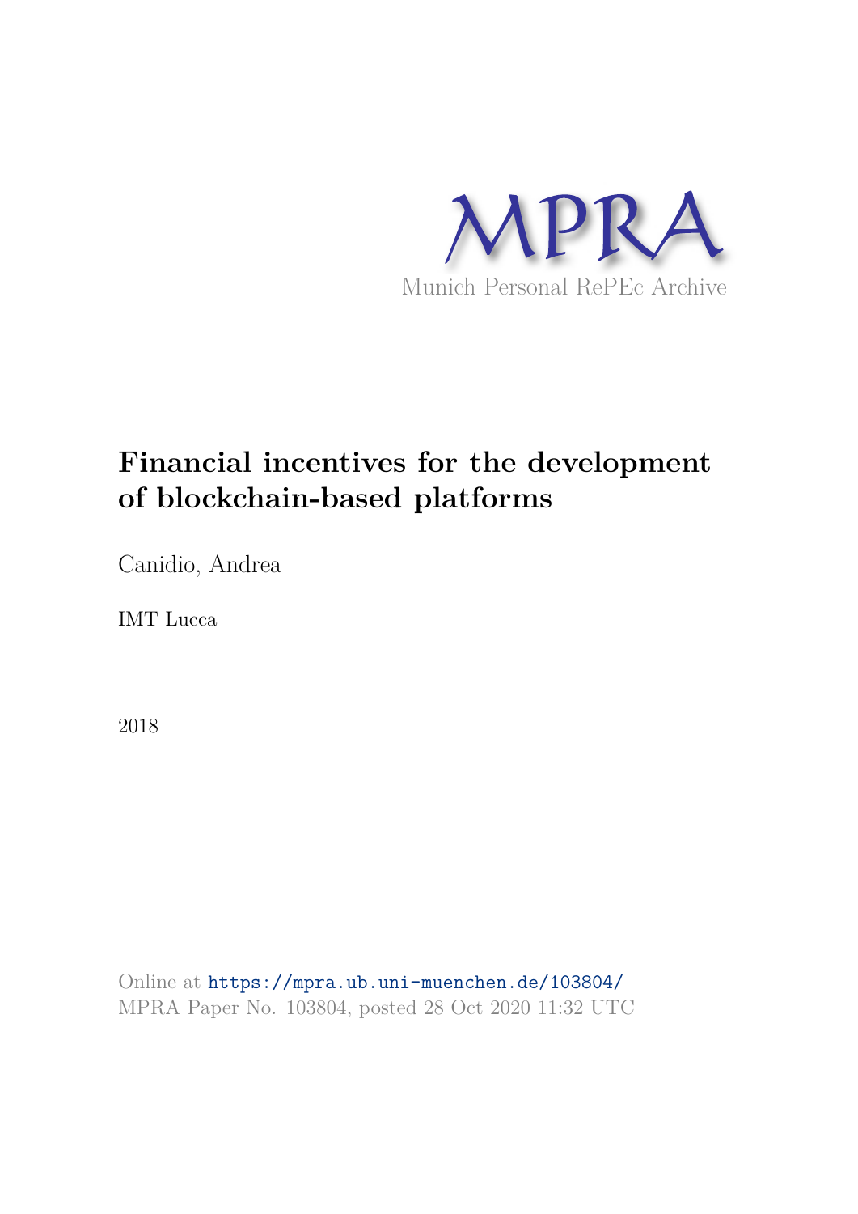MPRA

Munich Personal RePEc Archive

# Financial incentives for the development of blockchain-based platforms

Canidio, Andrea

IMT Lucca

2018

Online at https://mpra.ub.uni-muenchen.de/103804/
MPRA Paper No. 103804, posted 28 Oct 2020 11:32 UTC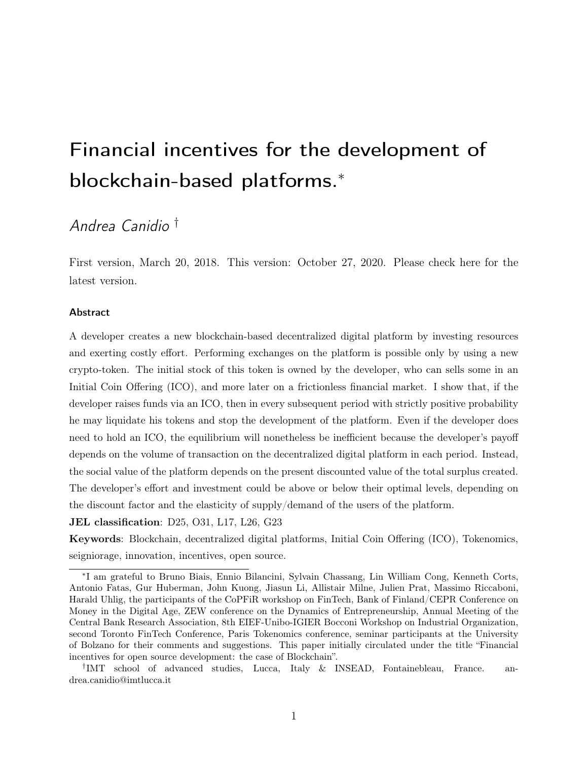# Financial incentives for the development of blockchain-based platforms.[*]

*Andrea Canidio* [†]

First version, March 20, 2018. This version: October 27, 2020. Please check here for the latest version.

#### Abstract

A developer creates a new blockchain-based decentralized digital platform by investing resources and exerting costly effort. Performing exchanges on the platform is possible only by using a new crypto-token. The initial stock of this token is owned by the developer, who can sells some in an Initial Coin Offering (ICO), and more later on a frictionless financial market. I show that, if the developer raises funds via an ICO, then in every subsequent period with strictly positive probability he may liquidate his tokens and stop the development of the platform. Even if the developer does need to hold an ICO, the equilibrium will nonetheless be inefficient because the developer's payoff depends on the volume of transaction on the decentralized digital platform in each period. Instead, the social value of the platform depends on the present discounted value of the total surplus created. The developer's effort and investment could be above or below their optimal levels, depending on the discount factor and the elasticity of supply/demand of the users of the platform.

**JEL classification**: D25, O31, L17, L26, G23

**Keywords**: Blockchain, decentralized digital platforms, Initial Coin Offering (ICO), Tokenomics, seigniorage, innovation, incentives, open source.

---

[*] I am grateful to Bruno Biais, Ennio Bilancini, Sylvain Chassang, Lin William Cong, Kenneth Corts, Antonio Fatas, Gur Huberman, John Kuong, Jiasun Li, Allistair Milne, Julien Prat, Massimo Riccaboni, Harald Uhlig, the participants of the CoPFiR workshop on FinTech, Bank of Finland/CEPR Conference on Money in the Digital Age, ZEW conference on the Dynamics of Entrepreneurship, Annual Meeting of the Central Bank Research Association, 8th EIEF-Unibo-IGIER Bocconi Workshop on Industrial Organization, second Toronto FinTech Conference, Paris Tokenomics conference, seminar participants at the University of Bolzano for their comments and suggestions. This paper initially circulated under the title "Financial incentives for open source development: the case of Blockchain".

[†] IMT school of advanced studies, Lucca, Italy & INSEAD, Fontainebleau, France. andrea.canidio@imtlucca.it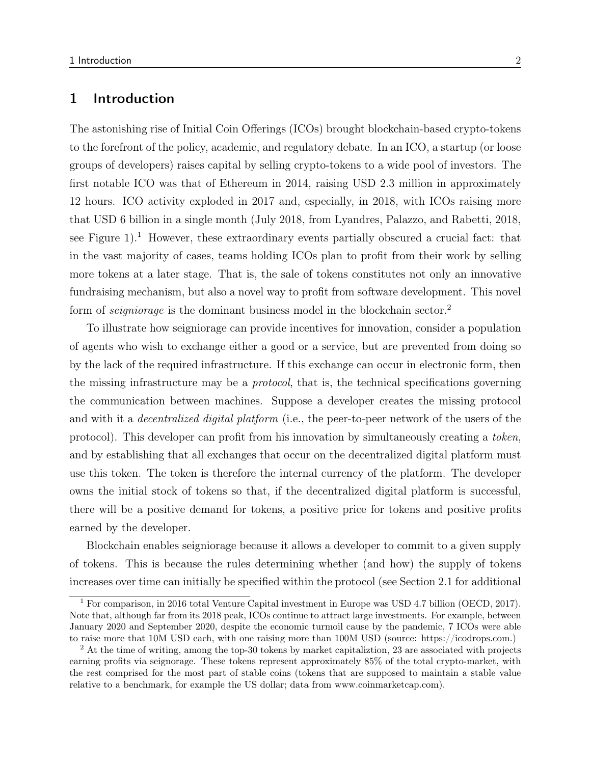# 1 Introduction

The astonishing rise of Initial Coin Offerings (ICOs) brought blockchain-based crypto-tokens to the forefront of the policy, academic, and regulatory debate. In an ICO, a startup (or loose groups of developers) raises capital by selling crypto-tokens to a wide pool of investors. The first notable ICO was that of Ethereum in 2014, raising USD 2.3 million in approximately 12 hours. ICO activity exploded in 2017 and, especially, in 2018, with ICOs raising more that USD 6 billion in a single month (July 2018, from Lyandres, Palazzo, and Rabetti, 2018, see Figure 1).[1] However, these extraordinary events partially obscured a crucial fact: that in the vast majority of cases, teams holding ICOs plan to profit from their work by selling more tokens at a later stage. That is, the sale of tokens constitutes not only an innovative fundraising mechanism, but also a novel way to profit from software development. This novel form of *seigniorage* is the dominant business model in the blockchain sector.[2]

To illustrate how seigniorage can provide incentives for innovation, consider a population of agents who wish to exchange either a good or a service, but are prevented from doing so by the lack of the required infrastructure. If this exchange can occur in electronic form, then the missing infrastructure may be a *protocol*, that is, the technical specifications governing the communication between machines. Suppose a developer creates the missing protocol and with it a *decentralized digital platform* (i.e., the peer-to-peer network of the users of the protocol). This developer can profit from his innovation by simultaneously creating a *token*, and by establishing that all exchanges that occur on the decentralized digital platform must use this token. The token is therefore the internal currency of the platform. The developer owns the initial stock of tokens so that, if the decentralized digital platform is successful, there will be a positive demand for tokens, a positive price for tokens and positive profits earned by the developer.

Blockchain enables seigniorage because it allows a developer to commit to a given supply of tokens. This is because the rules determining whether (and how) the supply of tokens increases over time can initially be specified within the protocol (see Section 2.1 for additional

[1] For comparison, in 2016 total Venture Capital investment in Europe was USD 4.7 billion (OECD, 2017). Note that, although far from its 2018 peak, ICOs continue to attract large investments. For example, between January 2020 and September 2020, despite the economic turmoil cause by the pandemic, 7 ICOs were able to raise more that 10M USD each, with one raising more than 100M USD (source: https://icodrops.com.)

[2] At the time of writing, among the top-30 tokens by market capitaliztion, 23 are associated with projects earning profits via seignorage. These tokens represent approximately 85% of the total crypto-market, with the rest comprised for the most part of stable coins (tokens that are supposed to maintain a stable value relative to a benchmark, for example the US dollar; data from www.coinmarketcap.com).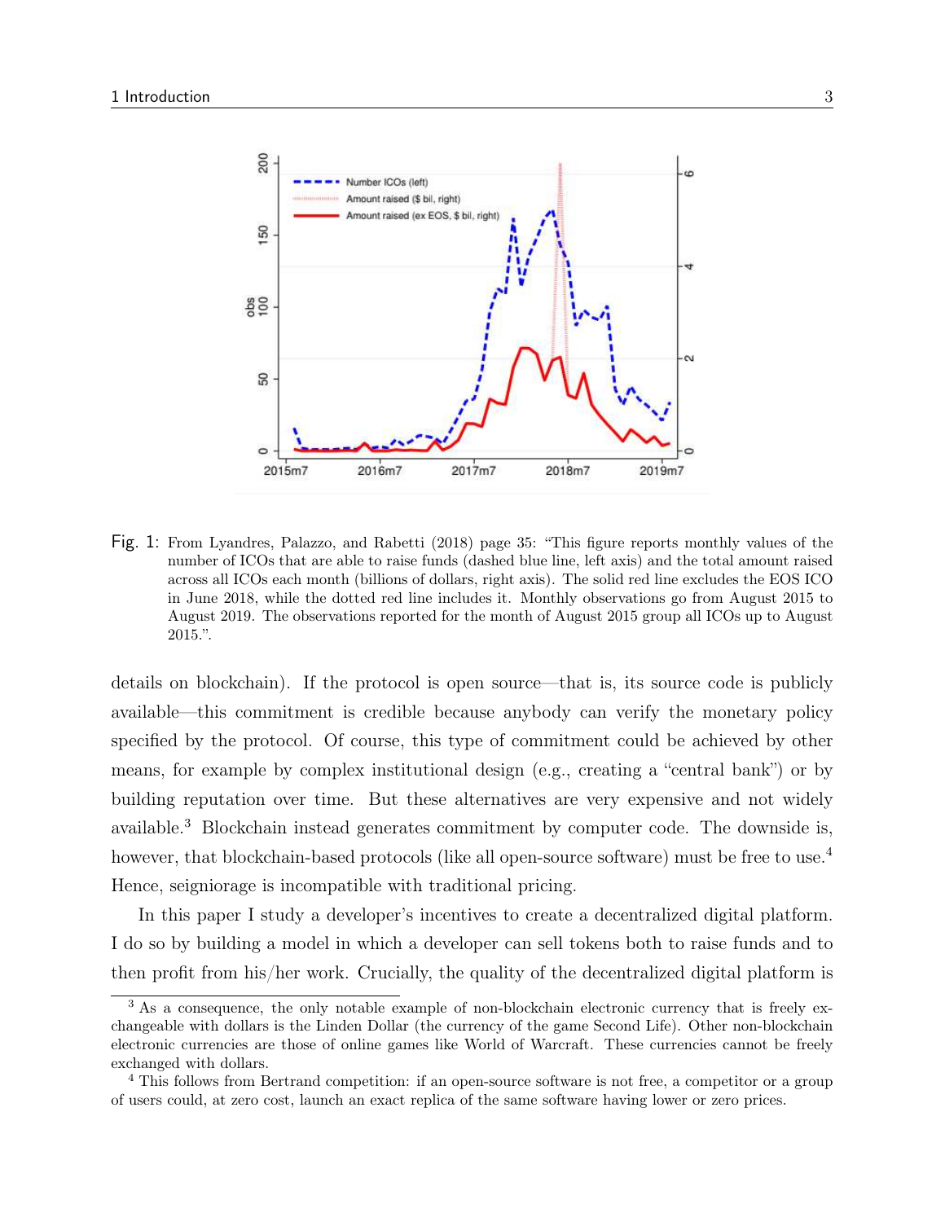Fig. 1: From Lyandres, Palazzo, and Rabetti (2018) page 35: "This figure reports monthly values of the number of ICOs that are able to raise funds (dashed blue line, left axis) and the total amount raised across all ICOs each month (billions of dollars, right axis). The solid red line excludes the EOS ICO in June 2018, while the dotted red line includes it. Monthly observations go from August 2015 to August 2019. The observations reported for the month of August 2015 group all ICOs up to August 2015.".

details on blockchain). If the protocol is open source—that is, its source code is publicly available—this commitment is credible because anybody can verify the monetary policy specified by the protocol. Of course, this type of commitment could be achieved by other means, for example by complex institutional design (e.g., creating a "central bank") or by building reputation over time. But these alternatives are very expensive and not widely available.[3] Blockchain instead generates commitment by computer code. The downside is, however, that blockchain-based protocols (like all open-source software) must be free to use.[4] Hence, seigniorage is incompatible with traditional pricing.

In this paper I study a developer's incentives to create a decentralized digital platform. I do so by building a model in which a developer can sell tokens both to raise funds and to then profit from his/her work. Crucially, the quality of the decentralized digital platform is

[3] As a consequence, the only notable example of non-blockchain electronic currency that is freely exchangeable with dollars is the Linden Dollar (the currency of the game Second Life). Other non-blockchain electronic currencies are those of online games like World of Warcraft. These currencies cannot be freely exchanged with dollars.

[4] This follows from Bertrand competition: if an open-source software is not free, a competitor or a group of users could, at zero cost, launch an exact replica of the same software having lower or zero prices.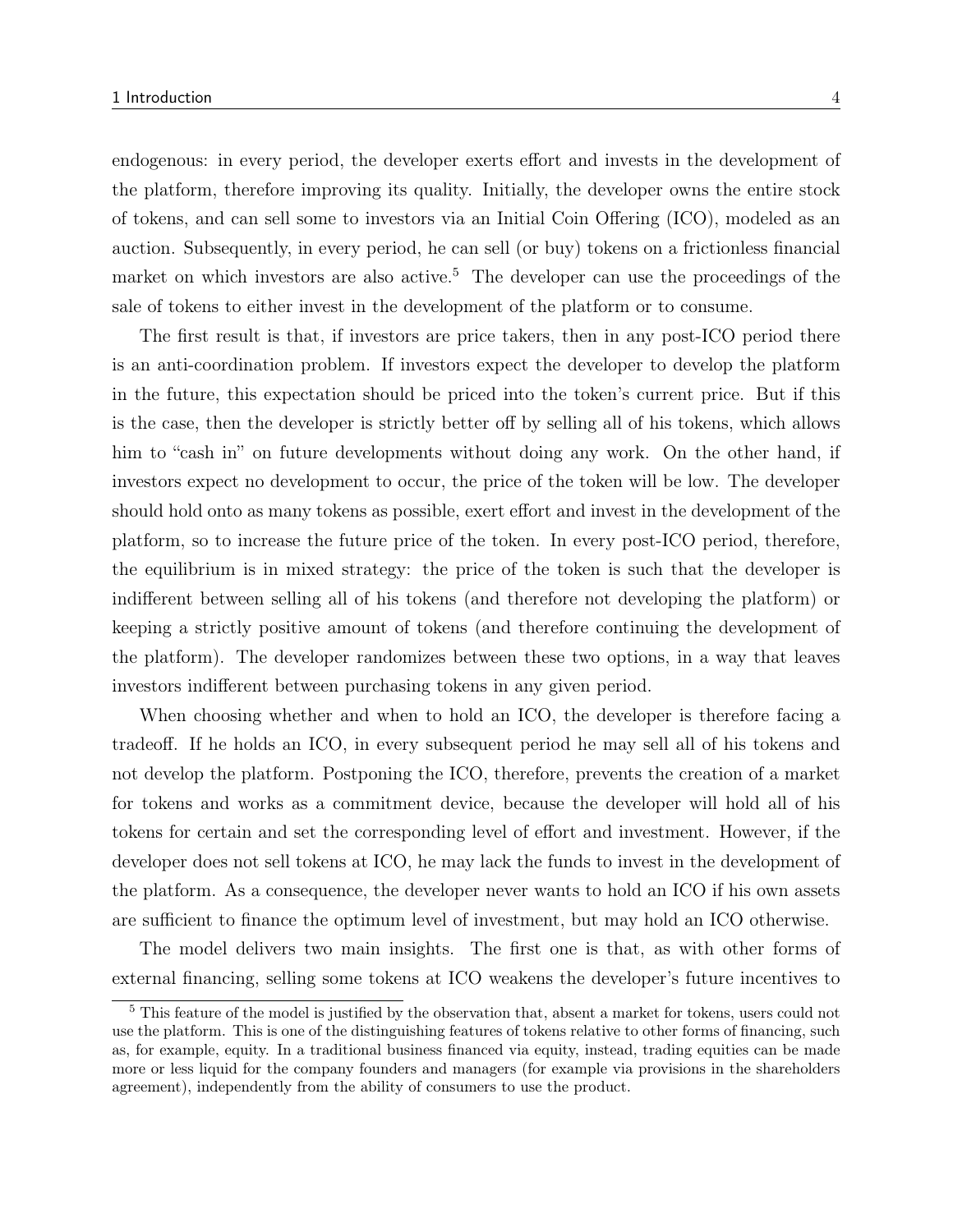endogenous: in every period, the developer exerts effort and invests in the development of the platform, therefore improving its quality. Initially, the developer owns the entire stock of tokens, and can sell some to investors via an Initial Coin Offering (ICO), modeled as an auction. Subsequently, in every period, he can sell (or buy) tokens on a frictionless financial market on which investors are also active.[5] The developer can use the proceedings of the sale of tokens to either invest in the development of the platform or to consume.

The first result is that, if investors are price takers, then in any post-ICO period there is an anti-coordination problem. If investors expect the developer to develop the platform in the future, this expectation should be priced into the token's current price. But if this is the case, then the developer is strictly better off by selling all of his tokens, which allows him to "cash in" on future developments without doing any work. On the other hand, if investors expect no development to occur, the price of the token will be low. The developer should hold onto as many tokens as possible, exert effort and invest in the development of the platform, so to increase the future price of the token. In every post-ICO period, therefore, the equilibrium is in mixed strategy: the price of the token is such that the developer is indifferent between selling all of his tokens (and therefore not developing the platform) or keeping a strictly positive amount of tokens (and therefore continuing the development of the platform). The developer randomizes between these two options, in a way that leaves investors indifferent between purchasing tokens in any given period.

When choosing whether and when to hold an ICO, the developer is therefore facing a tradeoff. If he holds an ICO, in every subsequent period he may sell all of his tokens and not develop the platform. Postponing the ICO, therefore, prevents the creation of a market for tokens and works as a commitment device, because the developer will hold all of his tokens for certain and set the corresponding level of effort and investment. However, if the developer does not sell tokens at ICO, he may lack the funds to invest in the development of the platform. As a consequence, the developer never wants to hold an ICO if his own assets are sufficient to finance the optimum level of investment, but may hold an ICO otherwise.

The model delivers two main insights. The first one is that, as with other forms of external financing, selling some tokens at ICO weakens the developer's future incentives to

[5] This feature of the model is justified by the observation that, absent a market for tokens, users could not use the platform. This is one of the distinguishing features of tokens relative to other forms of financing, such as, for example, equity. In a traditional business financed via equity, instead, trading equities can be made more or less liquid for the company founders and managers (for example via provisions in the shareholders agreement), independently from the ability of consumers to use the product.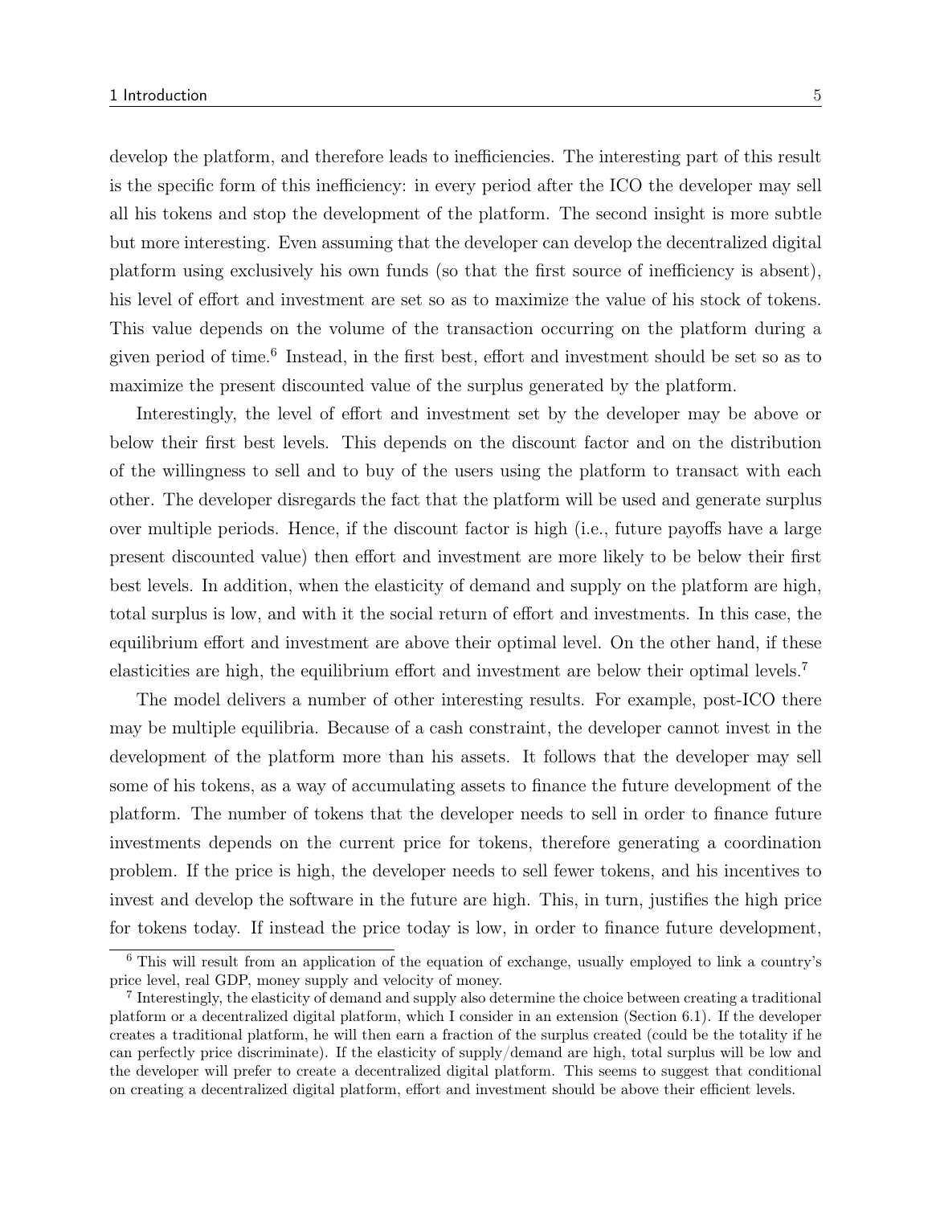develop the platform, and therefore leads to inefficiencies. The interesting part of this result is the specific form of this inefficiency: in every period after the ICO the developer may sell all his tokens and stop the development of the platform. The second insight is more subtle but more interesting. Even assuming that the developer can develop the decentralized digital platform using exclusively his own funds (so that the first source of inefficiency is absent), his level of effort and investment are set so as to maximize the value of his stock of tokens. This value depends on the volume of the transaction occurring on the platform during a given period of time.[6] Instead, in the first best, effort and investment should be set so as to maximize the present discounted value of the surplus generated by the platform.

Interestingly, the level of effort and investment set by the developer may be above or below their first best levels. This depends on the discount factor and on the distribution of the willingness to sell and to buy of the users using the platform to transact with each other. The developer disregards the fact that the platform will be used and generate surplus over multiple periods. Hence, if the discount factor is high (i.e., future payoffs have a large present discounted value) then effort and investment are more likely to be below their first best levels. In addition, when the elasticity of demand and supply on the platform are high, total surplus is low, and with it the social return of effort and investments. In this case, the equilibrium effort and investment are above their optimal level. On the other hand, if these elasticities are high, the equilibrium effort and investment are below their optimal levels.[7]

The model delivers a number of other interesting results. For example, post-ICO there may be multiple equilibria. Because of a cash constraint, the developer cannot invest in the development of the platform more than his assets. It follows that the developer may sell some of his tokens, as a way of accumulating assets to finance the future development of the platform. The number of tokens that the developer needs to sell in order to finance future investments depends on the current price for tokens, therefore generating a coordination problem. If the price is high, the developer needs to sell fewer tokens, and his incentives to invest and develop the software in the future are high. This, in turn, justifies the high price for tokens today. If instead the price today is low, in order to finance future development,

[6] This will result from an application of the equation of exchange, usually employed to link a country's price level, real GDP, money supply and velocity of money.

[7] Interestingly, the elasticity of demand and supply also determine the choice between creating a traditional platform or a decentralized digital platform, which I consider in an extension (Section 6.1). If the developer creates a traditional platform, he will then earn a fraction of the surplus created (could be the totality if he can perfectly price discriminate). If the elasticity of supply/demand are high, total surplus will be low and the developer will prefer to create a decentralized digital platform. This seems to suggest that conditional on creating a decentralized digital platform, effort and investment should be above their efficient levels.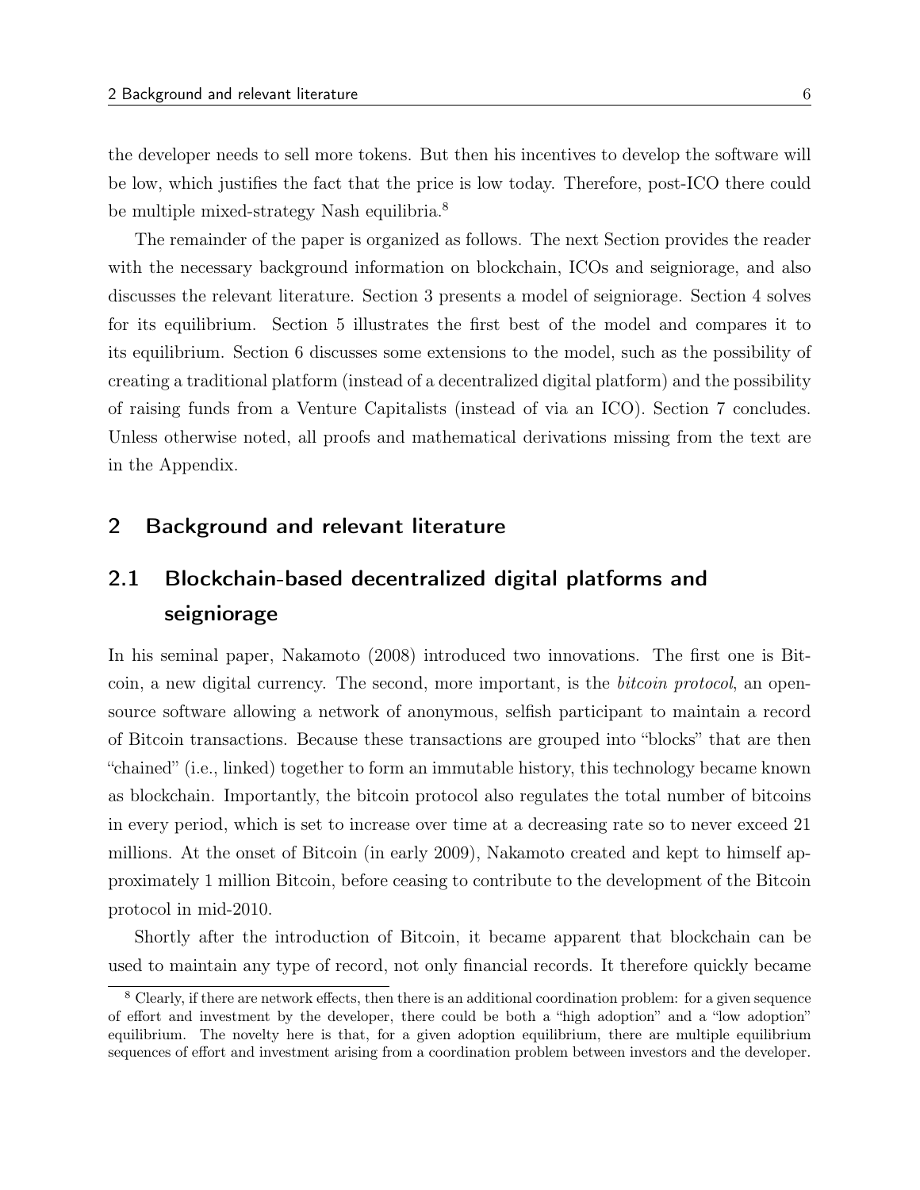the developer needs to sell more tokens. But then his incentives to develop the software will be low, which justifies the fact that the price is low today. Therefore, post-ICO there could be multiple mixed-strategy Nash equilibria.[8]

The remainder of the paper is organized as follows. The next Section provides the reader with the necessary background information on blockchain, ICOs and seigniorage, and also discusses the relevant literature. Section 3 presents a model of seigniorage. Section 4 solves for its equilibrium. Section 5 illustrates the first best of the model and compares it to its equilibrium. Section 6 discusses some extensions to the model, such as the possibility of creating a traditional platform (instead of a decentralized digital platform) and the possibility of raising funds from a Venture Capitalists (instead of via an ICO). Section 7 concludes. Unless otherwise noted, all proofs and mathematical derivations missing from the text are in the Appendix.

## 2 Background and relevant literature

### 2.1 Blockchain-based decentralized digital platforms and seigniorage

In his seminal paper, Nakamoto (2008) introduced two innovations. The first one is Bitcoin, a new digital currency. The second, more important, is the *bitcoin protocol*, an open-source software allowing a network of anonymous, selfish participant to maintain a record of Bitcoin transactions. Because these transactions are grouped into "blocks" that are then "chained" (i.e., linked) together to form an immutable history, this technology became known as blockchain. Importantly, the bitcoin protocol also regulates the total number of bitcoins in every period, which is set to increase over time at a decreasing rate so to never exceed 21 millions. At the onset of Bitcoin (in early 2009), Nakamoto created and kept to himself approximately 1 million Bitcoin, before ceasing to contribute to the development of the Bitcoin protocol in mid-2010.

Shortly after the introduction of Bitcoin, it became apparent that blockchain can be used to maintain any type of record, not only financial records. It therefore quickly became

[8] Clearly, if there are network effects, then there is an additional coordination problem: for a given sequence of effort and investment by the developer, there could be both a "high adoption" and a "low adoption" equilibrium. The novelty here is that, for a given adoption equilibrium, there are multiple equilibrium sequences of effort and investment arising from a coordination problem between investors and the developer.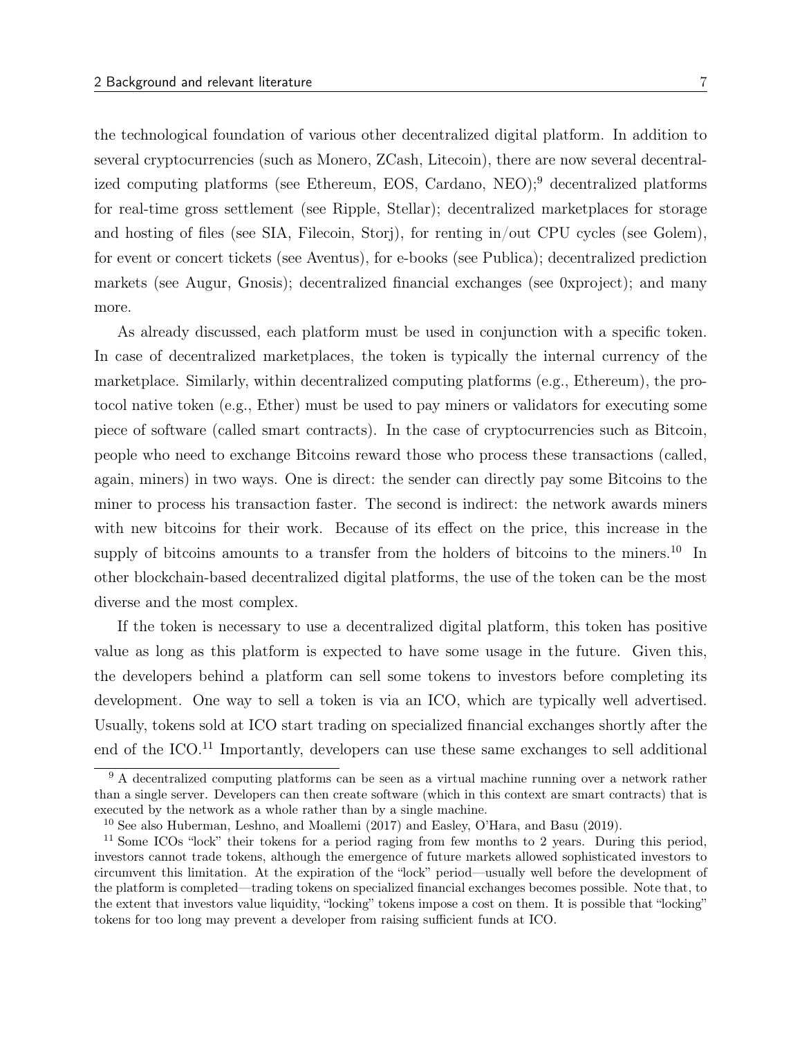the technological foundation of various other decentralized digital platform. In addition to several cryptocurrencies (such as Monero, ZCash, Litecoin), there are now several decentralized computing platforms (see Ethereum, EOS, Cardano, NEO);[9] decentralized platforms for real-time gross settlement (see Ripple, Stellar); decentralized marketplaces for storage and hosting of files (see SIA, Filecoin, Storj), for renting in/out CPU cycles (see Golem), for event or concert tickets (see Aventus), for e-books (see Publica); decentralized prediction markets (see Augur, Gnosis); decentralized financial exchanges (see 0xproject); and many more.

As already discussed, each platform must be used in conjunction with a specific token. In case of decentralized marketplaces, the token is typically the internal currency of the marketplace. Similarly, within decentralized computing platforms (e.g., Ethereum), the protocol native token (e.g., Ether) must be used to pay miners or validators for executing some piece of software (called smart contracts). In the case of cryptocurrencies such as Bitcoin, people who need to exchange Bitcoins reward those who process these transactions (called, again, miners) in two ways. One is direct: the sender can directly pay some Bitcoins to the miner to process his transaction faster. The second is indirect: the network awards miners with new bitcoins for their work. Because of its effect on the price, this increase in the supply of bitcoins amounts to a transfer from the holders of bitcoins to the miners.[10] In other blockchain-based decentralized digital platforms, the use of the token can be the most diverse and the most complex.

If the token is necessary to use a decentralized digital platform, this token has positive value as long as this platform is expected to have some usage in the future. Given this, the developers behind a platform can sell some tokens to investors before completing its development. One way to sell a token is via an ICO, which are typically well advertised. Usually, tokens sold at ICO start trading on specialized financial exchanges shortly after the end of the ICO.[11] Importantly, developers can use these same exchanges to sell additional

---

[9] A decentralized computing platforms can be seen as a virtual machine running over a network rather than a single server. Developers can then create software (which in this context are smart contracts) that is executed by the network as a whole rather than by a single machine.

[10] See also Huberman, Leshno, and Moallemi (2017) and Easley, O'Hara, and Basu (2019).

[11] Some ICOs "lock" their tokens for a period raging from few months to 2 years. During this period, investors cannot trade tokens, although the emergence of future markets allowed sophisticated investors to circumvent this limitation. At the expiration of the "lock" period—usually well before the development of the platform is completed—trading tokens on specialized financial exchanges becomes possible. Note that, to the extent that investors value liquidity, "locking" tokens impose a cost on them. It is possible that "locking" tokens for too long may prevent a developer from raising sufficient funds at ICO.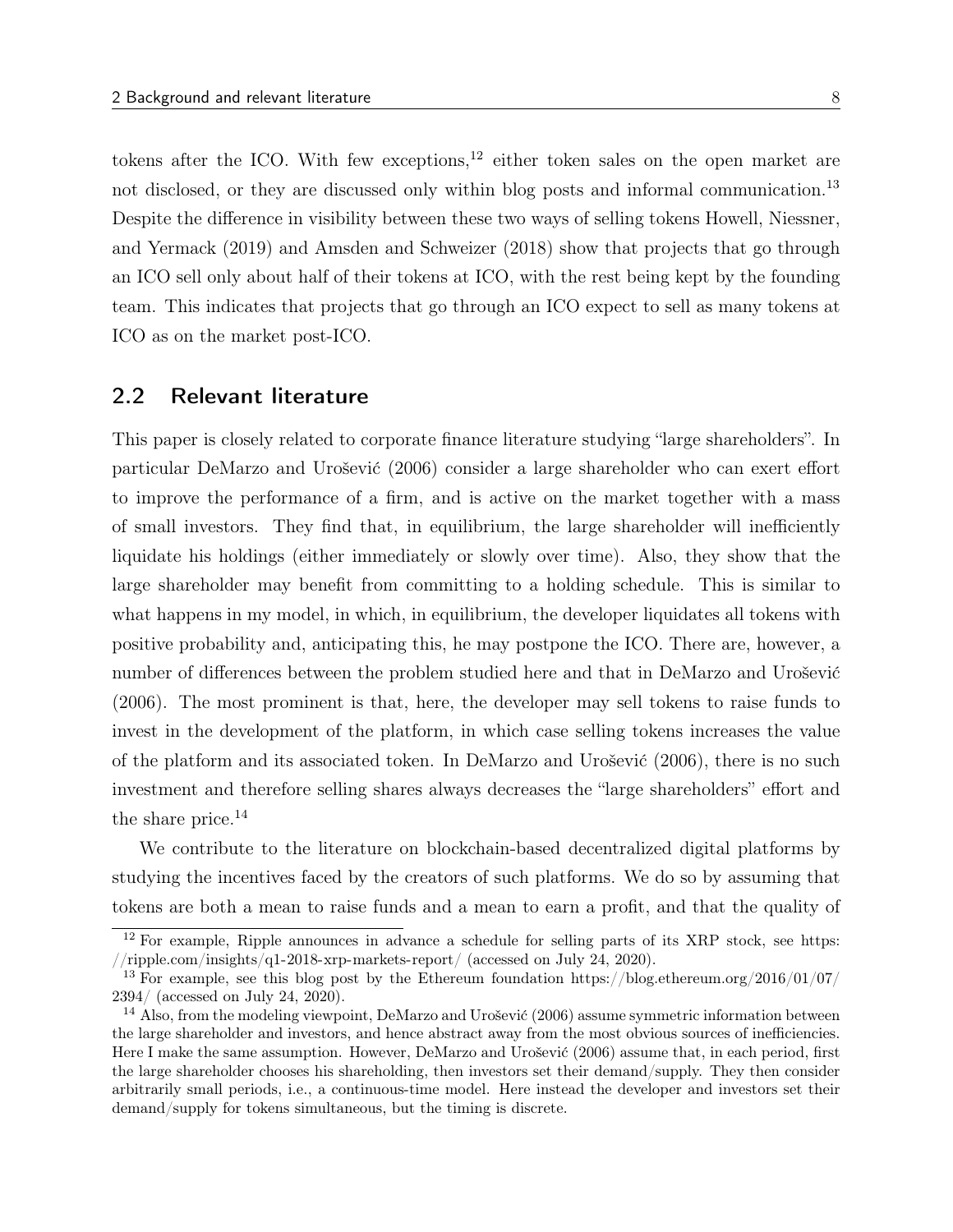tokens after the ICO. With few exceptions,[12] either token sales on the open market are not disclosed, or they are discussed only within blog posts and informal communication.[13] Despite the difference in visibility between these two ways of selling tokens Howell, Niessner, and Yermack (2019) and Amsden and Schweizer (2018) show that projects that go through an ICO sell only about half of their tokens at ICO, with the rest being kept by the founding team. This indicates that projects that go through an ICO expect to sell as many tokens at ICO as on the market post-ICO.

## 2.2 Relevant literature

This paper is closely related to corporate finance literature studying "large shareholders". In particular DeMarzo and Urošević (2006) consider a large shareholder who can exert effort to improve the performance of a firm, and is active on the market together with a mass of small investors. They find that, in equilibrium, the large shareholder will inefficiently liquidate his holdings (either immediately or slowly over time). Also, they show that the large shareholder may benefit from committing to a holding schedule. This is similar to what happens in my model, in which, in equilibrium, the developer liquidates all tokens with positive probability and, anticipating this, he may postpone the ICO. There are, however, a number of differences between the problem studied here and that in DeMarzo and Urošević (2006). The most prominent is that, here, the developer may sell tokens to raise funds to invest in the development of the platform, in which case selling tokens increases the value of the platform and its associated token. In DeMarzo and Urošević (2006), there is no such investment and therefore selling shares always decreases the "large shareholders" effort and the share price.[14]

We contribute to the literature on blockchain-based decentralized digital platforms by studying the incentives faced by the creators of such platforms. We do so by assuming that tokens are both a mean to raise funds and a mean to earn a profit, and that the quality of

[12] For example, Ripple announces in advance a schedule for selling parts of its XRP stock, see https://ripple.com/insights/q1-2018-xrp-markets-report/ (accessed on July 24, 2020).

[13] For example, see this blog post by the Ethereum foundation https://blog.ethereum.org/2016/01/07/2394/ (accessed on July 24, 2020).

[14] Also, from the modeling viewpoint, DeMarzo and Urošević (2006) assume symmetric information between the large shareholder and investors, and hence abstract away from the most obvious sources of inefficiencies. Here I make the same assumption. However, DeMarzo and Urošević (2006) assume that, in each period, first the large shareholder chooses his shareholding, then investors set their demand/supply. They then consider arbitrarily small periods, i.e., a continuous-time model. Here instead the developer and investors set their demand/supply for tokens simultaneous, but the timing is discrete.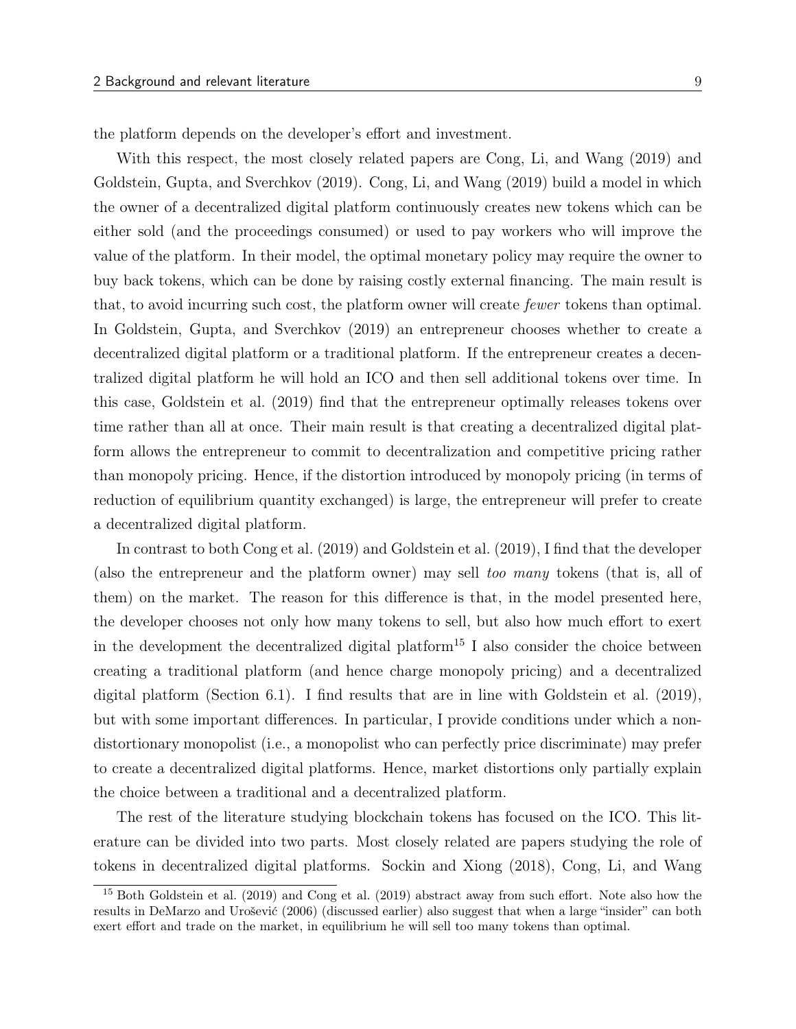the platform depends on the developer's effort and investment.

With this respect, the most closely related papers are Cong, Li, and Wang (2019) and Goldstein, Gupta, and Sverchkov (2019). Cong, Li, and Wang (2019) build a model in which the owner of a decentralized digital platform continuously creates new tokens which can be either sold (and the proceedings consumed) or used to pay workers who will improve the value of the platform. In their model, the optimal monetary policy may require the owner to buy back tokens, which can be done by raising costly external financing. The main result is that, to avoid incurring such cost, the platform owner will create *fewer* tokens than optimal. In Goldstein, Gupta, and Sverchkov (2019) an entrepreneur chooses whether to create a decentralized digital platform or a traditional platform. If the entrepreneur creates a decentralized digital platform he will hold an ICO and then sell additional tokens over time. In this case, Goldstein et al. (2019) find that the entrepreneur optimally releases tokens over time rather than all at once. Their main result is that creating a decentralized digital platform allows the entrepreneur to commit to decentralization and competitive pricing rather than monopoly pricing. Hence, if the distortion introduced by monopoly pricing (in terms of reduction of equilibrium quantity exchanged) is large, the entrepreneur will prefer to create a decentralized digital platform.

In contrast to both Cong et al. (2019) and Goldstein et al. (2019), I find that the developer (also the entrepreneur and the platform owner) may sell *too many* tokens (that is, all of them) on the market. The reason for this difference is that, in the model presented here, the developer chooses not only how many tokens to sell, but also how much effort to exert in the development the decentralized digital platform[15] I also consider the choice between creating a traditional platform (and hence charge monopoly pricing) and a decentralized digital platform (Section 6.1). I find results that are in line with Goldstein et al. (2019), but with some important differences. In particular, I provide conditions under which a non-distortionary monopolist (i.e., a monopolist who can perfectly price discriminate) may prefer to create a decentralized digital platforms. Hence, market distortions only partially explain the choice between a traditional and a decentralized platform.

The rest of the literature studying blockchain tokens has focused on the ICO. This literature can be divided into two parts. Most closely related are papers studying the role of tokens in decentralized digital platforms. Sockin and Xiong (2018), Cong, Li, and Wang

[15] Both Goldstein et al. (2019) and Cong et al. (2019) abstract away from such effort. Note also how the results in DeMarzo and Urošević (2006) (discussed earlier) also suggest that when a large "insider" can both exert effort and trade on the market, in equilibrium he will sell too many tokens than optimal.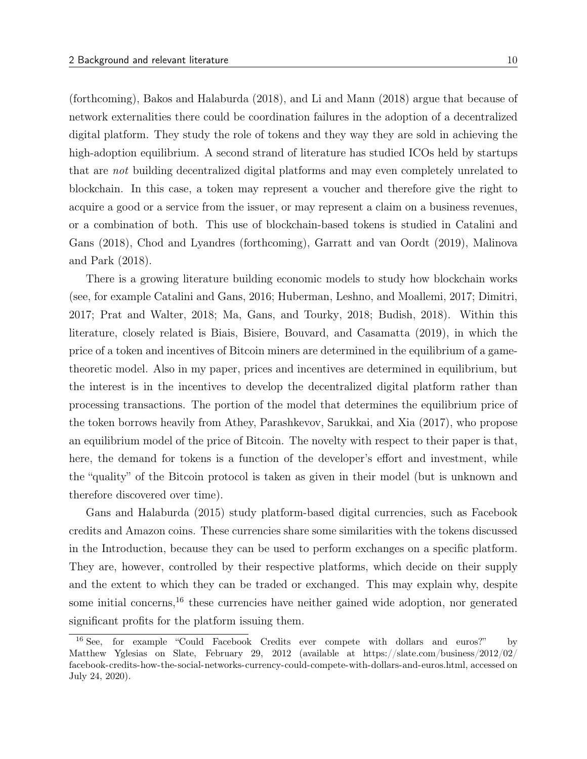(forthcoming), Bakos and Halaburda (2018), and Li and Mann (2018) argue that because of network externalities there could be coordination failures in the adoption of a decentralized digital platform. They study the role of tokens and they way they are sold in achieving the high-adoption equilibrium. A second strand of literature has studied ICOs held by startups that are *not* building decentralized digital platforms and may even completely unrelated to blockchain. In this case, a token may represent a voucher and therefore give the right to acquire a good or a service from the issuer, or may represent a claim on a business revenues, or a combination of both. This use of blockchain-based tokens is studied in Catalini and Gans (2018), Chod and Lyandres (forthcoming), Garratt and van Oordt (2019), Malinova and Park (2018).

There is a growing literature building economic models to study how blockchain works (see, for example Catalini and Gans, 2016; Huberman, Leshno, and Moallemi, 2017; Dimitri, 2017; Prat and Walter, 2018; Ma, Gans, and Tourky, 2018; Budish, 2018). Within this literature, closely related is Biais, Bisiere, Bouvard, and Casamatta (2019), in which the price of a token and incentives of Bitcoin miners are determined in the equilibrium of a game-theoretic model. Also in my paper, prices and incentives are determined in equilibrium, but the interest is in the incentives to develop the decentralized digital platform rather than processing transactions. The portion of the model that determines the equilibrium price of the token borrows heavily from Athey, Parashkevov, Sarukkai, and Xia (2017), who propose an equilibrium model of the price of Bitcoin. The novelty with respect to their paper is that, here, the demand for tokens is a function of the developer's effort and investment, while the "quality" of the Bitcoin protocol is taken as given in their model (but is unknown and therefore discovered over time).

Gans and Halaburda (2015) study platform-based digital currencies, such as Facebook credits and Amazon coins. These currencies share some similarities with the tokens discussed in the Introduction, because they can be used to perform exchanges on a specific platform. They are, however, controlled by their respective platforms, which decide on their supply and the extent to which they can be traded or exchanged. This may explain why, despite some initial concerns,[16] these currencies have neither gained wide adoption, nor generated significant profits for the platform issuing them.

[16] See, for example "Could Facebook Credits ever compete with dollars and euros?" by Matthew Yglesias on Slate, February 29, 2012 (available at https://slate.com/business/2012/02/facebook-credits-how-the-social-networks-currency-could-compete-with-dollars-and-euros.html, accessed on July 24, 2020).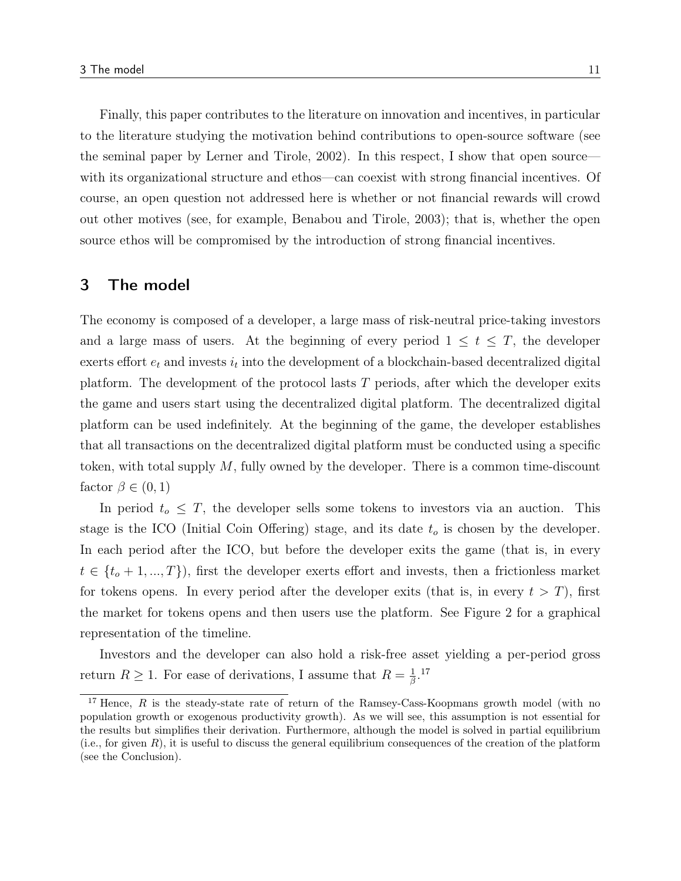Finally, this paper contributes to the literature on innovation and incentives, in particular to the literature studying the motivation behind contributions to open-source software (see the seminal paper by Lerner and Tirole, 2002). In this respect, I show that open source—with its organizational structure and ethos—can coexist with strong financial incentives. Of course, an open question not addressed here is whether or not financial rewards will crowd out other motives (see, for example, Benabou and Tirole, 2003); that is, whether the open source ethos will be compromised by the introduction of strong financial incentives.

## 3 The model

The economy is composed of a developer, a large mass of risk-neutral price-taking investors and a large mass of users. At the beginning of every period $1 \leq t \leq T$, the developer exerts effort $e_t$ and invests $i_t$ into the development of a blockchain-based decentralized digital platform. The development of the protocol lasts $T$ periods, after which the developer exits the game and users start using the decentralized digital platform. The decentralized digital platform can be used indefinitely. At the beginning of the game, the developer establishes that all transactions on the decentralized digital platform must be conducted using a specific token, with total supply $M$, fully owned by the developer. There is a common time-discount factor $\beta \in (0, 1)$

In period $t_o \leq T$, the developer sells some tokens to investors via an auction. This stage is the ICO (Initial Coin Offering) stage, and its date $t_o$ is chosen by the developer. In each period after the ICO, but before the developer exits the game (that is, in every $t \in \{t_o + 1, ..., T\}$), first the developer exerts effort and invests, then a frictionless market for tokens opens. In every period after the developer exits (that is, in every $t > T$), first the market for tokens opens and then users use the platform. See Figure 2 for a graphical representation of the timeline.

Investors and the developer can also hold a risk-free asset yielding a per-period gross return $R \geq 1$. For ease of derivations, I assume that $R = \frac{1}{\beta}$.[17]

[17] Hence, $R$ is the steady-state rate of return of the Ramsey-Cass-Koopmans growth model (with no population growth or exogenous productivity growth). As we will see, this assumption is not essential for the results but simplifies their derivation. Furthermore, although the model is solved in partial equilibrium (i.e., for given $R$), it is useful to discuss the general equilibrium consequences of the creation of the platform (see the Conclusion).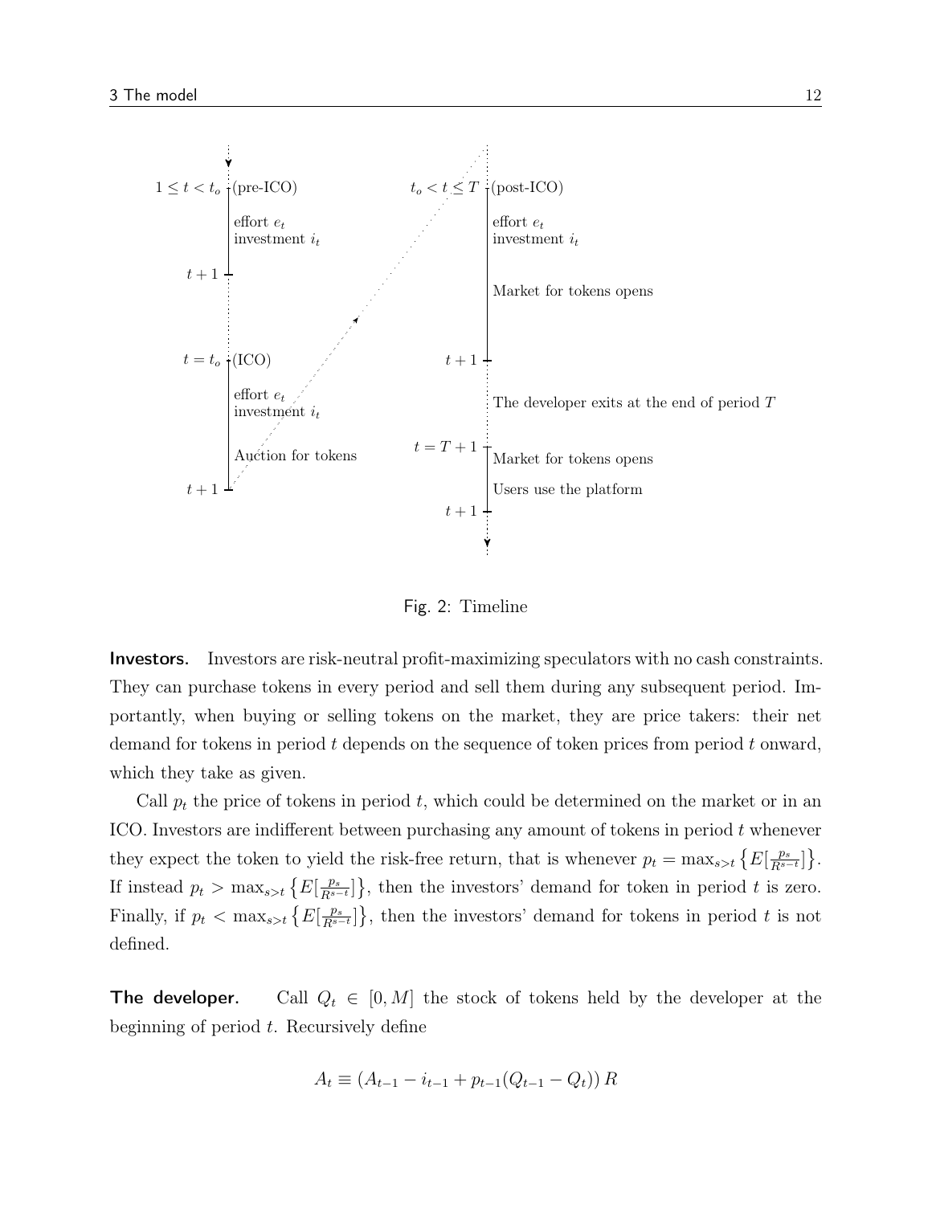Fig. 2: Timeline

**Investors.** Investors are risk-neutral profit-maximizing speculators with no cash constraints. They can purchase tokens in every period and sell them during any subsequent period. Importantly, when buying or selling tokens on the market, they are price takers: their net demand for tokens in period $t$ depends on the sequence of token prices from period $t$ onward, which they take as given.

Call $p_t$ the price of tokens in period $t$, which could be determined on the market or in an ICO. Investors are indifferent between purchasing any amount of tokens in period $t$ whenever they expect the token to yield the risk-free return, that is whenever $p_t = \max_{s>t} \left\{ E[\frac{p_s}{R^{s-t}}] \right\}$. If instead $p_t > \max_{s>t} \left\{ E[\frac{p_s}{R^{s-t}}] \right\}$, then the investors' demand for token in period $t$ is zero. Finally, if $p_t < \max_{s>t} \left\{ E[\frac{p_s}{R^{s-t}}] \right\}$, then the investors' demand for tokens in period $t$ is not defined.

**The developer.** Call $Q_t \in [0, M]$ the stock of tokens held by the developer at the beginning of period $t$. Recursively define

$$A_t \equiv (A_{t-1} - i_{t-1} + p_{t-1}(Q_{t-1} - Q_t))\, R$$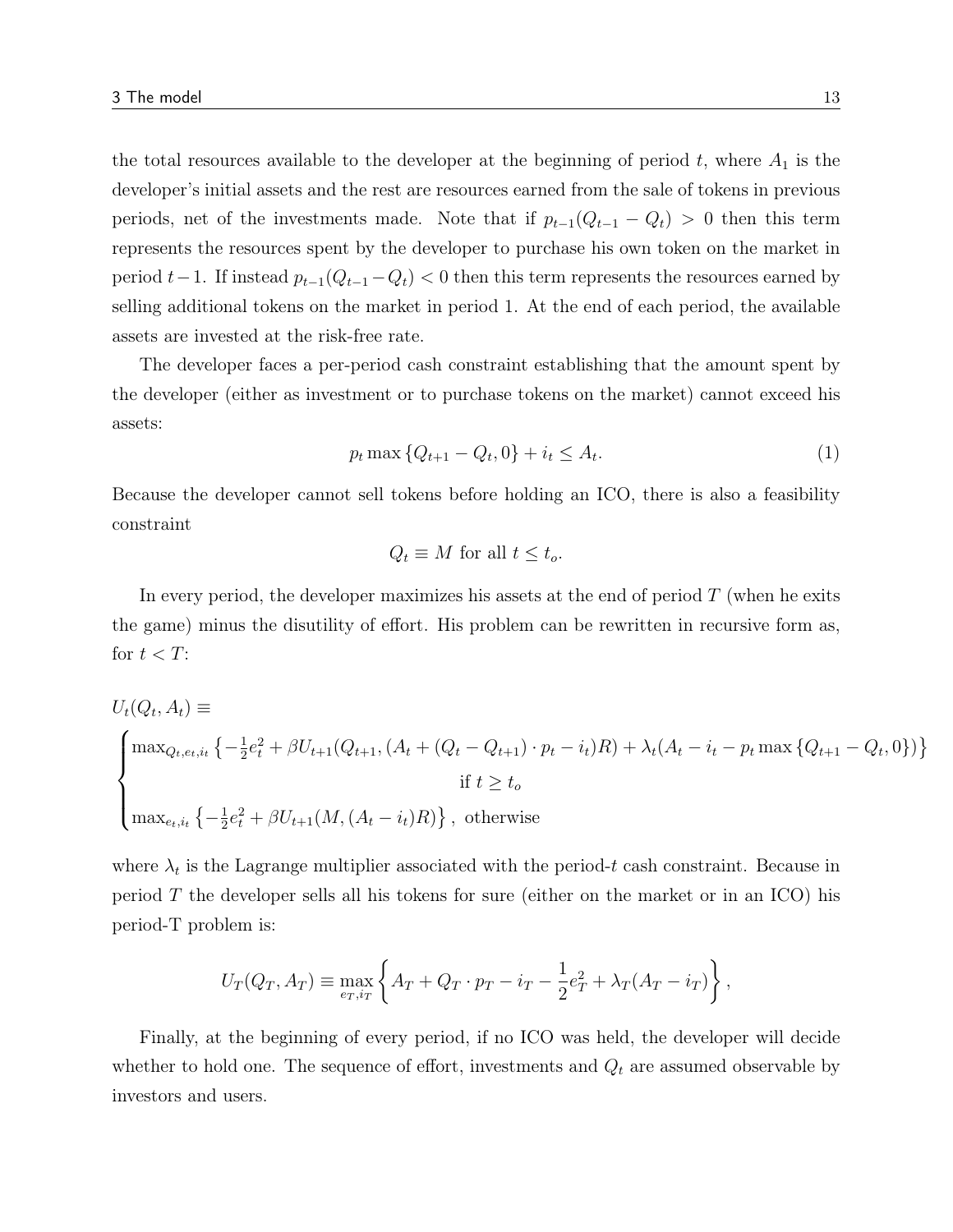the total resources available to the developer at the beginning of period $t$, where $A_1$ is the developer's initial assets and the rest are resources earned from the sale of tokens in previous periods, net of the investments made. Note that if $p_{t-1}(Q_{t-1} - Q_t) > 0$ then this term represents the resources spent by the developer to purchase his own token on the market in period $t-1$. If instead $p_{t-1}(Q_{t-1} - Q_t) < 0$ then this term represents the resources earned by selling additional tokens on the market in period 1. At the end of each period, the available assets are invested at the risk-free rate.

The developer faces a per-period cash constraint establishing that the amount spent by the developer (either as investment or to purchase tokens on the market) cannot exceed his assets:

$$p_t \max\{Q_{t+1} - Q_t, 0\} + i_t \leq A_t. \tag{1}$$

Because the developer cannot sell tokens before holding an ICO, there is also a feasibility constraint

$$Q_t \equiv M \text{ for all } t \leq t_o.$$

In every period, the developer maximizes his assets at the end of period $T$ (when he exits the game) minus the disutility of effort. His problem can be rewritten in recursive form as, for $t < T$:

$$U_t(Q_t, A_t) \equiv$$

$$\begin{cases} \max_{Q_t, e_t, i_t} \left\{-\frac{1}{2}e_t^2 + \beta U_{t+1}(Q_{t+1}, (A_t + (Q_t - Q_{t+1}) \cdot p_t - i_t)R) + \lambda_t(A_t - i_t - p_t \max\{Q_{t+1} - Q_t, 0\})\right\} \\ \qquad\qquad\qquad\qquad\qquad\qquad \text{if } t \geq t_o \\ \max_{e_t, i_t} \left\{-\frac{1}{2}e_t^2 + \beta U_{t+1}(M, (A_t - i_t)R)\right\}, \text{ otherwise} \end{cases}$$

where $\lambda_t$ is the Lagrange multiplier associated with the period-$t$ cash constraint. Because in period $T$ the developer sells all his tokens for sure (either on the market or in an ICO) his period-T problem is:

$$U_T(Q_T, A_T) \equiv \max_{e_T, i_T} \left\{ A_T + Q_T \cdot p_T - i_T - \frac{1}{2}e_T^2 + \lambda_T(A_T - i_T) \right\},$$

Finally, at the beginning of every period, if no ICO was held, the developer will decide whether to hold one. The sequence of effort, investments and $Q_t$ are assumed observable by investors and users.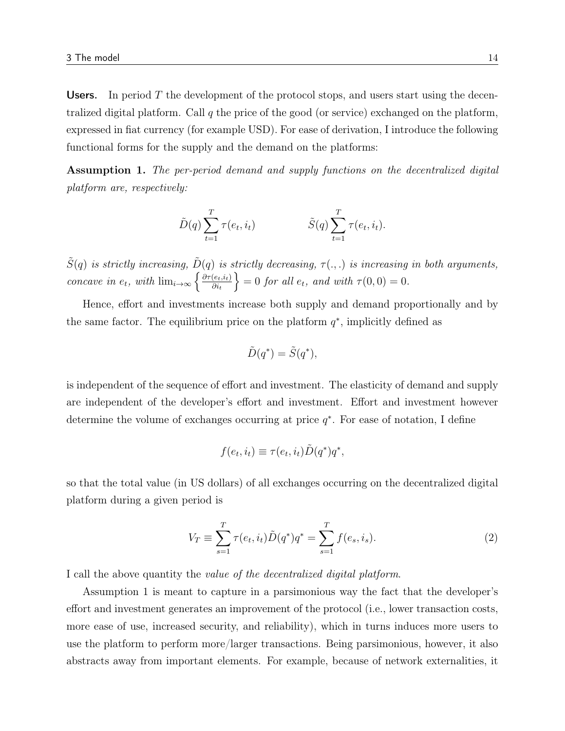**Users.** In period $T$ the development of the protocol stops, and users start using the decentralized digital platform. Call $q$ the price of the good (or service) exchanged on the platform, expressed in fiat currency (for example USD). For ease of derivation, I introduce the following functional forms for the supply and the demand on the platforms:

**Assumption 1.** *The per-period demand and supply functions on the decentralized digital platform are, respectively:*

$$\tilde{D}(q) \sum_{t=1}^{T} \tau(e_t, i_t) \qquad\qquad \tilde{S}(q) \sum_{t=1}^{T} \tau(e_t, i_t).$$

*$\tilde{S}(q)$ is strictly increasing, $\tilde{D}(q)$ is strictly decreasing, $\tau(.,.)$ is increasing in both arguments, concave in $e_t$, with $\lim_{i \to \infty} \left\{ \frac{\partial \tau(e_t, i_t)}{\partial i_t} \right\} = 0$ for all $e_t$, and with $\tau(0,0) = 0$.*

Hence, effort and investments increase both supply and demand proportionally and by the same factor. The equilibrium price on the platform $q^*$, implicitly defined as

$$\tilde{D}(q^*) = \tilde{S}(q^*),$$

is independent of the sequence of effort and investment. The elasticity of demand and supply are independent of the developer's effort and investment. Effort and investment however determine the volume of exchanges occurring at price $q^*$. For ease of notation, I define

$$f(e_t, i_t) \equiv \tau(e_t, i_t) \tilde{D}(q^*) q^*,$$

so that the total value (in US dollars) of all exchanges occurring on the decentralized digital platform during a given period is

$$V_T \equiv \sum_{s=1}^{T} \tau(e_t, i_t) \tilde{D}(q^*) q^* = \sum_{s=1}^{T} f(e_s, i_s). \tag{2}$$

I call the above quantity the *value of the decentralized digital platform*.

Assumption 1 is meant to capture in a parsimonious way the fact that the developer's effort and investment generates an improvement of the protocol (i.e., lower transaction costs, more ease of use, increased security, and reliability), which in turns induces more users to use the platform to perform more/larger transactions. Being parsimonious, however, it also abstracts away from important elements. For example, because of network externalities, it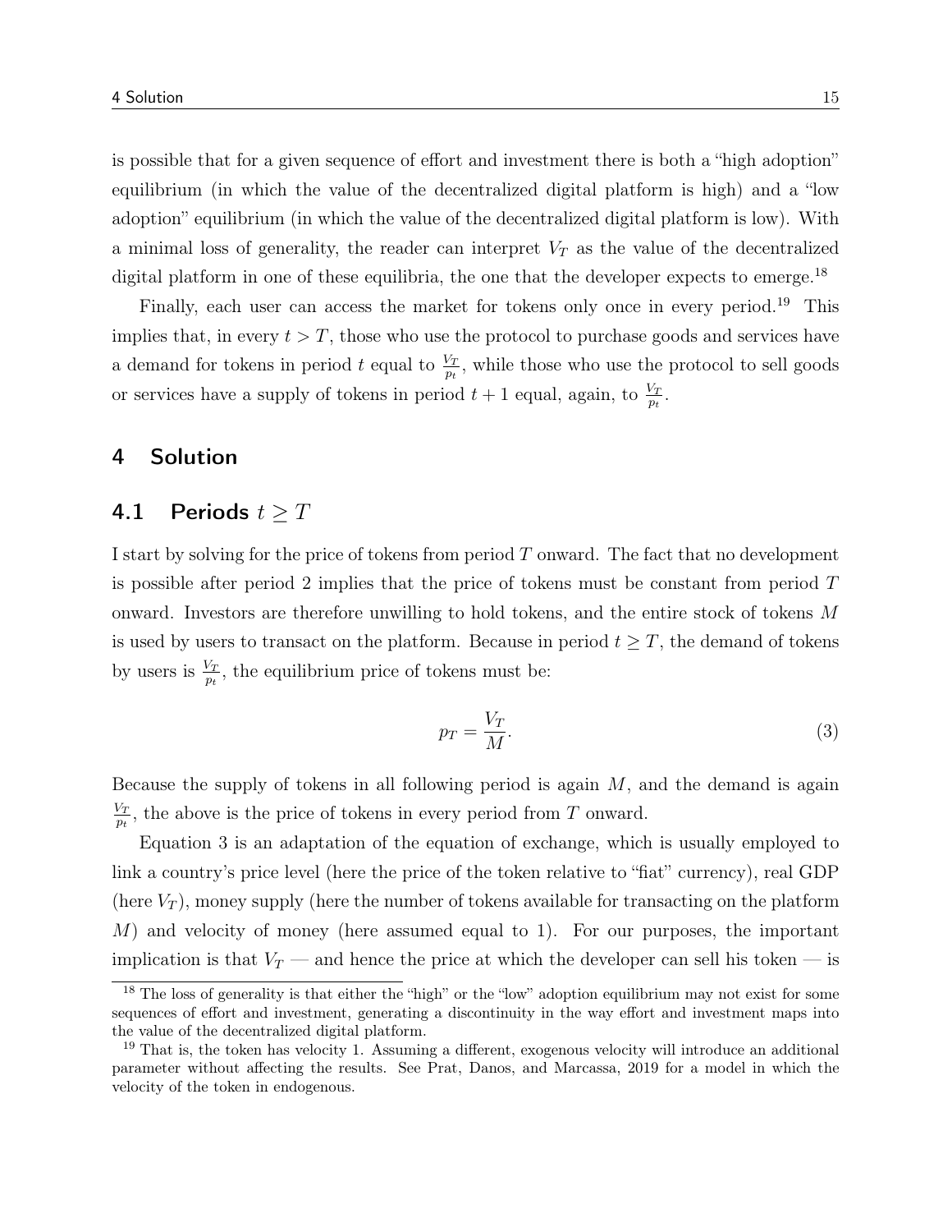is possible that for a given sequence of effort and investment there is both a "high adoption" equilibrium (in which the value of the decentralized digital platform is high) and a "low adoption" equilibrium (in which the value of the decentralized digital platform is low). With a minimal loss of generality, the reader can interpret $V_T$ as the value of the decentralized digital platform in one of these equilibria, the one that the developer expects to emerge.[18]

Finally, each user can access the market for tokens only once in every period.[19] This implies that, in every $t > T$, those who use the protocol to purchase goods and services have a demand for tokens in period $t$ equal to $\frac{V_T}{p_t}$, while those who use the protocol to sell goods or services have a supply of tokens in period $t+1$ equal, again, to $\frac{V_T}{p_t}$.

## 4 Solution

### 4.1 Periods $t \geq T$

I start by solving for the price of tokens from period $T$ onward. The fact that no development is possible after period 2 implies that the price of tokens must be constant from period $T$ onward. Investors are therefore unwilling to hold tokens, and the entire stock of tokens $M$ is used by users to transact on the platform. Because in period $t \geq T$, the demand of tokens by users is $\frac{V_T}{p_t}$, the equilibrium price of tokens must be:

$$p_T = \frac{V_T}{M}. \tag{3}$$

Because the supply of tokens in all following period is again $M$, and the demand is again $\frac{V_T}{p_t}$, the above is the price of tokens in every period from $T$ onward.

Equation 3 is an adaptation of the equation of exchange, which is usually employed to link a country's price level (here the price of the token relative to "fiat" currency), real GDP (here $V_T$), money supply (here the number of tokens available for transacting on the platform $M$) and velocity of money (here assumed equal to 1). For our purposes, the important implication is that $V_T$ — and hence the price at which the developer can sell his token — is

[18] The loss of generality is that either the "high" or the "low" adoption equilibrium may not exist for some sequences of effort and investment, generating a discontinuity in the way effort and investment maps into the value of the decentralized digital platform.

[19] That is, the token has velocity 1. Assuming a different, exogenous velocity will introduce an additional parameter without affecting the results. See Prat, Danos, and Marcassa, 2019 for a model in which the velocity of the token in endogenous.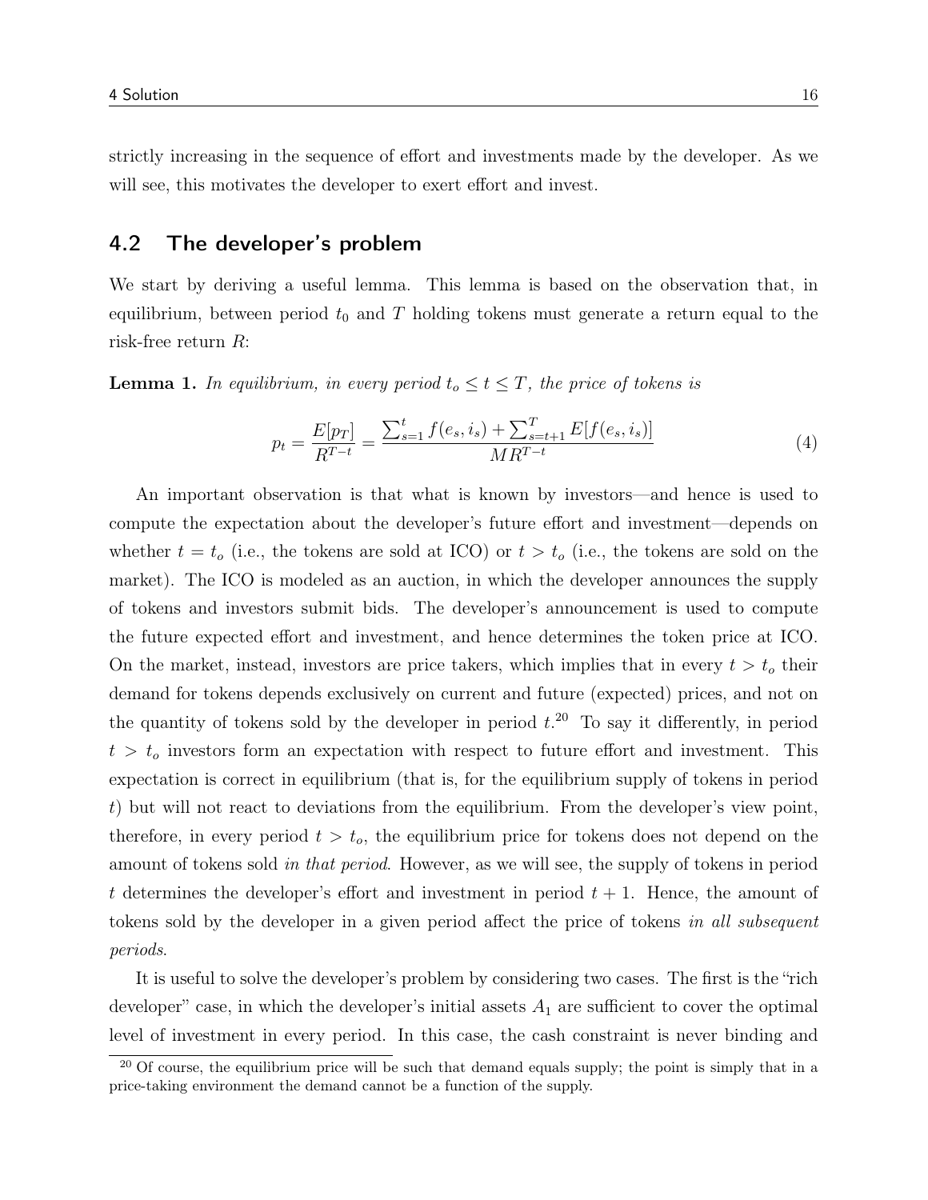strictly increasing in the sequence of effort and investments made by the developer. As we will see, this motivates the developer to exert effort and invest.

## 4.2 The developer's problem

We start by deriving a useful lemma. This lemma is based on the observation that, in equilibrium, between period $t_0$ and $T$ holding tokens must generate a return equal to the risk-free return $R$:

**Lemma 1.** *In equilibrium, in every period $t_o \leq t \leq T$, the price of tokens is*

$$p_t = \frac{E[p_T]}{R^{T-t}} = \frac{\sum_{s=1}^{t} f(e_s, i_s) + \sum_{s=t+1}^{T} E[f(e_s, i_s)]}{MR^{T-t}} \tag{4}$$

An important observation is that what is known by investors—and hence is used to compute the expectation about the developer's future effort and investment—depends on whether $t = t_o$ (i.e., the tokens are sold at ICO) or $t > t_o$ (i.e., the tokens are sold on the market). The ICO is modeled as an auction, in which the developer announces the supply of tokens and investors submit bids. The developer's announcement is used to compute the future expected effort and investment, and hence determines the token price at ICO. On the market, instead, investors are price takers, which implies that in every $t > t_o$ their demand for tokens depends exclusively on current and future (expected) prices, and not on the quantity of tokens sold by the developer in period $t$.[20] To say it differently, in period $t > t_o$ investors form an expectation with respect to future effort and investment. This expectation is correct in equilibrium (that is, for the equilibrium supply of tokens in period $t$) but will not react to deviations from the equilibrium. From the developer's view point, therefore, in every period $t > t_o$, the equilibrium price for tokens does not depend on the amount of tokens sold *in that period*. However, as we will see, the supply of tokens in period $t$ determines the developer's effort and investment in period $t + 1$. Hence, the amount of tokens sold by the developer in a given period affect the price of tokens *in all subsequent periods*.

It is useful to solve the developer's problem by considering two cases. The first is the "rich developer" case, in which the developer's initial assets $A_1$ are sufficient to cover the optimal level of investment in every period. In this case, the cash constraint is never binding and

[20] Of course, the equilibrium price will be such that demand equals supply; the point is simply that in a price-taking environment the demand cannot be a function of the supply.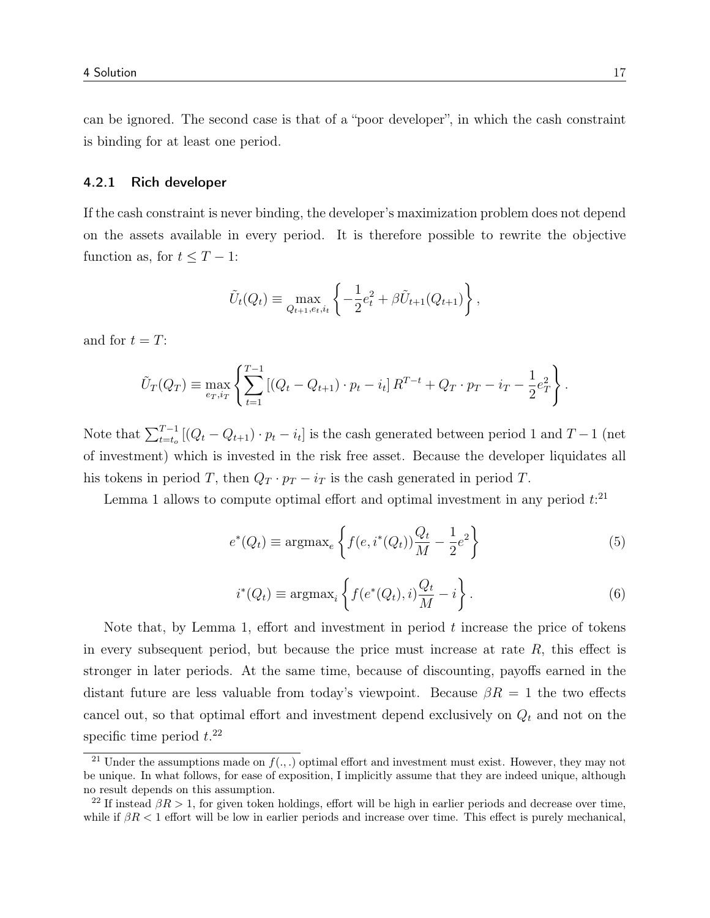can be ignored. The second case is that of a "poor developer", in which the cash constraint is binding for at least one period.

### 4.2.1 Rich developer

If the cash constraint is never binding, the developer's maximization problem does not depend on the assets available in every period. It is therefore possible to rewrite the objective function as, for $t \leq T-1$:

$$\tilde{U}_t(Q_t) \equiv \max_{Q_{t+1}, e_t, i_t} \left\{ -\frac{1}{2}e_t^2 + \beta \tilde{U}_{t+1}(Q_{t+1}) \right\},$$

and for $t = T$:

$$\tilde{U}_T(Q_T) \equiv \max_{e_T, i_T} \left\{ \sum_{t=1}^{T-1} \left[ (Q_t - Q_{t+1}) \cdot p_t - i_t \right] R^{T-t} + Q_T \cdot p_T - i_T - \frac{1}{2}e_T^2 \right\}.$$

Note that $\sum_{t=t_o}^{T-1} \left[ (Q_t - Q_{t+1}) \cdot p_t - i_t \right]$ is the cash generated between period 1 and $T-1$ (net of investment) which is invested in the risk free asset. Because the developer liquidates all his tokens in period $T$, then $Q_T \cdot p_T - i_T$ is the cash generated in period $T$.

Lemma 1 allows to compute optimal effort and optimal investment in any period $t$:[21]

$$e^*(Q_t) \equiv \text{argmax}_e \left\{ f(e, i^*(Q_t)) \frac{Q_t}{M} - \frac{1}{2}e^2 \right\} \tag{5}$$

$$i^*(Q_t) \equiv \text{argmax}_i \left\{ f(e^*(Q_t), i) \frac{Q_t}{M} - i \right\}. \tag{6}$$

Note that, by Lemma 1, effort and investment in period $t$ increase the price of tokens in every subsequent period, but because the price must increase at rate $R$, this effect is stronger in later periods. At the same time, because of discounting, payoffs earned in the distant future are less valuable from today's viewpoint. Because $\beta R = 1$ the two effects cancel out, so that optimal effort and investment depend exclusively on $Q_t$ and not on the specific time period $t$.[22]

[21] Under the assumptions made on $f(.,.)$ optimal effort and investment must exist. However, they may not be unique. In what follows, for ease of exposition, I implicitly assume that they are indeed unique, although no result depends on this assumption.

[22] If instead $\beta R > 1$, for given token holdings, effort will be high in earlier periods and decrease over time, while if $\beta R < 1$ effort will be low in earlier periods and increase over time. This effect is purely mechanical,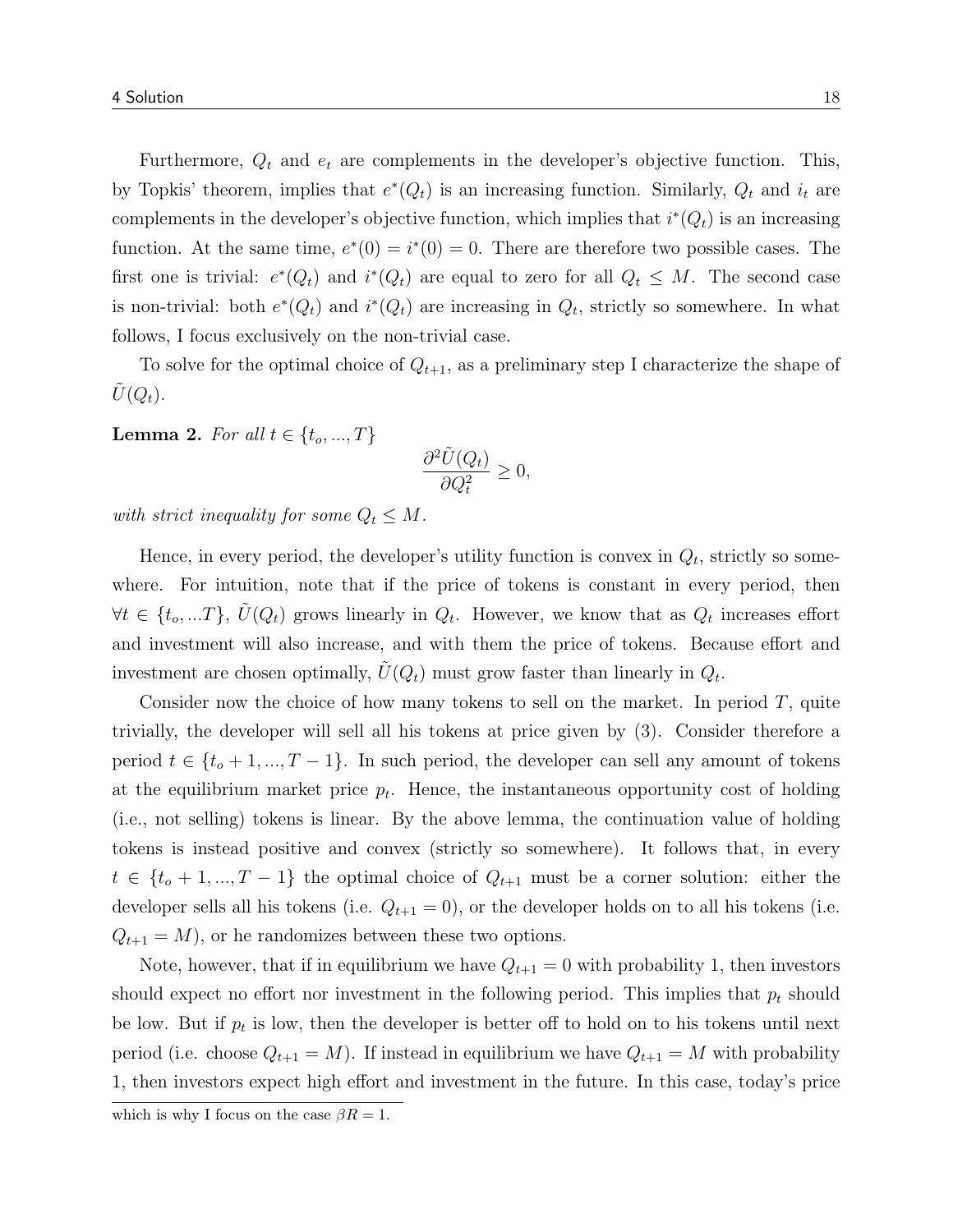Furthermore, $Q_t$ and $e_t$ are complements in the developer's objective function. This, by Topkis' theorem, implies that $e^*(Q_t)$ is an increasing function. Similarly, $Q_t$ and $i_t$ are complements in the developer's objective function, which implies that $i^*(Q_t)$ is an increasing function. At the same time, $e^*(0) = i^*(0) = 0$. There are therefore two possible cases. The first one is trivial: $e^*(Q_t)$ and $i^*(Q_t)$ are equal to zero for all $Q_t \leq M$. The second case is non-trivial: both $e^*(Q_t)$ and $i^*(Q_t)$ are increasing in $Q_t$, strictly so somewhere. In what follows, I focus exclusively on the non-trivial case.

To solve for the optimal choice of $Q_{t+1}$, as a preliminary step I characterize the shape of $\tilde{U}(Q_t)$.

**Lemma 2.** *For all $t \in \{t_o, ..., T\}$*

$$\frac{\partial^2 \tilde{U}(Q_t)}{\partial Q_t^2} \geq 0,$$

*with strict inequality for some $Q_t \leq M$.*

Hence, in every period, the developer's utility function is convex in $Q_t$, strictly so somewhere. For intuition, note that if the price of tokens is constant in every period, then $\forall t \in \{t_o, ...T\}$, $\tilde{U}(Q_t)$ grows linearly in $Q_t$. However, we know that as $Q_t$ increases effort and investment will also increase, and with them the price of tokens. Because effort and investment are chosen optimally, $\tilde{U}(Q_t)$ must grow faster than linearly in $Q_t$.

Consider now the choice of how many tokens to sell on the market. In period $T$, quite trivially, the developer will sell all his tokens at price given by (3). Consider therefore a period $t \in \{t_o + 1, ..., T - 1\}$. In such period, the developer can sell any amount of tokens at the equilibrium market price $p_t$. Hence, the instantaneous opportunity cost of holding (i.e., not selling) tokens is linear. By the above lemma, the continuation value of holding tokens is instead positive and convex (strictly so somewhere). It follows that, in every $t \in \{t_o + 1, ..., T - 1\}$ the optimal choice of $Q_{t+1}$ must be a corner solution: either the developer sells all his tokens (i.e. $Q_{t+1} = 0$), or the developer holds on to all his tokens (i.e. $Q_{t+1} = M$), or he randomizes between these two options.

Note, however, that if in equilibrium we have $Q_{t+1} = 0$ with probability 1, then investors should expect no effort nor investment in the following period. This implies that $p_t$ should be low. But if $p_t$ is low, then the developer is better off to hold on to his tokens until next period (i.e. choose $Q_{t+1} = M$). If instead in equilibrium we have $Q_{t+1} = M$ with probability 1, then investors expect high effort and investment in the future. In this case, today's price

which is why I focus on the case $\beta R = 1$.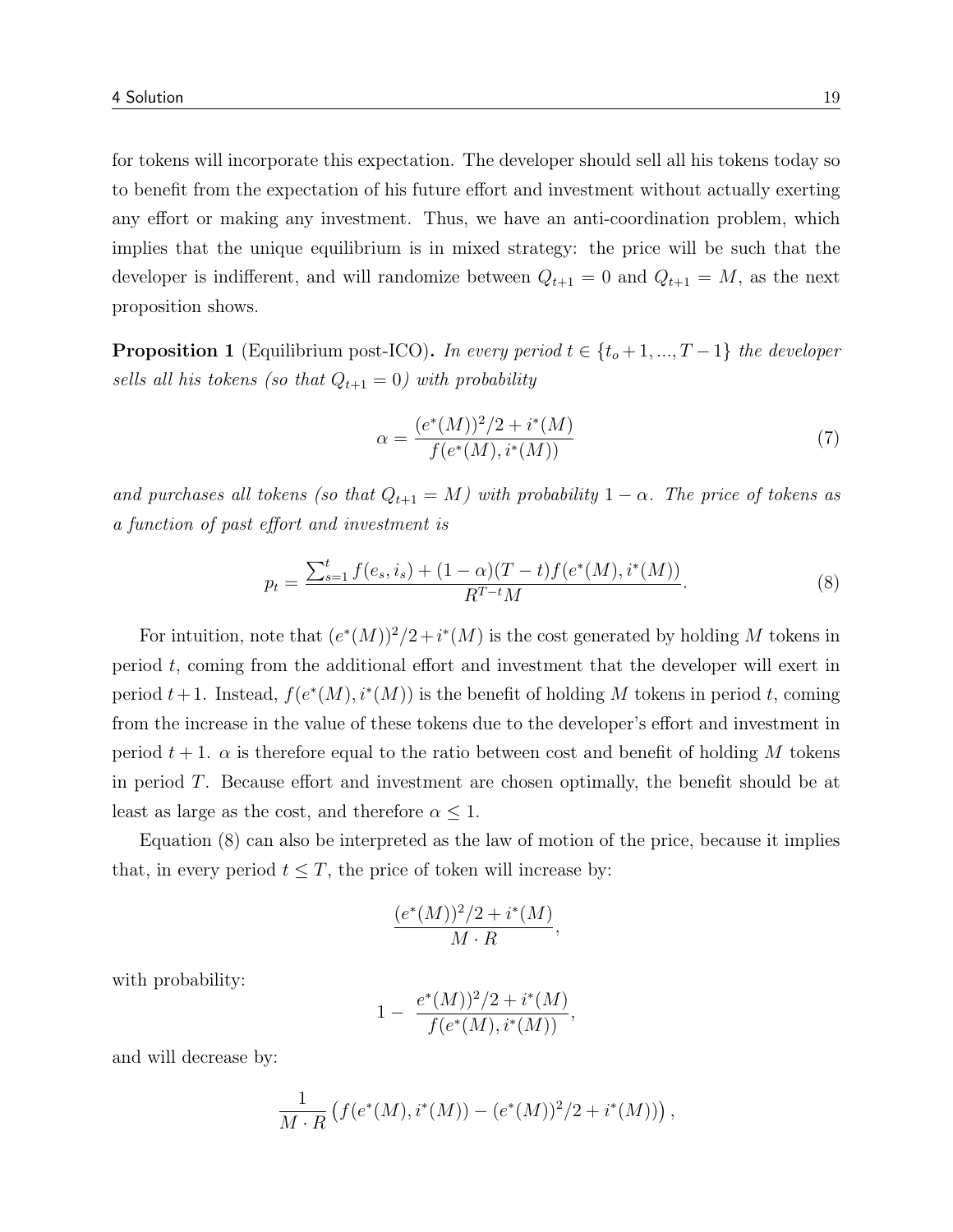for tokens will incorporate this expectation. The developer should sell all his tokens today so to benefit from the expectation of his future effort and investment without actually exerting any effort or making any investment. Thus, we have an anti-coordination problem, which implies that the unique equilibrium is in mixed strategy: the price will be such that the developer is indifferent, and will randomize between $Q_{t+1} = 0$ and $Q_{t+1} = M$, as the next proposition shows.

**Proposition 1** (Equilibrium post-ICO)**.** *In every period $t \in \{t_o + 1, ..., T - 1\}$ the developer sells all his tokens (so that $Q_{t+1} = 0$) with probability*

$$\alpha = \frac{(e^*(M))^2/2 + i^*(M)}{f(e^*(M), i^*(M))} \tag{7}$$

*and purchases all tokens (so that $Q_{t+1} = M$) with probability $1 - \alpha$. The price of tokens as a function of past effort and investment is*

$$p_t = \frac{\sum_{s=1}^{t} f(e_s, i_s) + (1 - \alpha)(T - t) f(e^*(M), i^*(M))}{R^{T-t} M}. \tag{8}$$

For intuition, note that $(e^*(M))^2/2 + i^*(M)$ is the cost generated by holding $M$ tokens in period $t$, coming from the additional effort and investment that the developer will exert in period $t+1$. Instead, $f(e^*(M), i^*(M))$ is the benefit of holding $M$ tokens in period $t$, coming from the increase in the value of these tokens due to the developer's effort and investment in period $t + 1$. $\alpha$ is therefore equal to the ratio between cost and benefit of holding $M$ tokens in period $T$. Because effort and investment are chosen optimally, the benefit should be at least as large as the cost, and therefore $\alpha \leq 1$.

Equation (8) can also be interpreted as the law of motion of the price, because it implies that, in every period $t \leq T$, the price of token will increase by:

$$\frac{(e^*(M))^2/2 + i^*(M)}{M \cdot R},$$

with probability:

$$1 - \frac{e^*(M))^2/2 + i^*(M)}{f(e^*(M), i^*(M))},$$

and will decrease by:

$$\frac{1}{M \cdot R} \left( f(e^*(M), i^*(M)) - (e^*(M))^2/2 + i^*(M)) \right),$$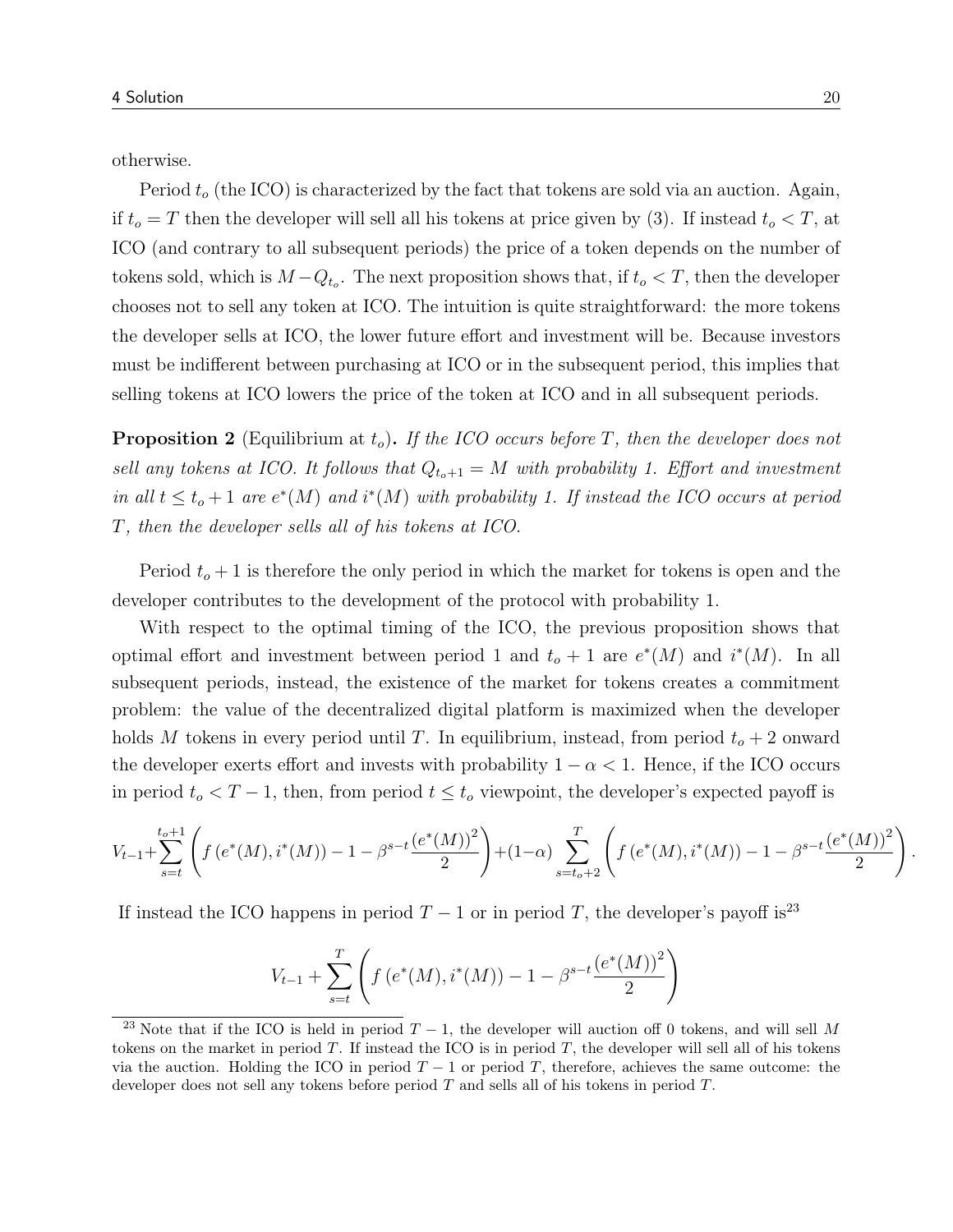otherwise.

Period $t_o$ (the ICO) is characterized by the fact that tokens are sold via an auction. Again, if $t_o = T$ then the developer will sell all his tokens at price given by (3). If instead $t_o < T$, at ICO (and contrary to all subsequent periods) the price of a token depends on the number of tokens sold, which is $M - Q_{t_o}$. The next proposition shows that, if $t_o < T$, then the developer chooses not to sell any token at ICO. The intuition is quite straightforward: the more tokens the developer sells at ICO, the lower future effort and investment will be. Because investors must be indifferent between purchasing at ICO or in the subsequent period, this implies that selling tokens at ICO lowers the price of the token at ICO and in all subsequent periods.

**Proposition 2** (Equilibrium at $t_o$)**.** *If the ICO occurs before $T$, then the developer does not sell any tokens at ICO. It follows that $Q_{t_o+1} = M$ with probability 1. Effort and investment in all $t \leq t_o + 1$ are $e^*(M)$ and $i^*(M)$ with probability 1. If instead the ICO occurs at period $T$, then the developer sells all of his tokens at ICO.*

Period $t_o + 1$ is therefore the only period in which the market for tokens is open and the developer contributes to the development of the protocol with probability 1.

With respect to the optimal timing of the ICO, the previous proposition shows that optimal effort and investment between period 1 and $t_o + 1$ are $e^*(M)$ and $i^*(M)$. In all subsequent periods, instead, the existence of the market for tokens creates a commitment problem: the value of the decentralized digital platform is maximized when the developer holds $M$ tokens in every period until $T$. In equilibrium, instead, from period $t_o + 2$ onward the developer exerts effort and invests with probability $1 - \alpha < 1$. Hence, if the ICO occurs in period $t_o < T - 1$, then, from period $t \leq t_o$ viewpoint, the developer's expected payoff is

$$V_{t-1} + \sum_{s=t}^{t_o+1} \left( f\left(e^*(M), i^*(M)\right) - 1 - \beta^{s-t} \frac{\left(e^*(M)\right)^2}{2} \right) + (1-\alpha) \sum_{s=t_o+2}^{T} \left( f\left(e^*(M), i^*(M)\right) - 1 - \beta^{s-t} \frac{\left(e^*(M)\right)^2}{2} \right).$$

If instead the ICO happens in period $T - 1$ or in period $T$, the developer's payoff is[23]

$$V_{t-1} + \sum_{s=t}^{T} \left( f\left(e^*(M), i^*(M)\right) - 1 - \beta^{s-t} \frac{\left(e^*(M)\right)^2}{2} \right)$$

[23] Note that if the ICO is held in period $T - 1$, the developer will auction off 0 tokens, and will sell $M$ tokens on the market in period $T$. If instead the ICO is in period $T$, the developer will sell all of his tokens via the auction. Holding the ICO in period $T - 1$ or period $T$, therefore, achieves the same outcome: the developer does not sell any tokens before period $T$ and sells all of his tokens in period $T$.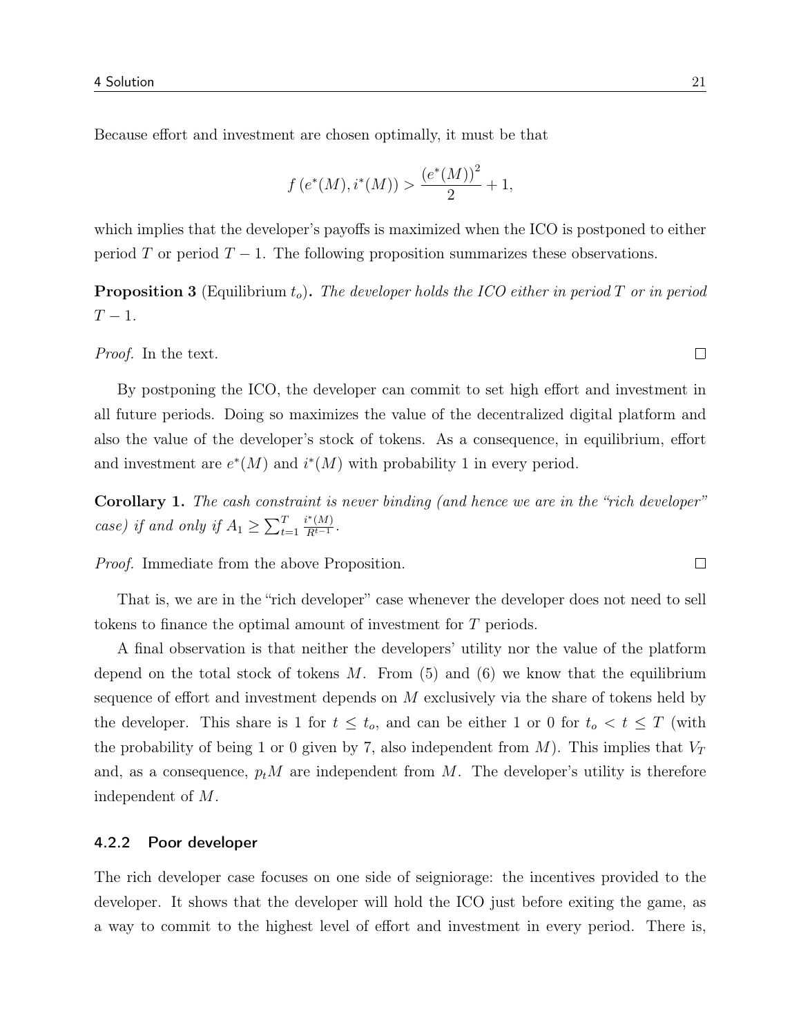Because effort and investment are chosen optimally, it must be that

$$f\left(e^*(M), i^*(M)\right) > \frac{\left(e^*(M)\right)^2}{2} + 1,$$

which implies that the developer's payoffs is maximized when the ICO is postponed to either period $T$ or period $T-1$. The following proposition summarizes these observations.

**Proposition 3** (Equilibrium $t_o$)**.** *The developer holds the ICO either in period $T$ or in period $T-1$.*

*Proof.* In the text. □

By postponing the ICO, the developer can commit to set high effort and investment in all future periods. Doing so maximizes the value of the decentralized digital platform and also the value of the developer's stock of tokens. As a consequence, in equilibrium, effort and investment are $e^*(M)$ and $i^*(M)$ with probability 1 in every period.

**Corollary 1.** *The cash constraint is never binding (and hence we are in the "rich developer" case) if and only if $A_1 \geq \sum_{t=1}^{T} \frac{i^*(M)}{R^{t-1}}$.*

*Proof.* Immediate from the above Proposition. □

That is, we are in the "rich developer" case whenever the developer does not need to sell tokens to finance the optimal amount of investment for $T$ periods.

A final observation is that neither the developers' utility nor the value of the platform depend on the total stock of tokens $M$. From (5) and (6) we know that the equilibrium sequence of effort and investment depends on $M$ exclusively via the share of tokens held by the developer. This share is 1 for $t \leq t_o$, and can be either 1 or 0 for $t_o < t \leq T$ (with the probability of being 1 or 0 given by 7, also independent from $M$). This implies that $V_T$ and, as a consequence, $p_t M$ are independent from $M$. The developer's utility is therefore independent of $M$.

#### 4.2.2 Poor developer

The rich developer case focuses on one side of seigniorage: the incentives provided to the developer. It shows that the developer will hold the ICO just before exiting the game, as a way to commit to the highest level of effort and investment in every period. There is,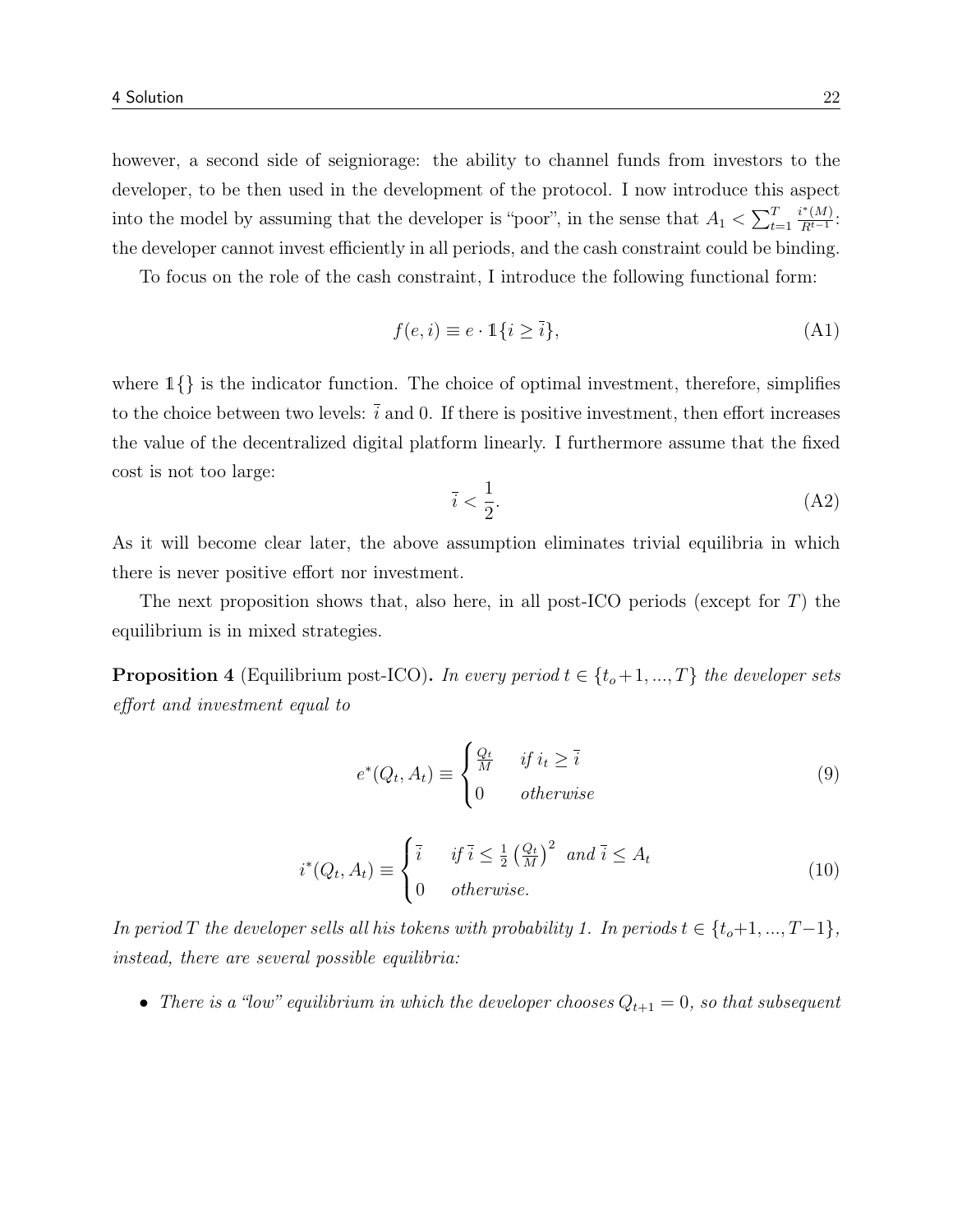however, a second side of seigniorage: the ability to channel funds from investors to the developer, to be then used in the development of the protocol. I now introduce this aspect into the model by assuming that the developer is "poor", in the sense that $A_1 < \sum_{t=1}^{T} \frac{i^*(M)}{R^{t-1}}$: the developer cannot invest efficiently in all periods, and the cash constraint could be binding.

To focus on the role of the cash constraint, I introduce the following functional form:

$$f(e, i) \equiv e \cdot \mathbb{1}\{i \geq \bar{i}\}, \tag{A1}$$

where $\mathbb{1}\{\}$ is the indicator function. The choice of optimal investment, therefore, simplifies to the choice between two levels: $\bar{i}$ and 0. If there is positive investment, then effort increases the value of the decentralized digital platform linearly. I furthermore assume that the fixed cost is not too large:

$$\bar{i} < \frac{1}{2}. \tag{A2}$$

As it will become clear later, the above assumption eliminates trivial equilibria in which there is never positive effort nor investment.

The next proposition shows that, also here, in all post-ICO periods (except for $T$) the equilibrium is in mixed strategies.

**Proposition 4** (Equilibrium post-ICO)**.** *In every period $t \in \{t_o+1, ..., T\}$ the developer sets effort and investment equal to*

$$e^*(Q_t, A_t) \equiv \begin{cases} \frac{Q_t}{M} & \text{if } i_t \geq \bar{i} \\ 0 & \text{otherwise} \end{cases} \tag{9}$$

$$i^*(Q_t, A_t) \equiv \begin{cases} \bar{i} & \text{if } \bar{i} \leq \frac{1}{2}\left(\frac{Q_t}{M}\right)^2 \text{ and } \bar{i} \leq A_t \\ 0 & \text{otherwise.} \end{cases} \tag{10}$$

*In period $T$ the developer sells all his tokens with probability 1. In periods $t \in \{t_o+1, ..., T-1\}$, instead, there are several possible equilibria:*

- *There is a "low" equilibrium in which the developer chooses $Q_{t+1} = 0$, so that subsequent*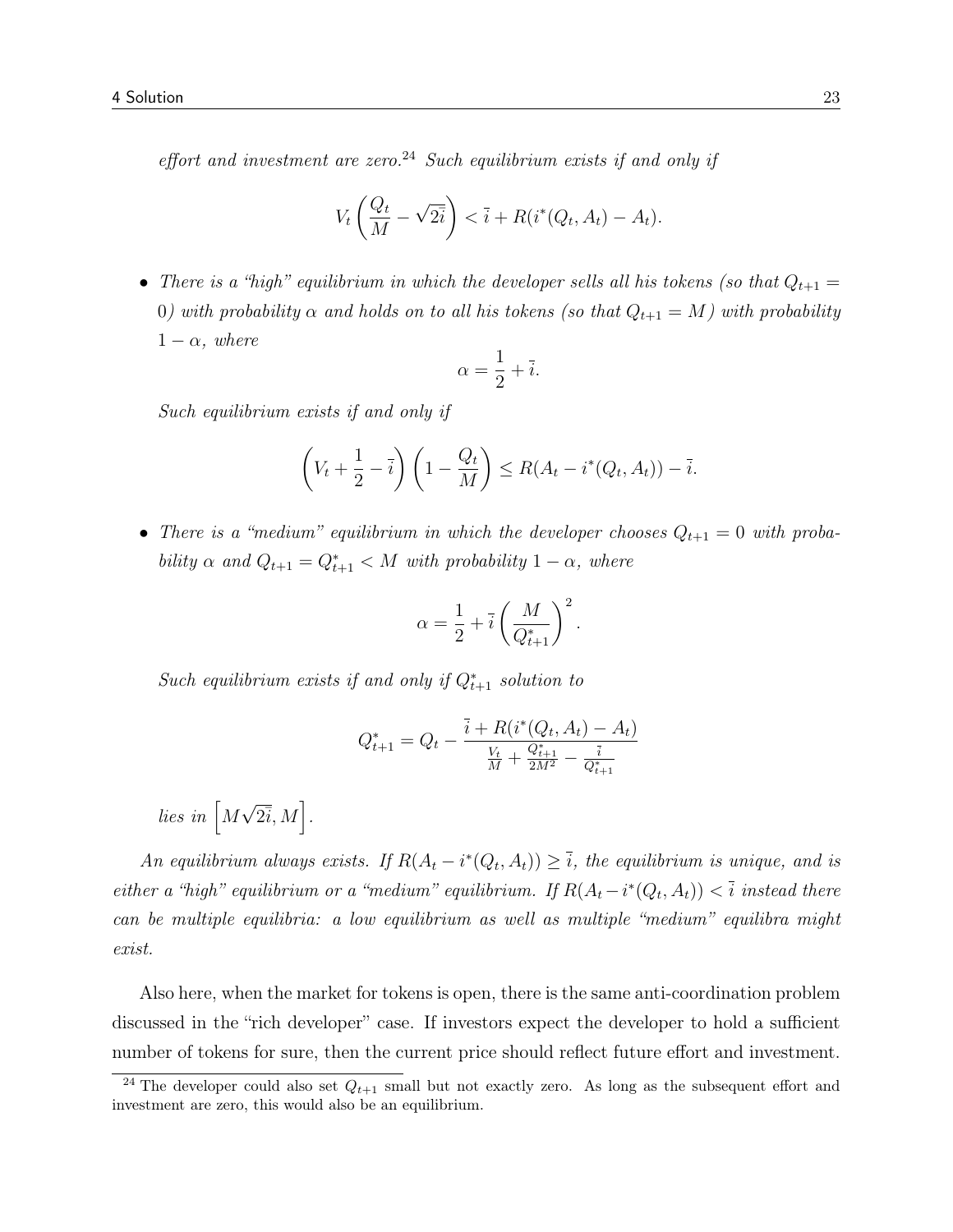*effort and investment are zero.*[24] *Such equilibrium exists if and only if*

$$V_t \left( \frac{Q_t}{M} - \sqrt{2\bar{i}} \right) < \bar{i} + R(i^*(Q_t, A_t) - A_t).$$

- *There is a "high" equilibrium in which the developer sells all his tokens (so that $Q_{t+1} = 0$) with probability $\alpha$ and holds on to all his tokens (so that $Q_{t+1} = M$) with probability $1 - \alpha$, where*

$$\alpha = \frac{1}{2} + \bar{i}.$$

*Such equilibrium exists if and only if*

$$\left( V_t + \frac{1}{2} - \bar{i} \right) \left( 1 - \frac{Q_t}{M} \right) \leq R(A_t - i^*(Q_t, A_t)) - \bar{i}.$$

- *There is a "medium" equilibrium in which the developer chooses $Q_{t+1} = 0$ with probability $\alpha$ and $Q_{t+1} = Q^*_{t+1} < M$ with probability $1 - \alpha$, where*

$$\alpha = \frac{1}{2} + \bar{i} \left( \frac{M}{Q^*_{t+1}} \right)^2.$$

*Such equilibrium exists if and only if $Q^*_{t+1}$ solution to*

$$Q^*_{t+1} = Q_t - \frac{\bar{i} + R(i^*(Q_t, A_t) - A_t)}{\frac{V_t}{M} + \frac{Q^*_{t+1}}{2M^2} - \frac{\bar{i}}{Q^*_{t+1}}}$$

*lies in $\left[ M\sqrt{2\bar{i}}, M \right]$.*

*An equilibrium always exists. If $R(A_t - i^*(Q_t, A_t)) \geq \bar{i}$, the equilibrium is unique, and is either a "high" equilibrium or a "medium" equilibrium. If $R(A_t - i^*(Q_t, A_t)) < \bar{i}$ instead there can be multiple equilibria: a low equilibrium as well as multiple "medium" equilibra might exist.*

Also here, when the market for tokens is open, there is the same anti-coordination problem discussed in the "rich developer" case. If investors expect the developer to hold a sufficient number of tokens for sure, then the current price should reflect future effort and investment.

[24] The developer could also set $Q_{t+1}$ small but not exactly zero. As long as the subsequent effort and investment are zero, this would also be an equilibrium.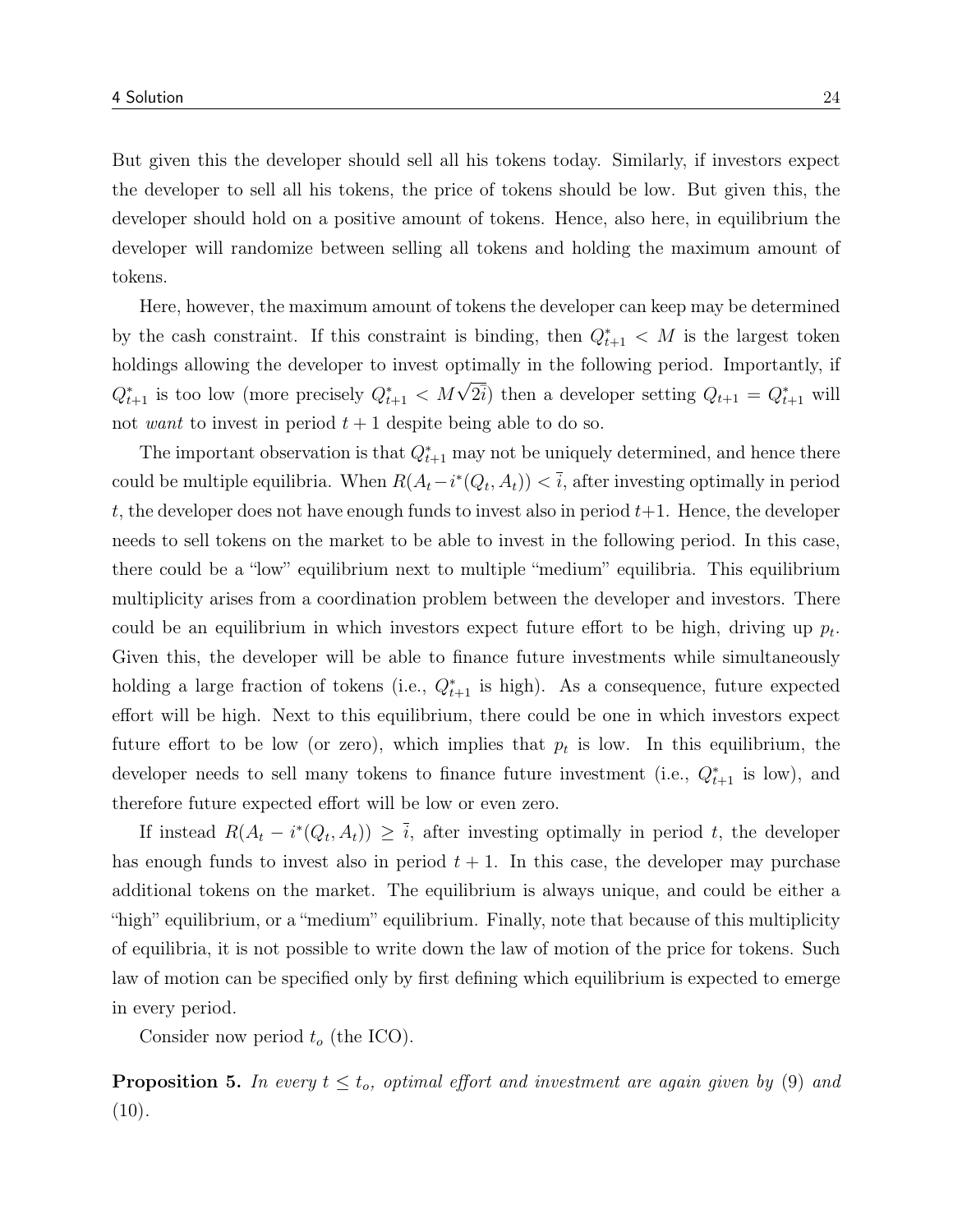But given this the developer should sell all his tokens today. Similarly, if investors expect the developer to sell all his tokens, the price of tokens should be low. But given this, the developer should hold on a positive amount of tokens. Hence, also here, in equilibrium the developer will randomize between selling all tokens and holding the maximum amount of tokens.

Here, however, the maximum amount of tokens the developer can keep may be determined by the cash constraint. If this constraint is binding, then $Q^*_{t+1} < M$ is the largest token holdings allowing the developer to invest optimally in the following period. Importantly, if $Q^*_{t+1}$ is too low (more precisely $Q^*_{t+1} < M\sqrt{2\bar{i}}$) then a developer setting $Q_{t+1} = Q^*_{t+1}$ will not *want* to invest in period $t+1$ despite being able to do so.

The important observation is that $Q^*_{t+1}$ may not be uniquely determined, and hence there could be multiple equilibria. When $R(A_t - i^*(Q_t, A_t)) < \bar{i}$, after investing optimally in period $t$, the developer does not have enough funds to invest also in period $t+1$. Hence, the developer needs to sell tokens on the market to be able to invest in the following period. In this case, there could be a "low" equilibrium next to multiple "medium" equilibria. This equilibrium multiplicity arises from a coordination problem between the developer and investors. There could be an equilibrium in which investors expect future effort to be high, driving up $p_t$. Given this, the developer will be able to finance future investments while simultaneously holding a large fraction of tokens (i.e., $Q^*_{t+1}$ is high). As a consequence, future expected effort will be high. Next to this equilibrium, there could be one in which investors expect future effort to be low (or zero), which implies that $p_t$ is low. In this equilibrium, the developer needs to sell many tokens to finance future investment (i.e., $Q^*_{t+1}$ is low), and therefore future expected effort will be low or even zero.

If instead $R(A_t - i^*(Q_t, A_t)) \geq \bar{i}$, after investing optimally in period $t$, the developer has enough funds to invest also in period $t+1$. In this case, the developer may purchase additional tokens on the market. The equilibrium is always unique, and could be either a "high" equilibrium, or a "medium" equilibrium. Finally, note that because of this multiplicity of equilibria, it is not possible to write down the law of motion of the price for tokens. Such law of motion can be specified only by first defining which equilibrium is expected to emerge in every period.

Consider now period $t_o$ (the ICO).

**Proposition 5.** *In every $t \leq t_o$, optimal effort and investment are again given by* (9) *and* (10).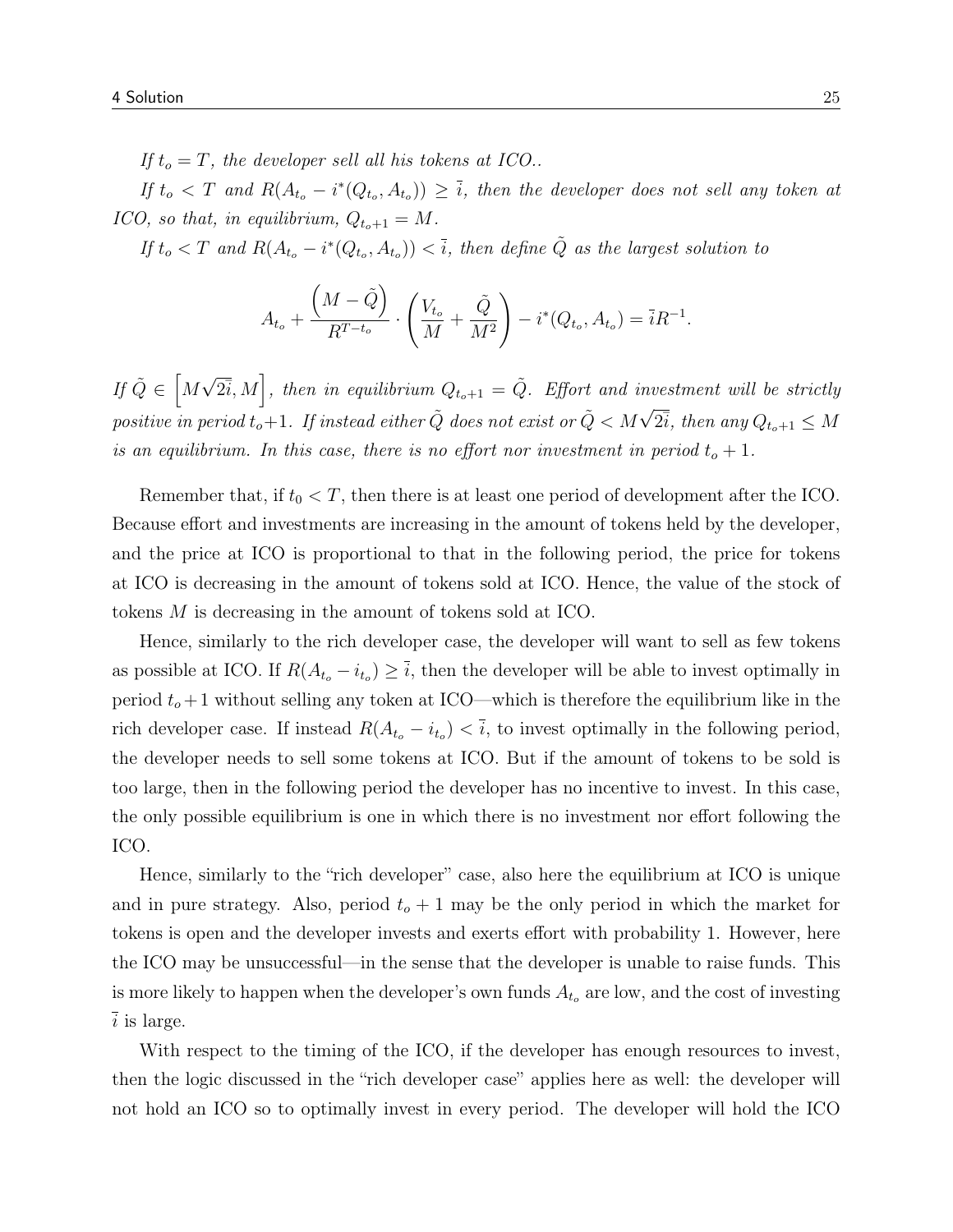*If $t_o = T$, the developer sell all his tokens at ICO..*

*If $t_o < T$ and $R(A_{t_o} - i^*(Q_{t_o}, A_{t_o})) \geq \bar{i}$, then the developer does not sell any token at ICO, so that, in equilibrium, $Q_{t_o+1} = M$.*

*If $t_o < T$ and $R(A_{t_o} - i^*(Q_{t_o}, A_{t_o})) < \bar{i}$, then define $\tilde{Q}$ as the largest solution to*

$$A_{t_o} + \frac{\left(M - \tilde{Q}\right)}{R^{T-t_o}} \cdot \left(\frac{V_{t_o}}{M} + \frac{\tilde{Q}}{M^2}\right) - i^*(Q_{t_o}, A_{t_o}) = \bar{i}R^{-1}.$$

*If $\tilde{Q} \in \left[M\sqrt{2\bar{i}}, M\right]$, then in equilibrium $Q_{t_o+1} = \tilde{Q}$. Effort and investment will be strictly positive in period $t_o$+1. If instead either $\tilde{Q}$ does not exist or $\tilde{Q} < M\sqrt{2\bar{i}}$, then any $Q_{t_o+1} \leq M$ is an equilibrium. In this case, there is no effort nor investment in period $t_o + 1$.*

Remember that, if $t_0 < T$, then there is at least one period of development after the ICO. Because effort and investments are increasing in the amount of tokens held by the developer, and the price at ICO is proportional to that in the following period, the price for tokens at ICO is decreasing in the amount of tokens sold at ICO. Hence, the value of the stock of tokens $M$ is decreasing in the amount of tokens sold at ICO.

Hence, similarly to the rich developer case, the developer will want to sell as few tokens as possible at ICO. If $R(A_{t_o} - i_{t_o}) \geq \bar{i}$, then the developer will be able to invest optimally in period $t_o + 1$ without selling any token at ICO—which is therefore the equilibrium like in the rich developer case. If instead $R(A_{t_o} - i_{t_o}) < \bar{i}$, to invest optimally in the following period, the developer needs to sell some tokens at ICO. But if the amount of tokens to be sold is too large, then in the following period the developer has no incentive to invest. In this case, the only possible equilibrium is one in which there is no investment nor effort following the ICO.

Hence, similarly to the "rich developer" case, also here the equilibrium at ICO is unique and in pure strategy. Also, period $t_o + 1$ may be the only period in which the market for tokens is open and the developer invests and exerts effort with probability 1. However, here the ICO may be unsuccessful—in the sense that the developer is unable to raise funds. This is more likely to happen when the developer's own funds $A_{t_o}$ are low, and the cost of investing $\bar{i}$ is large.

With respect to the timing of the ICO, if the developer has enough resources to invest, then the logic discussed in the "rich developer case" applies here as well: the developer will not hold an ICO so to optimally invest in every period. The developer will hold the ICO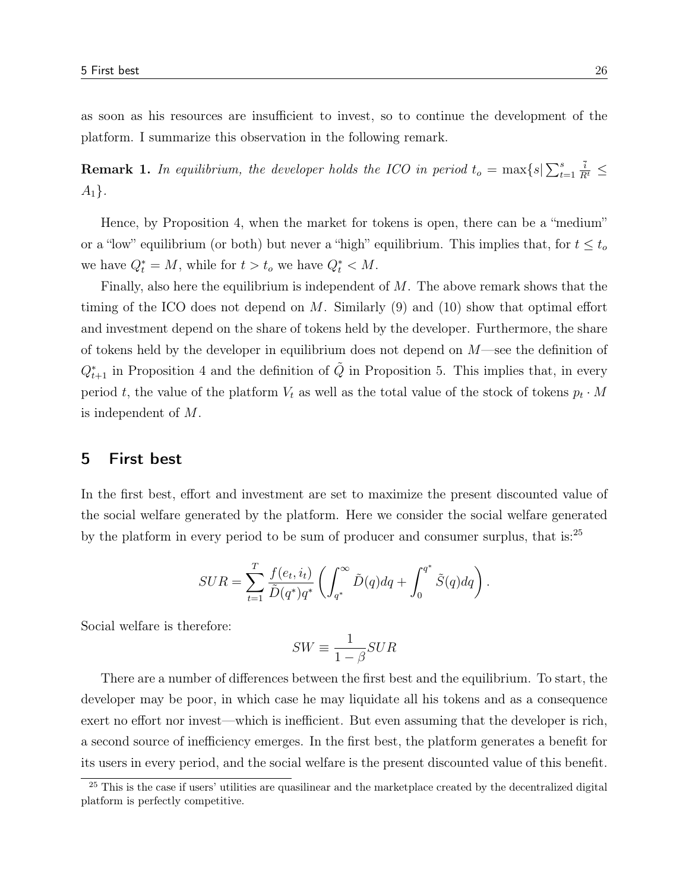as soon as his resources are insufficient to invest, so to continue the development of the platform. I summarize this observation in the following remark.

**Remark 1.** *In equilibrium, the developer holds the ICO in period* $t_o = \max\{s | \sum_{t=1}^{s} \frac{\bar{i}}{R^t} \leq A_1\}$.

Hence, by Proposition 4, when the market for tokens is open, there can be a "medium" or a "low" equilibrium (or both) but never a "high" equilibrium. This implies that, for $t \leq t_o$ we have $Q_t^* = M$, while for $t > t_o$ we have $Q_t^* < M$.

Finally, also here the equilibrium is independent of $M$. The above remark shows that the timing of the ICO does not depend on $M$. Similarly (9) and (10) show that optimal effort and investment depend on the share of tokens held by the developer. Furthermore, the share of tokens held by the developer in equilibrium does not depend on $M$—see the definition of $Q_{t+1}^*$ in Proposition 4 and the definition of $\tilde{Q}$ in Proposition 5. This implies that, in every period $t$, the value of the platform $V_t$ as well as the total value of the stock of tokens $p_t \cdot M$ is independent of $M$.

## 5 First best

In the first best, effort and investment are set to maximize the present discounted value of the social welfare generated by the platform. Here we consider the social welfare generated by the platform in every period to be sum of producer and consumer surplus, that is:[25]

$$SUR = \sum_{t=1}^{T} \frac{f(e_t, i_t)}{\tilde{D}(q^*)q^*} \left( \int_{q^*}^{\infty} \tilde{D}(q)dq + \int_{0}^{q^*} \tilde{S}(q)dq \right).$$

Social welfare is therefore:

$$SW \equiv \frac{1}{1-\beta} SUR$$

There are a number of differences between the first best and the equilibrium. To start, the developer may be poor, in which case he may liquidate all his tokens and as a consequence exert no effort nor invest—which is inefficient. But even assuming that the developer is rich, a second source of inefficiency emerges. In the first best, the platform generates a benefit for its users in every period, and the social welfare is the present discounted value of this benefit.

[25] This is the case if users' utilities are quasilinear and the marketplace created by the decentralized digital platform is perfectly competitive.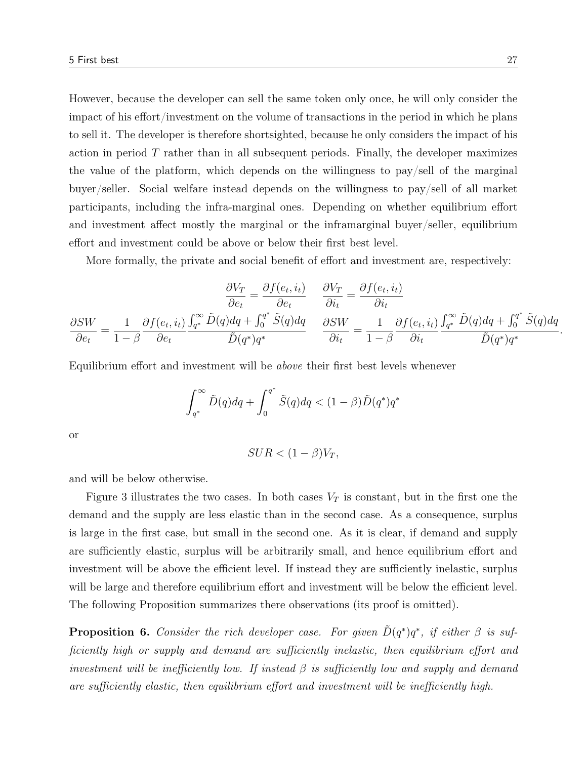However, because the developer can sell the same token only once, he will only consider the impact of his effort/investment on the volume of transactions in the period in which he plans to sell it. The developer is therefore shortsighted, because he only considers the impact of his action in period $T$ rather than in all subsequent periods. Finally, the developer maximizes the value of the platform, which depends on the willingness to pay/sell of the marginal buyer/seller. Social welfare instead depends on the willingness to pay/sell of all market participants, including the infra-marginal ones. Depending on whether equilibrium effort and investment affect mostly the marginal or the inframarginal buyer/seller, equilibrium effort and investment could be above or below their first best level.

More formally, the private and social benefit of effort and investment are, respectively:

$$\frac{\partial V_T}{\partial e_t} = \frac{\partial f(e_t, i_t)}{\partial e_t} \qquad \frac{\partial V_T}{\partial i_t} = \frac{\partial f(e_t, i_t)}{\partial i_t}$$

$$\frac{\partial SW}{\partial e_t} = \frac{1}{1-\beta}\frac{\partial f(e_t, i_t)}{\partial e_t}\frac{\int_{q^*}^{\infty} \tilde{D}(q)dq + \int_0^{q^*} \tilde{S}(q)dq}{\tilde{D}(q^*)q^*} \qquad \frac{\partial SW}{\partial i_t} = \frac{1}{1-\beta}\frac{\partial f(e_t, i_t)}{\partial i_t}\frac{\int_{q^*}^{\infty} \tilde{D}(q)dq + \int_0^{q^*} \tilde{S}(q)dq}{\tilde{D}(q^*)q^*}.$$

Equilibrium effort and investment will be *above* their first best levels whenever

$$\int_{q^*}^{\infty} \tilde{D}(q)dq + \int_0^{q^*} \tilde{S}(q)dq < (1-\beta)\tilde{D}(q^*)q^*$$

or

$$SUR < (1-\beta)V_T,$$

and will be below otherwise.

Figure 3 illustrates the two cases. In both cases $V_T$ is constant, but in the first one the demand and the supply are less elastic than in the second case. As a consequence, surplus is large in the first case, but small in the second one. As it is clear, if demand and supply are sufficiently elastic, surplus will be arbitrarily small, and hence equilibrium effort and investment will be above the efficient level. If instead they are sufficiently inelastic, surplus will be large and therefore equilibrium effort and investment will be below the efficient level. The following Proposition summarizes there observations (its proof is omitted).

**Proposition 6.** *Consider the rich developer case. For given $\tilde{D}(q^*)q^*$, if either $\beta$ is sufficiently high or supply and demand are sufficiently inelastic, then equilibrium effort and investment will be inefficiently low. If instead $\beta$ is sufficiently low and supply and demand are sufficiently elastic, then equilibrium effort and investment will be inefficiently high.*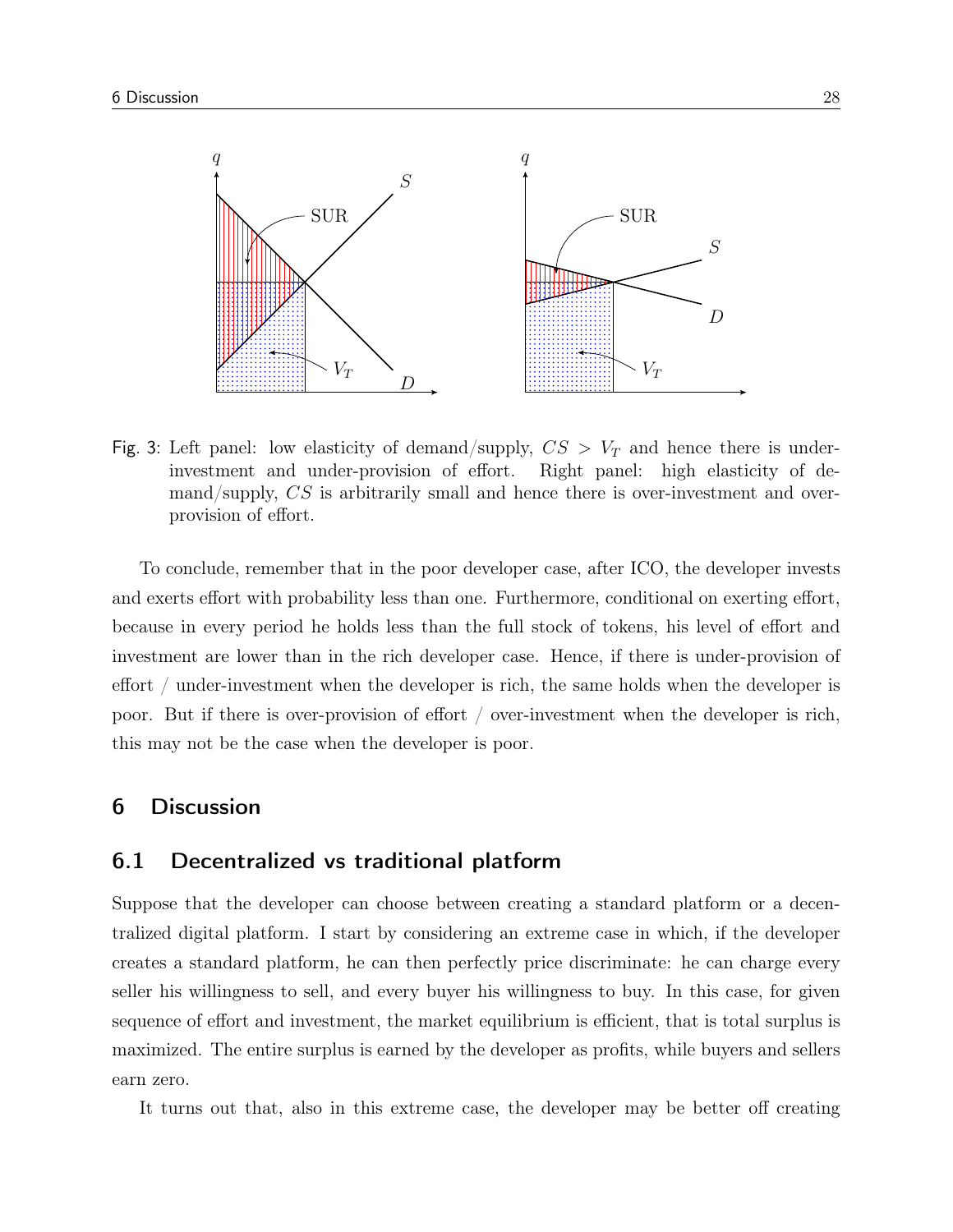Fig. 3: Left panel: low elasticity of demand/supply, $CS > V_T$ and hence there is under-investment and under-provision of effort. Right panel: high elasticity of demand/supply, $CS$ is arbitrarily small and hence there is over-investment and over-provision of effort.

To conclude, remember that in the poor developer case, after ICO, the developer invests and exerts effort with probability less than one. Furthermore, conditional on exerting effort, because in every period he holds less than the full stock of tokens, his level of effort and investment are lower than in the rich developer case. Hence, if there is under-provision of effort / under-investment when the developer is rich, the same holds when the developer is poor. But if there is over-provision of effort / over-investment when the developer is rich, this may not be the case when the developer is poor.

## 6 Discussion

### 6.1 Decentralized vs traditional platform

Suppose that the developer can choose between creating a standard platform or a decentralized digital platform. I start by considering an extreme case in which, if the developer creates a standard platform, he can then perfectly price discriminate: he can charge every seller his willingness to sell, and every buyer his willingness to buy. In this case, for given sequence of effort and investment, the market equilibrium is efficient, that is total surplus is maximized. The entire surplus is earned by the developer as profits, while buyers and sellers earn zero.

It turns out that, also in this extreme case, the developer may be better off creating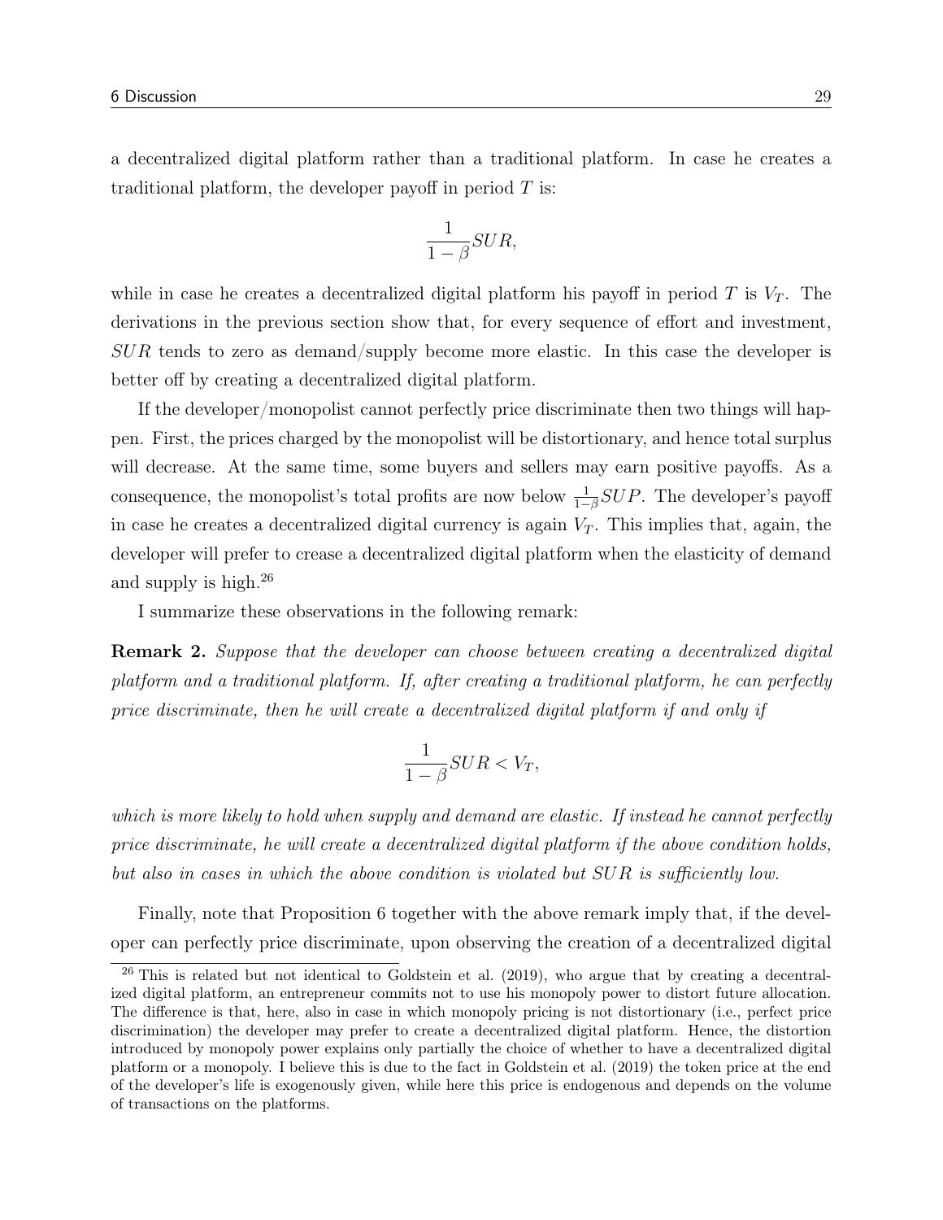a decentralized digital platform rather than a traditional platform. In case he creates a traditional platform, the developer payoff in period $T$ is:

$$\frac{1}{1-\beta}SUR,$$

while in case he creates a decentralized digital platform his payoff in period $T$ is $V_T$. The derivations in the previous section show that, for every sequence of effort and investment, $SUR$ tends to zero as demand/supply become more elastic. In this case the developer is better off by creating a decentralized digital platform.

If the developer/monopolist cannot perfectly price discriminate then two things will happen. First, the prices charged by the monopolist will be distortionary, and hence total surplus will decrease. At the same time, some buyers and sellers may earn positive payoffs. As a consequence, the monopolist's total profits are now below $\frac{1}{1-\beta}SUP$. The developer's payoff in case he creates a decentralized digital currency is again $V_T$. This implies that, again, the developer will prefer to crease a decentralized digital platform when the elasticity of demand and supply is high.[26]

I summarize these observations in the following remark:

**Remark 2.** *Suppose that the developer can choose between creating a decentralized digital platform and a traditional platform. If, after creating a traditional platform, he can perfectly price discriminate, then he will create a decentralized digital platform if and only if*

$$\frac{1}{1-\beta}SUR < V_T,$$

*which is more likely to hold when supply and demand are elastic. If instead he cannot perfectly price discriminate, he will create a decentralized digital platform if the above condition holds, but also in cases in which the above condition is violated but $SUR$ is sufficiently low.*

Finally, note that Proposition 6 together with the above remark imply that, if the developer can perfectly price discriminate, upon observing the creation of a decentralized digital

[26] This is related but not identical to Goldstein et al. (2019), who argue that by creating a decentralized digital platform, an entrepreneur commits not to use his monopoly power to distort future allocation. The difference is that, here, also in case in which monopoly pricing is not distortionary (i.e., perfect price discrimination) the developer may prefer to create a decentralized digital platform. Hence, the distortion introduced by monopoly power explains only partially the choice of whether to have a decentralized digital platform or a monopoly. I believe this is due to the fact in Goldstein et al. (2019) the token price at the end of the developer's life is exogenously given, while here this price is endogenous and depends on the volume of transactions on the platforms.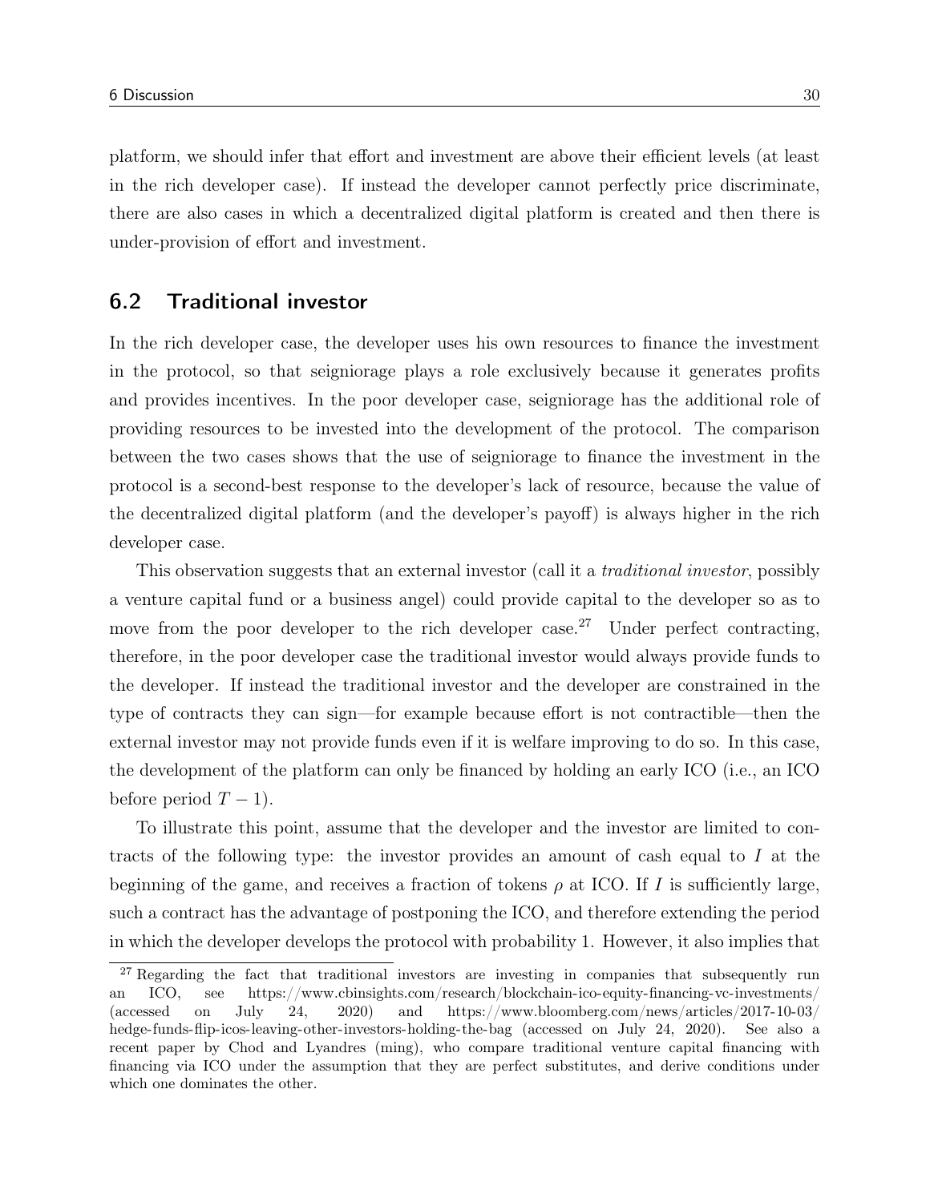platform, we should infer that effort and investment are above their efficient levels (at least in the rich developer case). If instead the developer cannot perfectly price discriminate, there are also cases in which a decentralized digital platform is created and then there is under-provision of effort and investment.

## 6.2 Traditional investor

In the rich developer case, the developer uses his own resources to finance the investment in the protocol, so that seigniorage plays a role exclusively because it generates profits and provides incentives. In the poor developer case, seigniorage has the additional role of providing resources to be invested into the development of the protocol. The comparison between the two cases shows that the use of seigniorage to finance the investment in the protocol is a second-best response to the developer's lack of resource, because the value of the decentralized digital platform (and the developer's payoff) is always higher in the rich developer case.

This observation suggests that an external investor (call it a *traditional investor*, possibly a venture capital fund or a business angel) could provide capital to the developer so as to move from the poor developer to the rich developer case.[27] Under perfect contracting, therefore, in the poor developer case the traditional investor would always provide funds to the developer. If instead the traditional investor and the developer are constrained in the type of contracts they can sign—for example because effort is not contractible—then the external investor may not provide funds even if it is welfare improving to do so. In this case, the development of the platform can only be financed by holding an early ICO (i.e., an ICO before period $T-1$).

To illustrate this point, assume that the developer and the investor are limited to contracts of the following type: the investor provides an amount of cash equal to $I$ at the beginning of the game, and receives a fraction of tokens $\rho$ at ICO. If $I$ is sufficiently large, such a contract has the advantage of postponing the ICO, and therefore extending the period in which the developer develops the protocol with probability 1. However, it also implies that

[27] Regarding the fact that traditional investors are investing in companies that subsequently run an ICO, see https://www.cbinsights.com/research/blockchain-ico-equity-financing-vc-investments/ (accessed on July 24, 2020) and https://www.bloomberg.com/news/articles/2017-10-03/hedge-funds-flip-icos-leaving-other-investors-holding-the-bag (accessed on July 24, 2020). See also a recent paper by Chod and Lyandres (ming), who compare traditional venture capital financing with financing via ICO under the assumption that they are perfect substitutes, and derive conditions under which one dominates the other.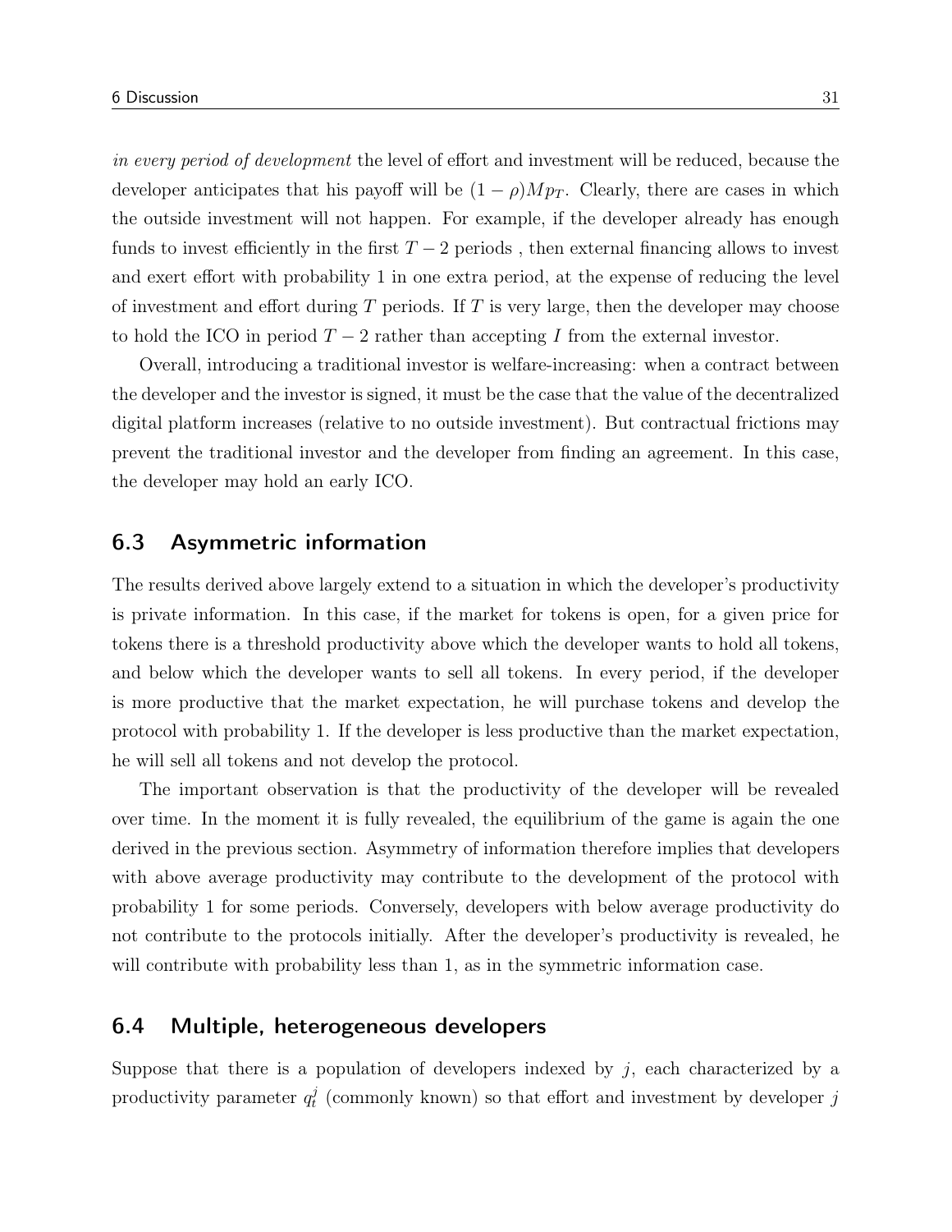*in every period of development* the level of effort and investment will be reduced, because the developer anticipates that his payoff will be $(1-\rho)Mp_T$. Clearly, there are cases in which the outside investment will not happen. For example, if the developer already has enough funds to invest efficiently in the first $T-2$ periods , then external financing allows to invest and exert effort with probability 1 in one extra period, at the expense of reducing the level of investment and effort during $T$ periods. If $T$ is very large, then the developer may choose to hold the ICO in period $T-2$ rather than accepting $I$ from the external investor.

Overall, introducing a traditional investor is welfare-increasing: when a contract between the developer and the investor is signed, it must be the case that the value of the decentralized digital platform increases (relative to no outside investment). But contractual frictions may prevent the traditional investor and the developer from finding an agreement. In this case, the developer may hold an early ICO.

## 6.3 Asymmetric information

The results derived above largely extend to a situation in which the developer's productivity is private information. In this case, if the market for tokens is open, for a given price for tokens there is a threshold productivity above which the developer wants to hold all tokens, and below which the developer wants to sell all tokens. In every period, if the developer is more productive that the market expectation, he will purchase tokens and develop the protocol with probability 1. If the developer is less productive than the market expectation, he will sell all tokens and not develop the protocol.

The important observation is that the productivity of the developer will be revealed over time. In the moment it is fully revealed, the equilibrium of the game is again the one derived in the previous section. Asymmetry of information therefore implies that developers with above average productivity may contribute to the development of the protocol with probability 1 for some periods. Conversely, developers with below average productivity do not contribute to the protocols initially. After the developer's productivity is revealed, he will contribute with probability less than 1, as in the symmetric information case.

## 6.4 Multiple, heterogeneous developers

Suppose that there is a population of developers indexed by $j$, each characterized by a productivity parameter $q_t^j$ (commonly known) so that effort and investment by developer $j$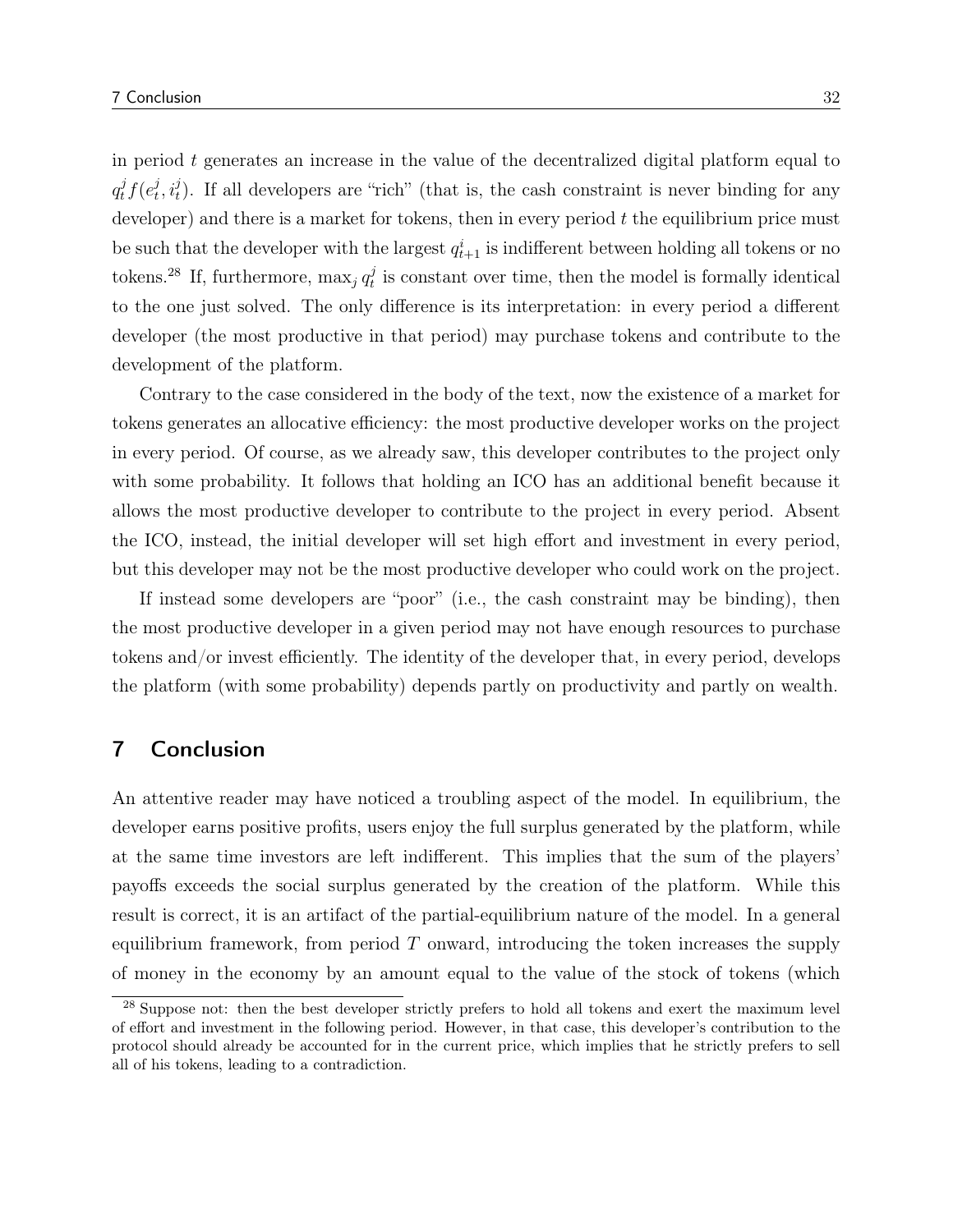in period $t$ generates an increase in the value of the decentralized digital platform equal to $q_t^j f(e_t^j, i_t^j)$. If all developers are "rich" (that is, the cash constraint is never binding for any developer) and there is a market for tokens, then in every period $t$ the equilibrium price must be such that the developer with the largest $q_{t+1}^i$ is indifferent between holding all tokens or no tokens.[28] If, furthermore, $\max_j q_t^j$ is constant over time, then the model is formally identical to the one just solved. The only difference is its interpretation: in every period a different developer (the most productive in that period) may purchase tokens and contribute to the development of the platform.

Contrary to the case considered in the body of the text, now the existence of a market for tokens generates an allocative efficiency: the most productive developer works on the project in every period. Of course, as we already saw, this developer contributes to the project only with some probability. It follows that holding an ICO has an additional benefit because it allows the most productive developer to contribute to the project in every period. Absent the ICO, instead, the initial developer will set high effort and investment in every period, but this developer may not be the most productive developer who could work on the project.

If instead some developers are "poor" (i.e., the cash constraint may be binding), then the most productive developer in a given period may not have enough resources to purchase tokens and/or invest efficiently. The identity of the developer that, in every period, develops the platform (with some probability) depends partly on productivity and partly on wealth.

## 7 Conclusion

An attentive reader may have noticed a troubling aspect of the model. In equilibrium, the developer earns positive profits, users enjoy the full surplus generated by the platform, while at the same time investors are left indifferent. This implies that the sum of the players' payoffs exceeds the social surplus generated by the creation of the platform. While this result is correct, it is an artifact of the partial-equilibrium nature of the model. In a general equilibrium framework, from period $T$ onward, introducing the token increases the supply of money in the economy by an amount equal to the value of the stock of tokens (which

[28] Suppose not: then the best developer strictly prefers to hold all tokens and exert the maximum level of effort and investment in the following period. However, in that case, this developer's contribution to the protocol should already be accounted for in the current price, which implies that he strictly prefers to sell all of his tokens, leading to a contradiction.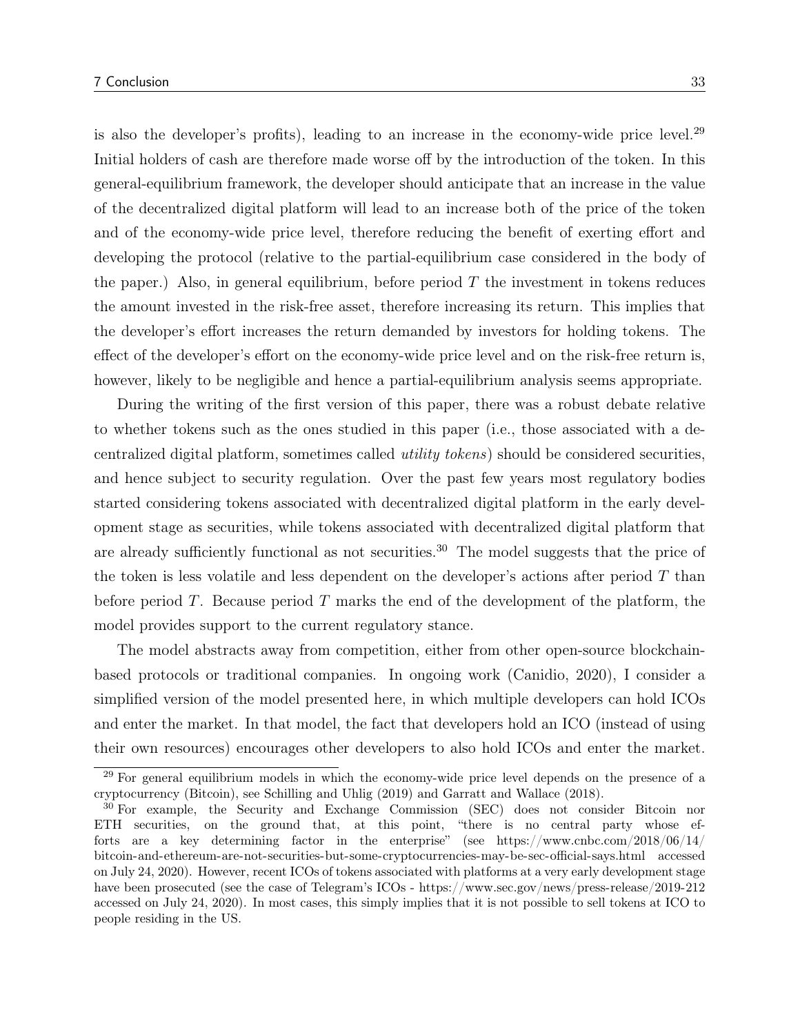is also the developer's profits), leading to an increase in the economy-wide price level.[29] Initial holders of cash are therefore made worse off by the introduction of the token. In this general-equilibrium framework, the developer should anticipate that an increase in the value of the decentralized digital platform will lead to an increase both of the price of the token and of the economy-wide price level, therefore reducing the benefit of exerting effort and developing the protocol (relative to the partial-equilibrium case considered in the body of the paper.) Also, in general equilibrium, before period $T$ the investment in tokens reduces the amount invested in the risk-free asset, therefore increasing its return. This implies that the developer's effort increases the return demanded by investors for holding tokens. The effect of the developer's effort on the economy-wide price level and on the risk-free return is, however, likely to be negligible and hence a partial-equilibrium analysis seems appropriate.

During the writing of the first version of this paper, there was a robust debate relative to whether tokens such as the ones studied in this paper (i.e., those associated with a decentralized digital platform, sometimes called *utility tokens*) should be considered securities, and hence subject to security regulation. Over the past few years most regulatory bodies started considering tokens associated with decentralized digital platform in the early development stage as securities, while tokens associated with decentralized digital platform that are already sufficiently functional as not securities.[30] The model suggests that the price of the token is less volatile and less dependent on the developer's actions after period $T$ than before period $T$. Because period $T$ marks the end of the development of the platform, the model provides support to the current regulatory stance.

The model abstracts away from competition, either from other open-source blockchain-based protocols or traditional companies. In ongoing work (Canidio, 2020), I consider a simplified version of the model presented here, in which multiple developers can hold ICOs and enter the market. In that model, the fact that developers hold an ICO (instead of using their own resources) encourages other developers to also hold ICOs and enter the market.

[29] For general equilibrium models in which the economy-wide price level depends on the presence of a cryptocurrency (Bitcoin), see Schilling and Uhlig (2019) and Garratt and Wallace (2018).

[30] For example, the Security and Exchange Commission (SEC) does not consider Bitcoin nor ETH securities, on the ground that, at this point, "there is no central party whose efforts are a key determining factor in the enterprise" (see https://www.cnbc.com/2018/06/14/bitcoin-and-ethereum-are-not-securities-but-some-cryptocurrencies-may-be-sec-official-says.html accessed on July 24, 2020). However, recent ICOs of tokens associated with platforms at a very early development stage have been prosecuted (see the case of Telegram's ICOs - https://www.sec.gov/news/press-release/2019-212 accessed on July 24, 2020). In most cases, this simply implies that it is not possible to sell tokens at ICO to people residing in the US.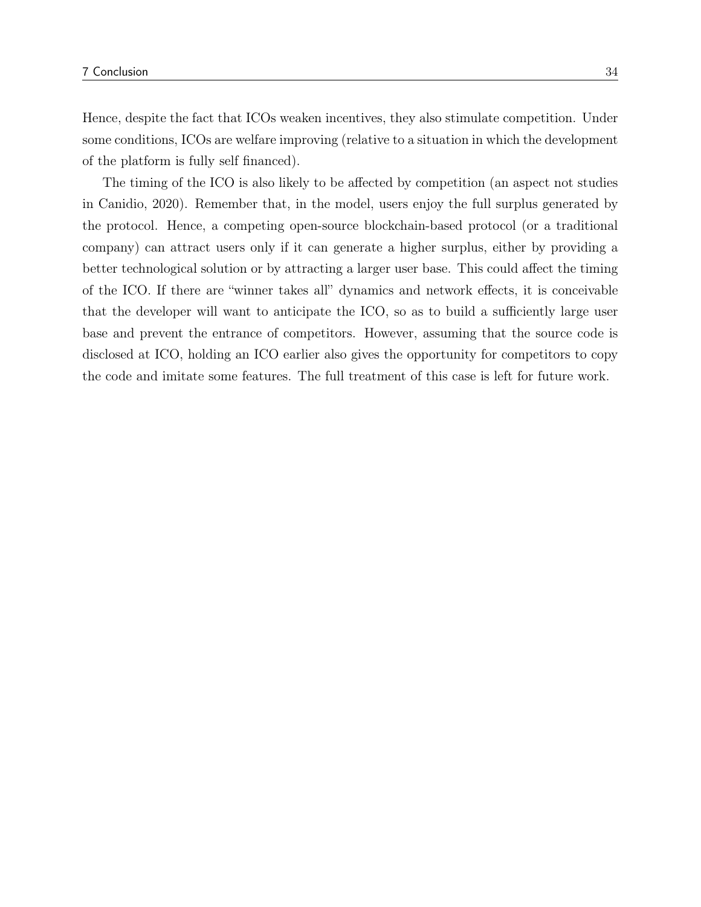Hence, despite the fact that ICOs weaken incentives, they also stimulate competition. Under some conditions, ICOs are welfare improving (relative to a situation in which the development of the platform is fully self financed).

The timing of the ICO is also likely to be affected by competition (an aspect not studies in Canidio, 2020). Remember that, in the model, users enjoy the full surplus generated by the protocol. Hence, a competing open-source blockchain-based protocol (or a traditional company) can attract users only if it can generate a higher surplus, either by providing a better technological solution or by attracting a larger user base. This could affect the timing of the ICO. If there are "winner takes all" dynamics and network effects, it is conceivable that the developer will want to anticipate the ICO, so as to build a sufficiently large user base and prevent the entrance of competitors. However, assuming that the source code is disclosed at ICO, holding an ICO earlier also gives the opportunity for competitors to copy the code and imitate some features. The full treatment of this case is left for future work.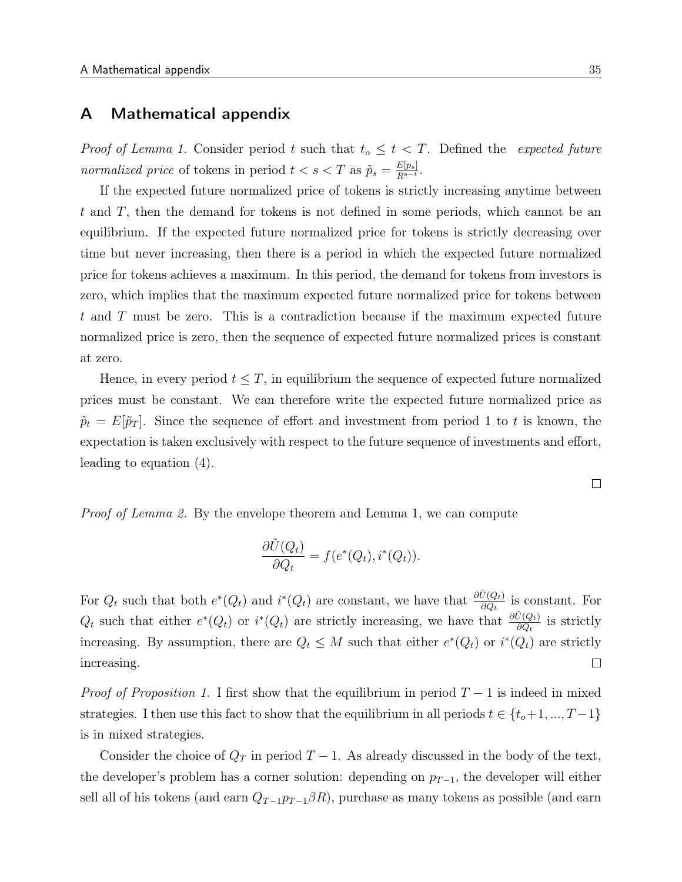# A Mathematical appendix

*Proof of Lemma 1.* Consider period $t$ such that $t_o \leq t < T$. Defined the *expected future normalized price* of tokens in period $t < s < T$ as $\tilde{p}_s = \frac{E[p_s]}{R^{s-t}}$.

If the expected future normalized price of tokens is strictly increasing anytime between $t$ and $T$, then the demand for tokens is not defined in some periods, which cannot be an equilibrium. If the expected future normalized price for tokens is strictly decreasing over time but never increasing, then there is a period in which the expected future normalized price for tokens achieves a maximum. In this period, the demand for tokens from investors is zero, which implies that the maximum expected future normalized price for tokens between $t$ and $T$ must be zero. This is a contradiction because if the maximum expected future normalized price is zero, then the sequence of expected future normalized prices is constant at zero.

Hence, in every period $t \leq T$, in equilibrium the sequence of expected future normalized prices must be constant. We can therefore write the expected future normalized price as $\tilde{p}_t = E[\tilde{p}_T]$. Since the sequence of effort and investment from period 1 to $t$ is known, the expectation is taken exclusively with respect to the future sequence of investments and effort, leading to equation (4). □

*Proof of Lemma 2.* By the envelope theorem and Lemma 1, we can compute

$$\frac{\partial \tilde{U}(Q_t)}{\partial Q_t} = f(e^*(Q_t), i^*(Q_t)).$$

For $Q_t$ such that both $e^*(Q_t)$ and $i^*(Q_t)$ are constant, we have that $\frac{\partial \tilde{U}(Q_t)}{\partial Q_t}$ is constant. For $Q_t$ such that either $e^*(Q_t)$ or $i^*(Q_t)$ are strictly increasing, we have that $\frac{\partial \tilde{U}(Q_t)}{\partial Q_t}$ is strictly increasing. By assumption, there are $Q_t \leq M$ such that either $e^*(Q_t)$ or $i^*(Q_t)$ are strictly increasing. □

*Proof of Proposition 1.* I first show that the equilibrium in period $T-1$ is indeed in mixed strategies. I then use this fact to show that the equilibrium in all periods $t \in \{t_o+1, ..., T-1\}$ is in mixed strategies.

Consider the choice of $Q_T$ in period $T-1$. As already discussed in the body of the text, the developer's problem has a corner solution: depending on $p_{T-1}$, the developer will either sell all of his tokens (and earn $Q_{T-1}p_{T-1}\beta R$), purchase as many tokens as possible (and earn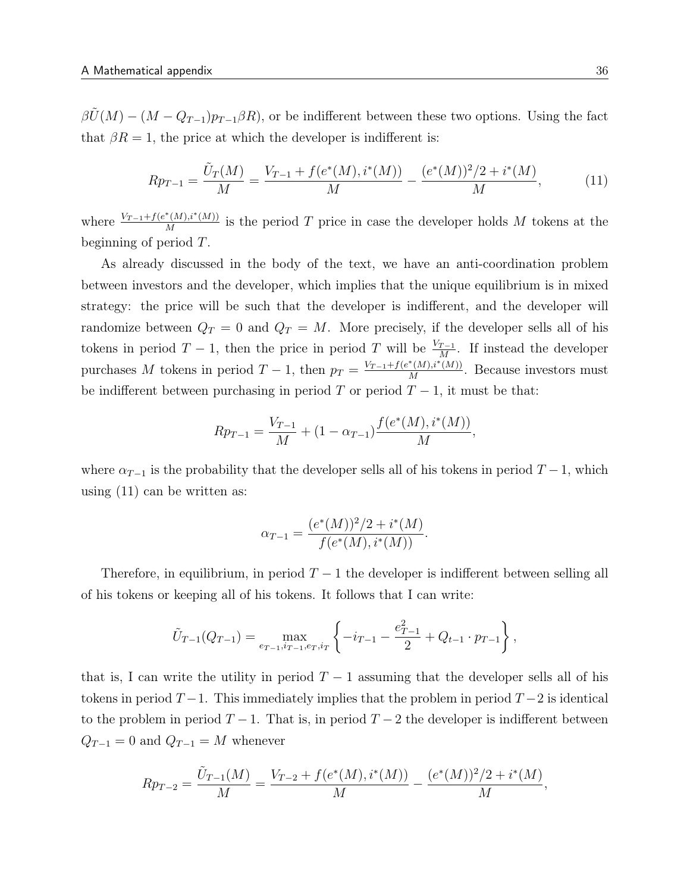$\beta \tilde{U}(M) - (M - Q_{T-1})p_{T-1}\beta R)$, or be indifferent between these two options. Using the fact that $\beta R = 1$, the price at which the developer is indifferent is:

$$Rp_{T-1} = \frac{\tilde{U}_T(M)}{M} = \frac{V_{T-1} + f(e^*(M), i^*(M))}{M} - \frac{(e^*(M))^2/2 + i^*(M)}{M}, \tag{11}$$

where $\frac{V_{T-1}+f(e^*(M),i^*(M))}{M}$ is the period $T$ price in case the developer holds $M$ tokens at the beginning of period $T$.

As already discussed in the body of the text, we have an anti-coordination problem between investors and the developer, which implies that the unique equilibrium is in mixed strategy: the price will be such that the developer is indifferent, and the developer will randomize between $Q_T = 0$ and $Q_T = M$. More precisely, if the developer sells all of his tokens in period $T-1$, then the price in period $T$ will be $\frac{V_{T-1}}{M}$. If instead the developer purchases $M$ tokens in period $T-1$, then $p_T = \frac{V_{T-1}+f(e^*(M),i^*(M))}{M}$. Because investors must be indifferent between purchasing in period $T$ or period $T-1$, it must be that:

$$Rp_{T-1} = \frac{V_{T-1}}{M} + (1 - \alpha_{T-1})\frac{f(e^*(M), i^*(M))}{M},$$

where $\alpha_{T-1}$ is the probability that the developer sells all of his tokens in period $T-1$, which using (11) can be written as:

$$\alpha_{T-1} = \frac{(e^*(M))^2/2 + i^*(M)}{f(e^*(M), i^*(M))}.$$

Therefore, in equilibrium, in period $T-1$ the developer is indifferent between selling all of his tokens or keeping all of his tokens. It follows that I can write:

$$\tilde{U}_{T-1}(Q_{T-1}) = \max_{e_{T-1}, i_{T-1}, e_T, i_T} \left\{ -i_{T-1} - \frac{e_{T-1}^2}{2} + Q_{t-1} \cdot p_{T-1} \right\},$$

that is, I can write the utility in period $T-1$ assuming that the developer sells all of his tokens in period $T-1$. This immediately implies that the problem in period $T-2$ is identical to the problem in period $T-1$. That is, in period $T-2$ the developer is indifferent between $Q_{T-1} = 0$ and $Q_{T-1} = M$ whenever

$$Rp_{T-2} = \frac{\tilde{U}_{T-1}(M)}{M} = \frac{V_{T-2} + f(e^*(M), i^*(M))}{M} - \frac{(e^*(M))^2/2 + i^*(M)}{M},$$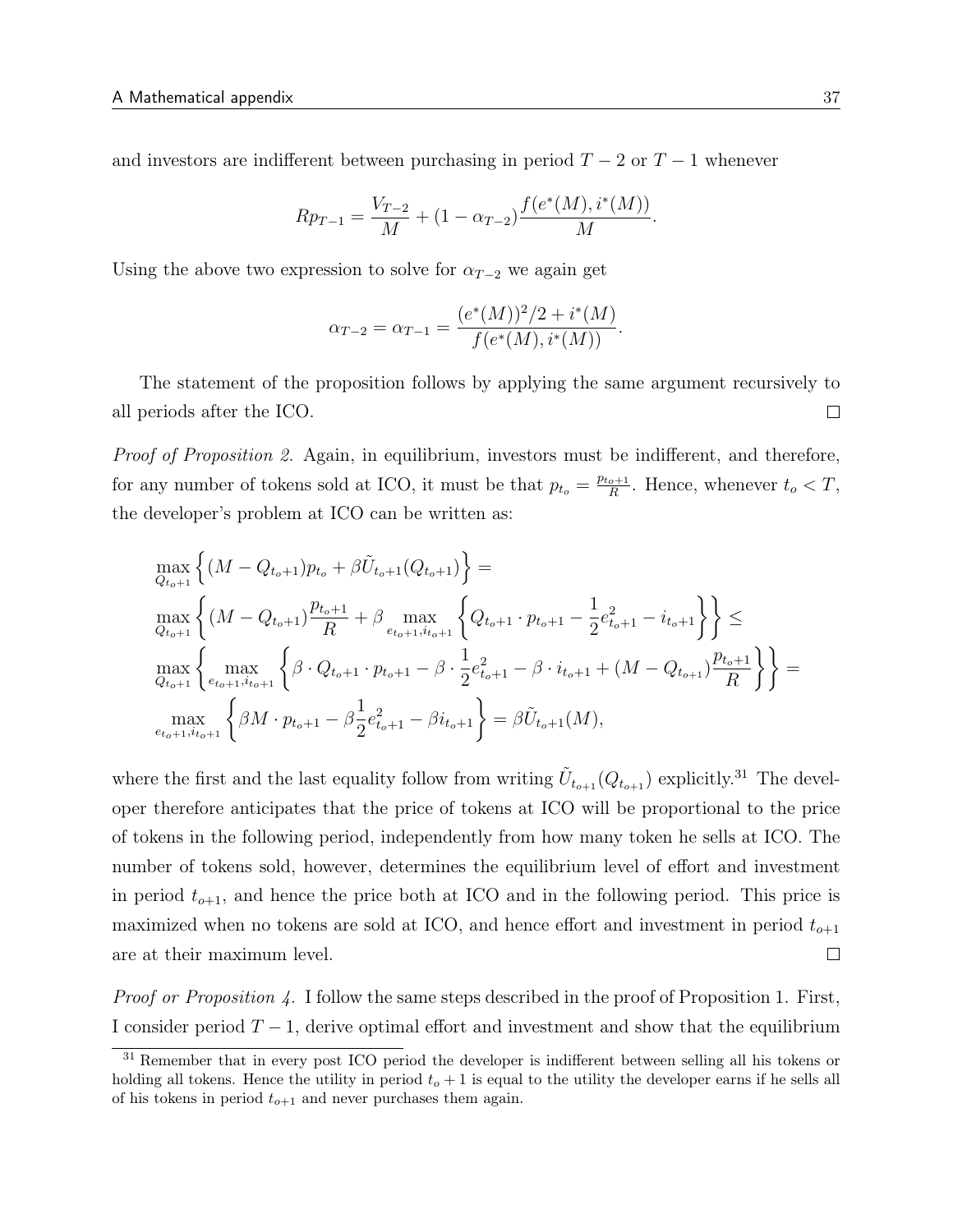and investors are indifferent between purchasing in period $T-2$ or $T-1$ whenever

$$Rp_{T-1} = \frac{V_{T-2}}{M} + (1-\alpha_{T-2})\frac{f(e^*(M), i^*(M))}{M}.$$

Using the above two expression to solve for $\alpha_{T-2}$ we again get

$$\alpha_{T-2} = \alpha_{T-1} = \frac{(e^*(M))^2/2 + i^*(M)}{f(e^*(M), i^*(M))}.$$

The statement of the proposition follows by applying the same argument recursively to all periods after the ICO. □

*Proof of Proposition 2.* Again, in equilibrium, investors must be indifferent, and therefore, for any number of tokens sold at ICO, it must be that $p_{t_o} = \frac{p_{t_o+1}}{R}$. Hence, whenever $t_o < T$, the developer's problem at ICO can be written as:

$$\begin{aligned}
&\max_{Q_{t_o+1}} \left\{ (M - Q_{t_o+1})p_{t_o} + \beta \tilde{U}_{t_o+1}(Q_{t_o+1}) \right\} = \\
&\max_{Q_{t_o+1}} \left\{ (M - Q_{t_o+1})\frac{p_{t_o+1}}{R} + \beta \max_{e_{t_o+1}, i_{t_o+1}} \left\{ Q_{t_o+1} \cdot p_{t_o+1} - \frac{1}{2}e_{t_o+1}^2 - i_{t_o+1} \right\} \right\} \leq \\
&\max_{Q_{t_o+1}} \left\{ \max_{e_{t_o+1}, i_{t_o+1}} \left\{ \beta \cdot Q_{t_o+1} \cdot p_{t_o+1} - \beta \cdot \frac{1}{2}e_{t_o+1}^2 - \beta \cdot i_{t_o+1} + (M - Q_{t_o+1})\frac{p_{t_o+1}}{R} \right\} \right\} = \\
&\max_{e_{t_o+1}, i_{t_o+1}} \left\{ \beta M \cdot p_{t_o+1} - \beta \frac{1}{2} e_{t_o+1}^2 - \beta i_{t_o+1} \right\} = \beta \tilde{U}_{t_o+1}(M),
\end{aligned}$$

where the first and the last equality follow from writing $\tilde{U}_{t_{o+1}}(Q_{t_{o+1}})$ explicitly.[31] The developer therefore anticipates that the price of tokens at ICO will be proportional to the price of tokens in the following period, independently from how many token he sells at ICO. The number of tokens sold, however, determines the equilibrium level of effort and investment in period $t_{o+1}$, and hence the price both at ICO and in the following period. This price is maximized when no tokens are sold at ICO, and hence effort and investment in period $t_{o+1}$ are at their maximum level. □

*Proof or Proposition 4.* I follow the same steps described in the proof of Proposition 1. First, I consider period $T-1$, derive optimal effort and investment and show that the equilibrium

[31] Remember that in every post ICO period the developer is indifferent between selling all his tokens or holding all tokens. Hence the utility in period $t_o + 1$ is equal to the utility the developer earns if he sells all of his tokens in period $t_{o+1}$ and never purchases them again.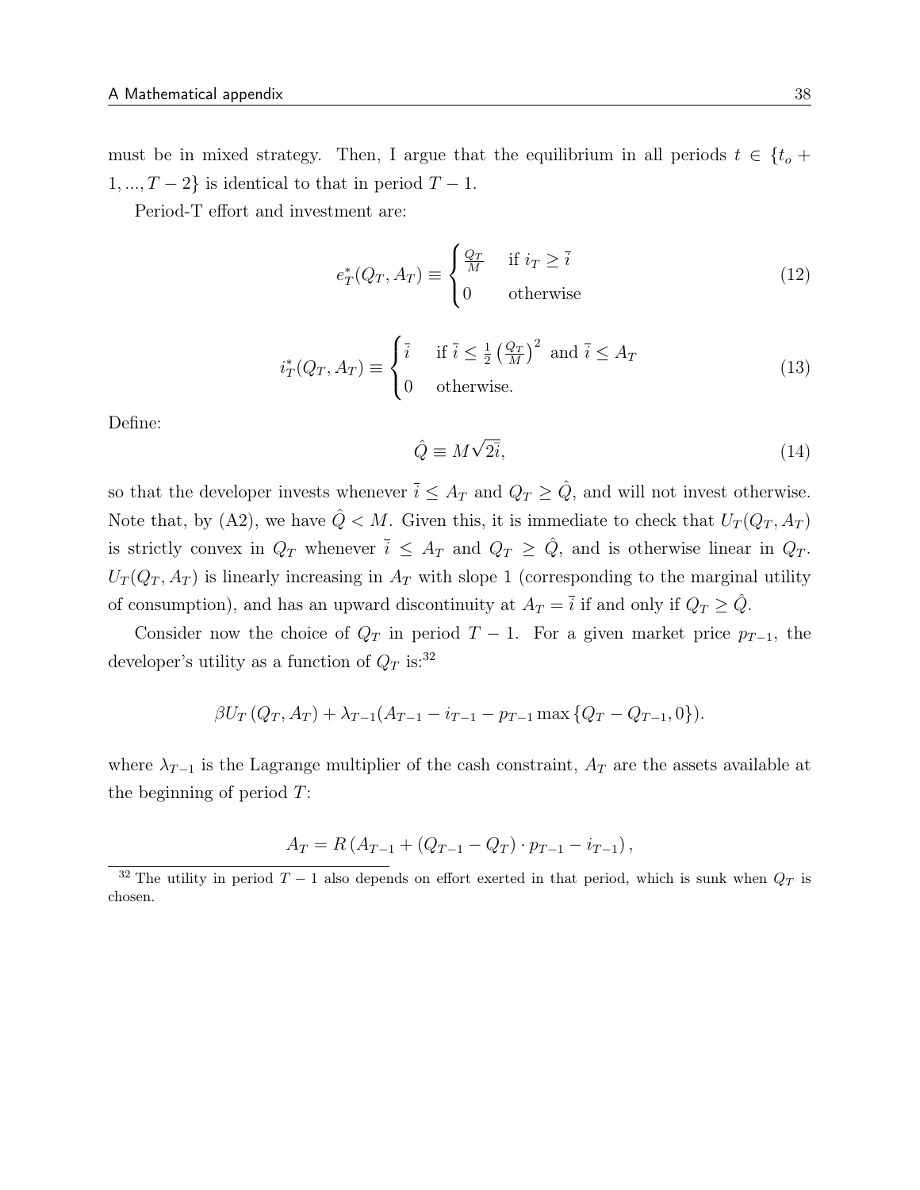must be in mixed strategy. Then, I argue that the equilibrium in all periods $t \in \{t_o + 1, ..., T-2\}$ is identical to that in period $T-1$.

Period-T effort and investment are:

$$
e_T^*(Q_T, A_T) \equiv \begin{cases} \frac{Q_T}{M} & \text{if } i_T \geq \bar{i} \\ 0 & \text{otherwise} \end{cases} \tag{12}
$$

$$
i_T^*(Q_T, A_T) \equiv \begin{cases} \bar{i} & \text{if } \bar{i} \leq \frac{1}{2}\left(\frac{Q_T}{M}\right)^2 \text{ and } \bar{i} \leq A_T \\ 0 & \text{otherwise.} \end{cases} \tag{13}
$$

Define:

$$
\hat{Q} \equiv M\sqrt{2\bar{i}}, \tag{14}
$$

so that the developer invests whenever $\bar{i} \leq A_T$ and $Q_T \geq \hat{Q}$, and will not invest otherwise. Note that, by (A2), we have $\hat{Q} < M$. Given this, it is immediate to check that $U_T(Q_T, A_T)$ is strictly convex in $Q_T$ whenever $\bar{i} \leq A_T$ and $Q_T \geq \hat{Q}$, and is otherwise linear in $Q_T$. $U_T(Q_T, A_T)$ is linearly increasing in $A_T$ with slope 1 (corresponding to the marginal utility of consumption), and has an upward discontinuity at $A_T = \bar{i}$ if and only if $Q_T \geq \hat{Q}$.

Consider now the choice of $Q_T$ in period $T-1$. For a given market price $p_{T-1}$, the developer's utility as a function of $Q_T$ is:[32]

$$
\beta U_T(Q_T, A_T) + \lambda_{T-1}(A_{T-1} - i_{T-1} - p_{T-1} \max\{Q_T - Q_{T-1}, 0\}).
$$

where $\lambda_{T-1}$ is the Lagrange multiplier of the cash constraint, $A_T$ are the assets available at the beginning of period $T$:

$$
A_T = R\left(A_{T-1} + (Q_{T-1} - Q_T) \cdot p_{T-1} - i_{T-1}\right),
$$

[32] The utility in period $T-1$ also depends on effort exerted in that period, which is sunk when $Q_T$ is chosen.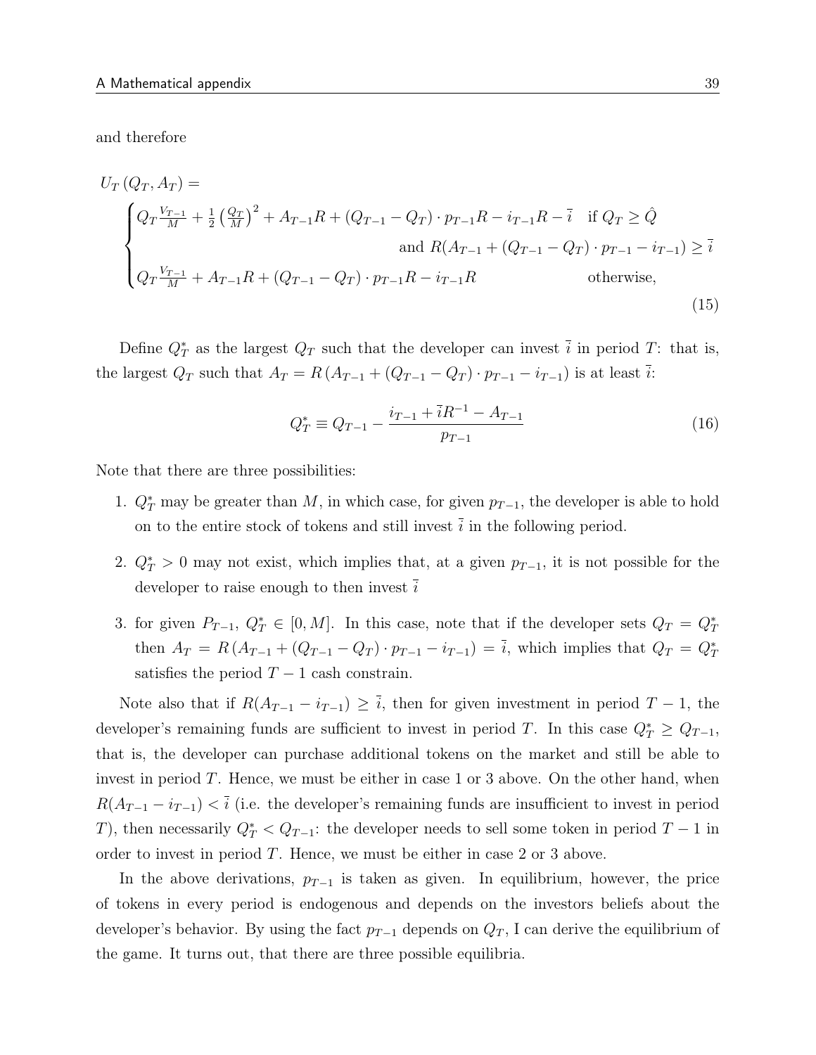and therefore

$$
U_T(Q_T, A_T) =
\begin{cases}
Q_T \frac{V_{T-1}}{M} + \frac{1}{2}\left(\frac{Q_T}{M}\right)^2 + A_{T-1}R + (Q_{T-1} - Q_T) \cdot p_{T-1}R - i_{T-1}R - \bar{i} & \text{if } Q_T \geq \hat{Q} \\
& \text{and } R(A_{T-1} + (Q_{T-1} - Q_T) \cdot p_{T-1} - i_{T-1}) \geq \bar{i} \\
Q_T \frac{V_{T-1}}{M} + A_{T-1}R + (Q_{T-1} - Q_T) \cdot p_{T-1}R - i_{T-1}R & \text{otherwise,}
\end{cases}
\tag{15}
$$

Define $Q_T^*$ as the largest $Q_T$ such that the developer can invest $\bar{i}$ in period $T$: that is, the largest $Q_T$ such that $A_T = R\left(A_{T-1} + (Q_{T-1} - Q_T) \cdot p_{T-1} - i_{T-1}\right)$ is at least $\bar{i}$:

$$
Q_T^* \equiv Q_{T-1} - \frac{i_{T-1} + \bar{i}R^{-1} - A_{T-1}}{p_{T-1}} \tag{16}
$$

Note that there are three possibilities:

1. $Q_T^*$ may be greater than $M$, in which case, for given $p_{T-1}$, the developer is able to hold on to the entire stock of tokens and still invest $\bar{i}$ in the following period.

2. $Q_T^* > 0$ may not exist, which implies that, at a given $p_{T-1}$, it is not possible for the developer to raise enough to then invest $\bar{i}$

3. for given $P_{T-1}$, $Q_T^* \in [0, M]$. In this case, note that if the developer sets $Q_T = Q_T^*$ then $A_T = R\left(A_{T-1} + (Q_{T-1} - Q_T) \cdot p_{T-1} - i_{T-1}\right) = \bar{i}$, which implies that $Q_T = Q_T^*$ satisfies the period $T - 1$ cash constrain.

Note also that if $R(A_{T-1} - i_{T-1}) \geq \bar{i}$, then for given investment in period $T - 1$, the developer's remaining funds are sufficient to invest in period $T$. In this case $Q_T^* \geq Q_{T-1}$, that is, the developer can purchase additional tokens on the market and still be able to invest in period $T$. Hence, we must be either in case 1 or 3 above. On the other hand, when $R(A_{T-1} - i_{T-1}) < \bar{i}$ (i.e. the developer's remaining funds are insufficient to invest in period $T$), then necessarily $Q_T^* < Q_{T-1}$: the developer needs to sell some token in period $T - 1$ in order to invest in period $T$. Hence, we must be either in case 2 or 3 above.

In the above derivations, $p_{T-1}$ is taken as given. In equilibrium, however, the price of tokens in every period is endogenous and depends on the investors beliefs about the developer's behavior. By using the fact $p_{T-1}$ depends on $Q_T$, I can derive the equilibrium of the game. It turns out, that there are three possible equilibria.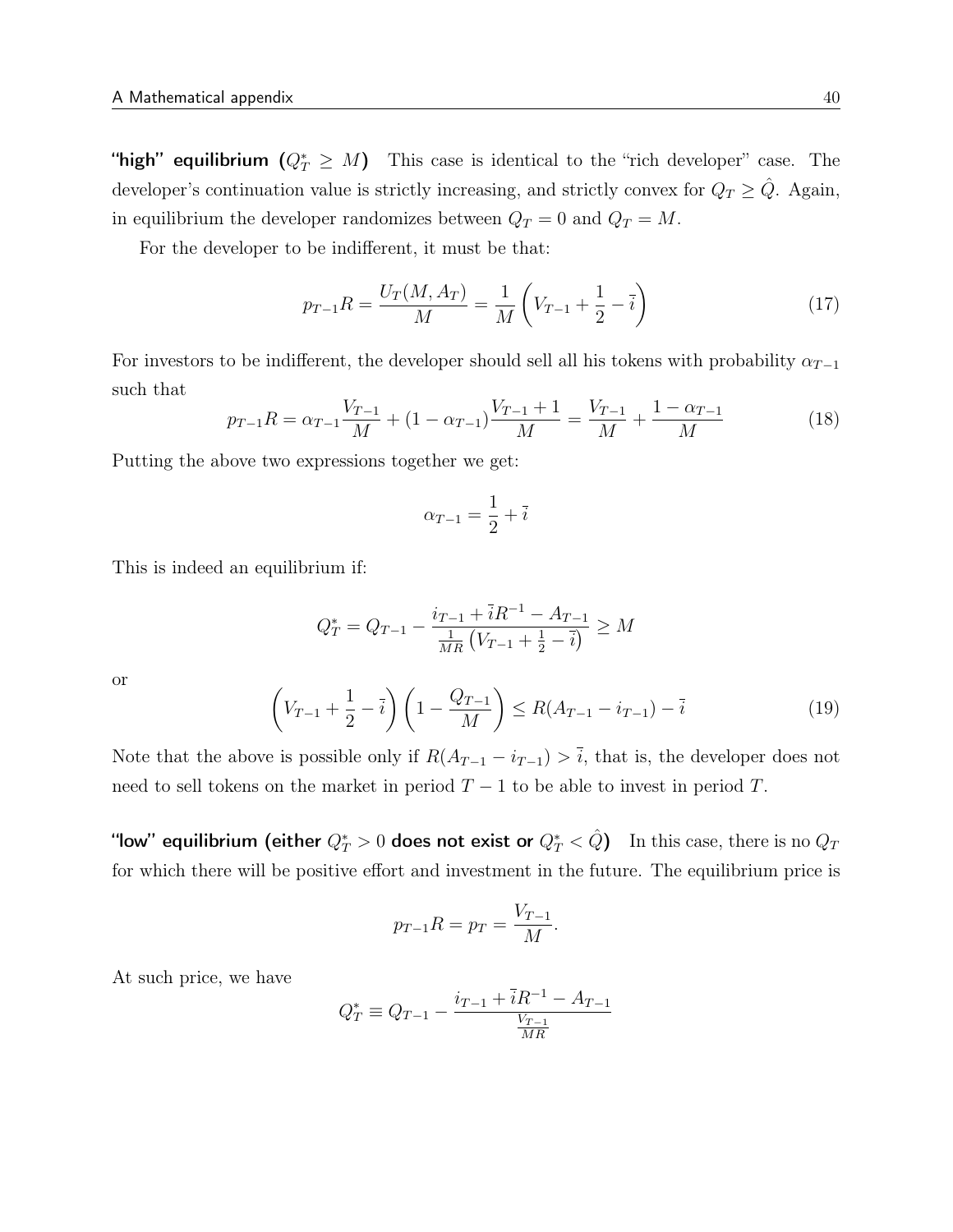**"high" equilibrium ($Q_T^* \geq M$)** This case is identical to the "rich developer" case. The developer's continuation value is strictly increasing, and strictly convex for $Q_T \geq \hat{Q}$. Again, in equilibrium the developer randomizes between $Q_T = 0$ and $Q_T = M$.

For the developer to be indifferent, it must be that:

$$p_{T-1}R = \frac{U_T(M, A_T)}{M} = \frac{1}{M}\left(V_{T-1} + \frac{1}{2} - \bar{i}\right) \tag{17}$$

For investors to be indifferent, the developer should sell all his tokens with probability $\alpha_{T-1}$ such that

$$p_{T-1}R = \alpha_{T-1}\frac{V_{T-1}}{M} + (1 - \alpha_{T-1})\frac{V_{T-1} + 1}{M} = \frac{V_{T-1}}{M} + \frac{1 - \alpha_{T-1}}{M} \tag{18}$$

Putting the above two expressions together we get:

$$\alpha_{T-1} = \frac{1}{2} + \bar{i}$$

This is indeed an equilibrium if:

$$Q_T^* = Q_{T-1} - \frac{i_{T-1} + \bar{i}R^{-1} - A_{T-1}}{\frac{1}{MR}\left(V_{T-1} + \frac{1}{2} - \bar{i}\right)} \geq M$$

or

$$\left(V_{T-1} + \frac{1}{2} - \bar{i}\right)\left(1 - \frac{Q_{T-1}}{M}\right) \leq R(A_{T-1} - i_{T-1}) - \bar{i} \tag{19}$$

Note that the above is possible only if $R(A_{T-1} - i_{T-1}) > \bar{i}$, that is, the developer does not need to sell tokens on the market in period $T-1$ to be able to invest in period $T$.

**"low" equilibrium (either $Q_T^* > 0$ does not exist or $Q_T^* < \hat{Q}$)** In this case, there is no $Q_T$ for which there will be positive effort and investment in the future. The equilibrium price is

$$p_{T-1}R = p_T = \frac{V_{T-1}}{M}.$$

At such price, we have

$$Q_T^* \equiv Q_{T-1} - \frac{i_{T-1} + \bar{i}R^{-1} - A_{T-1}}{\frac{V_{T-1}}{MR}}$$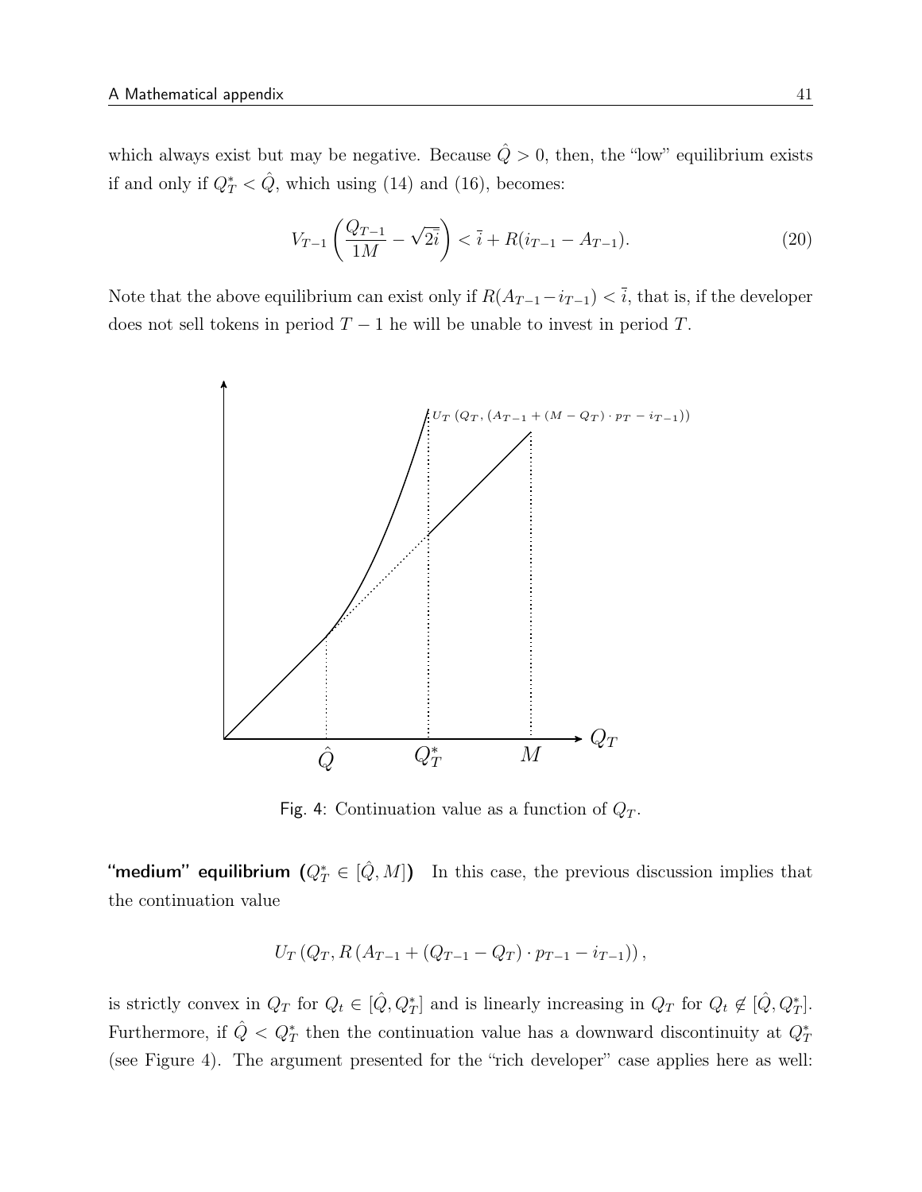which always exist but may be negative. Because $\hat{Q} > 0$, then, the "low" equilibrium exists if and only if $Q_T^* < \hat{Q}$, which using (14) and (16), becomes:

$$V_{T-1}\left(\frac{Q_{T-1}}{1M} - \sqrt{2\bar{i}}\right) < \bar{i} + R(i_{T-1} - A_{T-1}). \tag{20}$$

Note that the above equilibrium can exist only if $R(A_{T-1} - i_{T-1}) < \bar{i}$, that is, if the developer does not sell tokens in period $T-1$ he will be unable to invest in period $T$.

Fig. 4: Continuation value as a function of $Q_T$.

**"medium" equilibrium ($Q_T^* \in [\hat{Q}, M]$)** In this case, the previous discussion implies that the continuation value

$$U_T\left(Q_T, R\left(A_{T-1} + (Q_{T-1} - Q_T) \cdot p_{T-1} - i_{T-1}\right)\right),$$

is strictly convex in $Q_T$ for $Q_t \in [\hat{Q}, Q_T^*]$ and is linearly increasing in $Q_T$ for $Q_t \notin [\hat{Q}, Q_T^*]$. Furthermore, if $\hat{Q} < Q_T^*$ then the continuation value has a downward discontinuity at $Q_T^*$ (see Figure 4). The argument presented for the "rich developer" case applies here as well: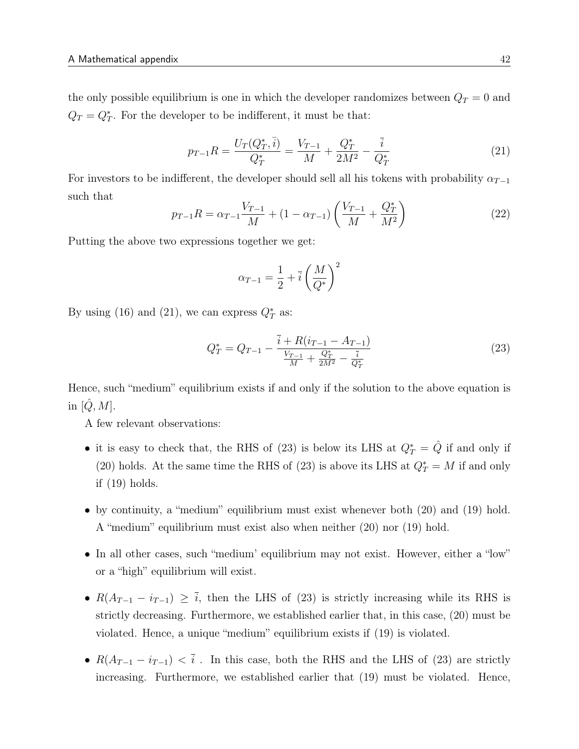the only possible equilibrium is one in which the developer randomizes between $Q_T = 0$ and $Q_T = Q_T^*$. For the developer to be indifferent, it must be that:

$$p_{T-1}R = \frac{U_T(Q_T^*, \bar{i})}{Q_T^*} = \frac{V_{T-1}}{M} + \frac{Q_T^*}{2M^2} - \frac{\bar{i}}{Q_T^*} \tag{21}$$

For investors to be indifferent, the developer should sell all his tokens with probability $\alpha_{T-1}$ such that

$$p_{T-1}R = \alpha_{T-1}\frac{V_{T-1}}{M} + (1-\alpha_{T-1})\left(\frac{V_{T-1}}{M} + \frac{Q_T^*}{M^2}\right) \tag{22}$$

Putting the above two expressions together we get:

$$\alpha_{T-1} = \frac{1}{2} + \bar{i}\left(\frac{M}{Q^*}\right)^2$$

By using (16) and (21), we can express $Q_T^*$ as:

$$Q_T^* = Q_{T-1} - \frac{\bar{i} + R(i_{T-1} - A_{T-1})}{\frac{V_{T-1}}{M} + \frac{Q_T^*}{2M^2} - \frac{\bar{i}}{Q_T^*}} \tag{23}$$

Hence, such "medium" equilibrium exists if and only if the solution to the above equation is in $[\hat{Q}, M]$.

A few relevant observations:

- it is easy to check that, the RHS of (23) is below its LHS at $Q_T^* = \hat{Q}$ if and only if (20) holds. At the same time the RHS of (23) is above its LHS at $Q_T^* = M$ if and only if (19) holds.

- by continuity, a "medium" equilibrium must exist whenever both (20) and (19) hold. A "medium" equilibrium must exist also when neither (20) nor (19) hold.

- In all other cases, such "medium' equilibrium may not exist. However, either a "low" or a "high" equilibrium will exist.

- $R(A_{T-1} - i_{T-1}) \geq \bar{i}$, then the LHS of (23) is strictly increasing while its RHS is strictly decreasing. Furthermore, we established earlier that, in this case, (20) must be violated. Hence, a unique "medium" equilibrium exists if (19) is violated.

- $R(A_{T-1} - i_{T-1}) < \bar{i}$ . In this case, both the RHS and the LHS of (23) are strictly increasing. Furthermore, we established earlier that (19) must be violated. Hence,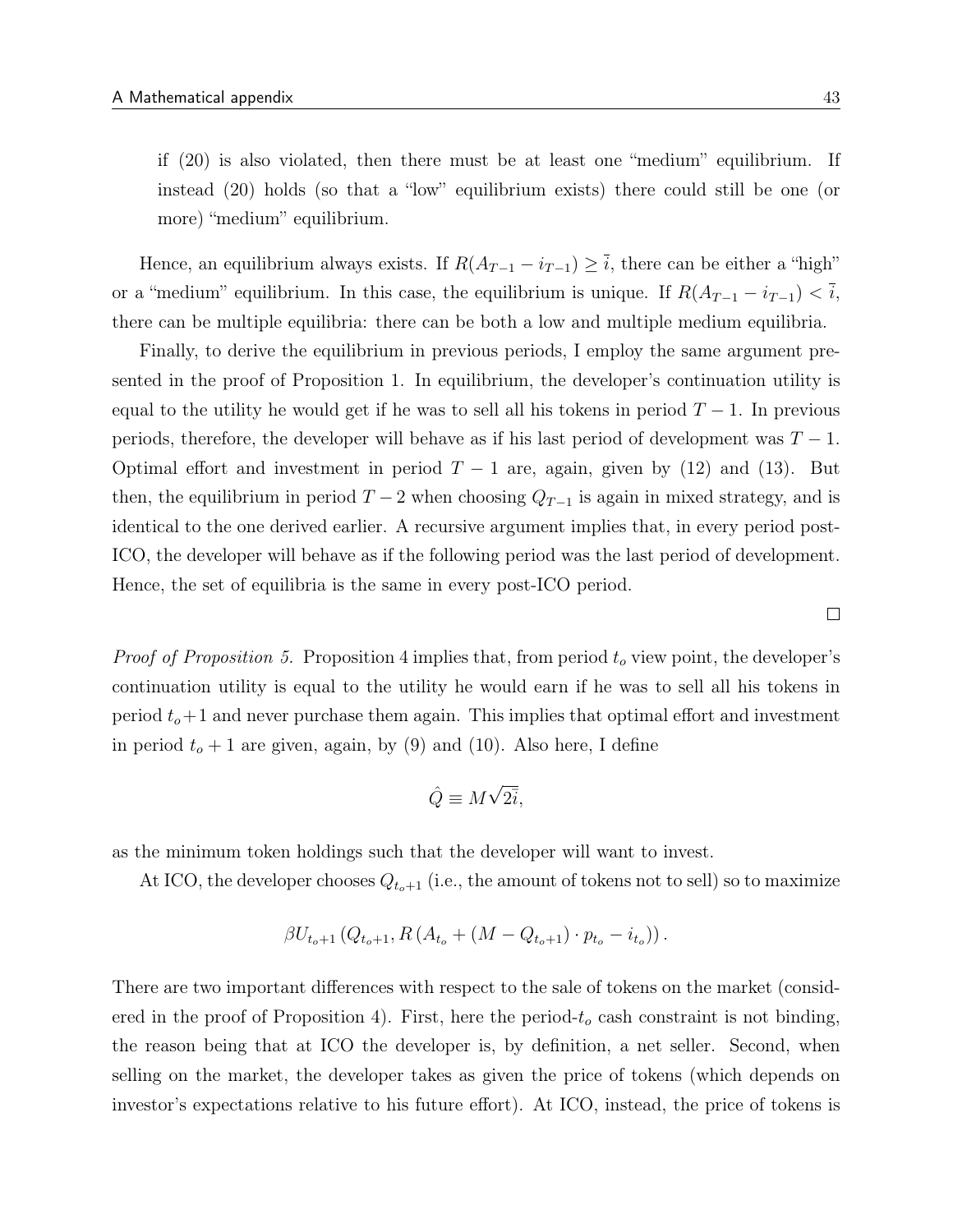if (20) is also violated, then there must be at least one "medium" equilibrium. If instead (20) holds (so that a "low" equilibrium exists) there could still be one (or more) "medium" equilibrium.

Hence, an equilibrium always exists. If $R(A_{T-1} - i_{T-1}) \geq \bar{i}$, there can be either a "high" or a "medium" equilibrium. In this case, the equilibrium is unique. If $R(A_{T-1} - i_{T-1}) < \bar{i}$, there can be multiple equilibria: there can be both a low and multiple medium equilibria.

Finally, to derive the equilibrium in previous periods, I employ the same argument presented in the proof of Proposition 1. In equilibrium, the developer's continuation utility is equal to the utility he would get if he was to sell all his tokens in period $T-1$. In previous periods, therefore, the developer will behave as if his last period of development was $T-1$. Optimal effort and investment in period $T-1$ are, again, given by (12) and (13). But then, the equilibrium in period $T-2$ when choosing $Q_{T-1}$ is again in mixed strategy, and is identical to the one derived earlier. A recursive argument implies that, in every period post-ICO, the developer will behave as if the following period was the last period of development. Hence, the set of equilibria is the same in every post-ICO period.

□

*Proof of Proposition 5.* Proposition 4 implies that, from period $t_o$ view point, the developer's continuation utility is equal to the utility he would earn if he was to sell all his tokens in period $t_o+1$ and never purchase them again. This implies that optimal effort and investment in period $t_o+1$ are given, again, by (9) and (10). Also here, I define

$$\hat{Q} \equiv M\sqrt{2\bar{i}},$$

as the minimum token holdings such that the developer will want to invest.

At ICO, the developer chooses $Q_{t_o+1}$ (i.e., the amount of tokens not to sell) so to maximize

$$\beta U_{t_o+1}\left(Q_{t_o+1}, R\left(A_{t_o} + (M - Q_{t_o+1}) \cdot p_{t_o} - i_{t_o}\right)\right).$$

There are two important differences with respect to the sale of tokens on the market (considered in the proof of Proposition 4). First, here the period-$t_o$ cash constraint is not binding, the reason being that at ICO the developer is, by definition, a net seller. Second, when selling on the market, the developer takes as given the price of tokens (which depends on investor's expectations relative to his future effort). At ICO, instead, the price of tokens is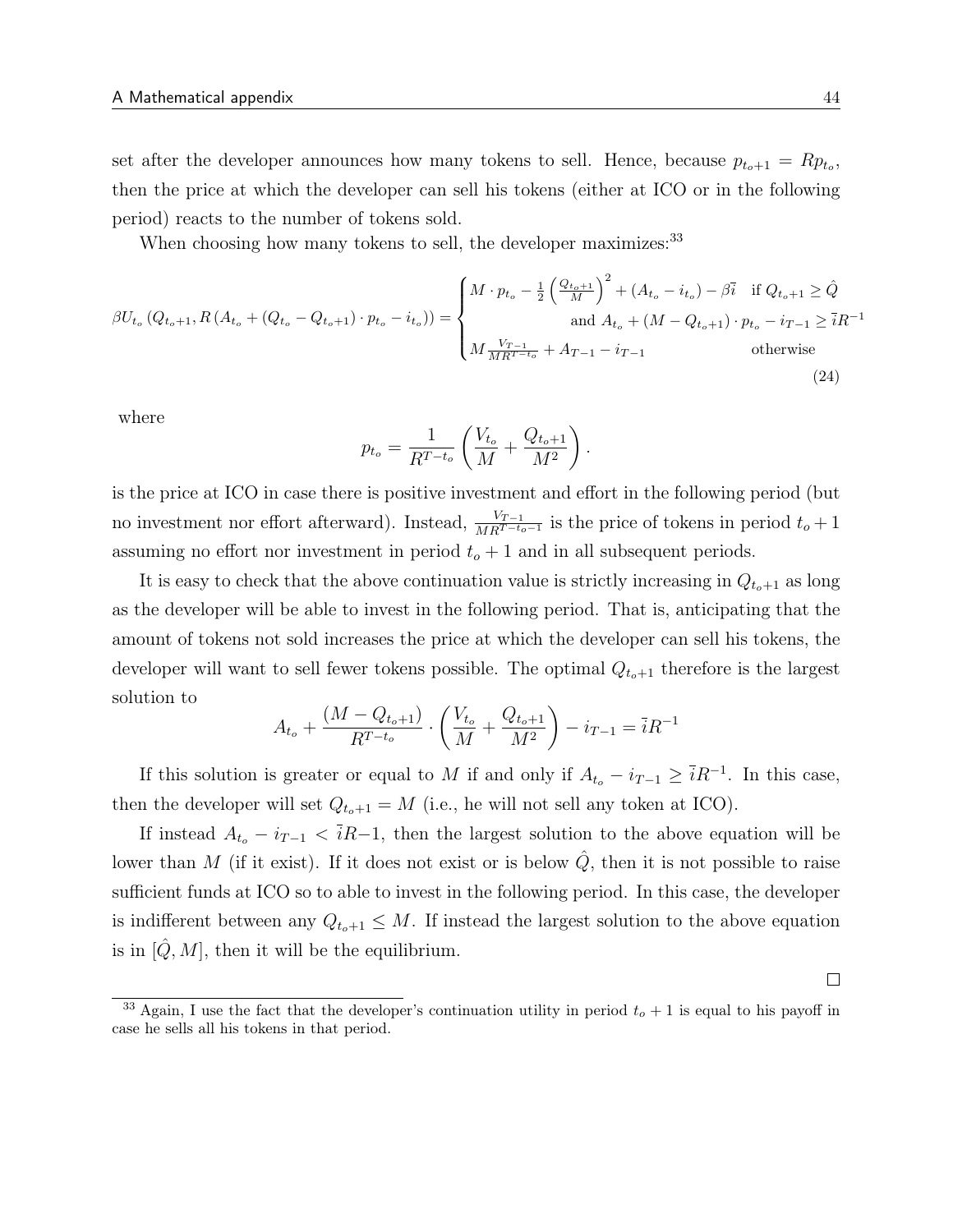set after the developer announces how many tokens to sell. Hence, because $p_{t_o+1} = Rp_{t_o}$, then the price at which the developer can sell his tokens (either at ICO or in the following period) reacts to the number of tokens sold.

When choosing how many tokens to sell, the developer maximizes:[33]

$$
\beta U_{t_o}\left(Q_{t_o+1}, R\left(A_{t_o} + \left(Q_{t_o} - Q_{t_o+1}\right)\cdot p_{t_o} - i_{t_o}\right)\right) = \begin{cases} M \cdot p_{t_o} - \frac{1}{2}\left(\frac{Q_{t_o+1}}{M}\right)^2 + \left(A_{t_o} - i_{t_o}\right) - \beta \bar{i} & \text{if } Q_{t_o+1} \geq \hat{Q} \\ & \text{and } A_{t_o} + \left(M - Q_{t_o+1}\right)\cdot p_{t_o} - i_{T-1} \geq \bar{i}R^{-1} \\ M\frac{V_{T-1}}{MR^{T-t_o}} + A_{T-1} - i_{T-1} & \text{otherwise} \end{cases} \tag{24}
$$

where

$$
p_{t_o} = \frac{1}{R^{T-t_o}}\left(\frac{V_{t_o}}{M} + \frac{Q_{t_o+1}}{M^2}\right).
$$

is the price at ICO in case there is positive investment and effort in the following period (but no investment nor effort afterward). Instead, $\frac{V_{T-1}}{MR^{T-t_o-1}}$ is the price of tokens in period $t_o + 1$ assuming no effort nor investment in period $t_o + 1$ and in all subsequent periods.

It is easy to check that the above continuation value is strictly increasing in $Q_{t_o+1}$ as long as the developer will be able to invest in the following period. That is, anticipating that the amount of tokens not sold increases the price at which the developer can sell his tokens, the developer will want to sell fewer tokens possible. The optimal $Q_{t_o+1}$ therefore is the largest solution to

$$
A_{t_o} + \frac{\left(M - Q_{t_o+1}\right)}{R^{T-t_o}} \cdot \left(\frac{V_{t_o}}{M} + \frac{Q_{t_o+1}}{M^2}\right) - i_{T-1} = \bar{i}R^{-1}
$$

If this solution is greater or equal to $M$ if and only if $A_{t_o} - i_{T-1} \geq \bar{i}R^{-1}$. In this case, then the developer will set $Q_{t_o+1} = M$ (i.e., he will not sell any token at ICO).

If instead $A_{t_o} - i_{T-1} < \bar{i}R{-}1$, then the largest solution to the above equation will be lower than $M$ (if it exist). If it does not exist or is below $\hat{Q}$, then it is not possible to raise sufficient funds at ICO so to able to invest in the following period. In this case, the developer is indifferent between any $Q_{t_o+1} \leq M$. If instead the largest solution to the above equation is in $[\hat{Q}, M]$, then it will be the equilibrium.

□

[33] Again, I use the fact that the developer's continuation utility in period $t_o + 1$ is equal to his payoff in case he sells all his tokens in that period.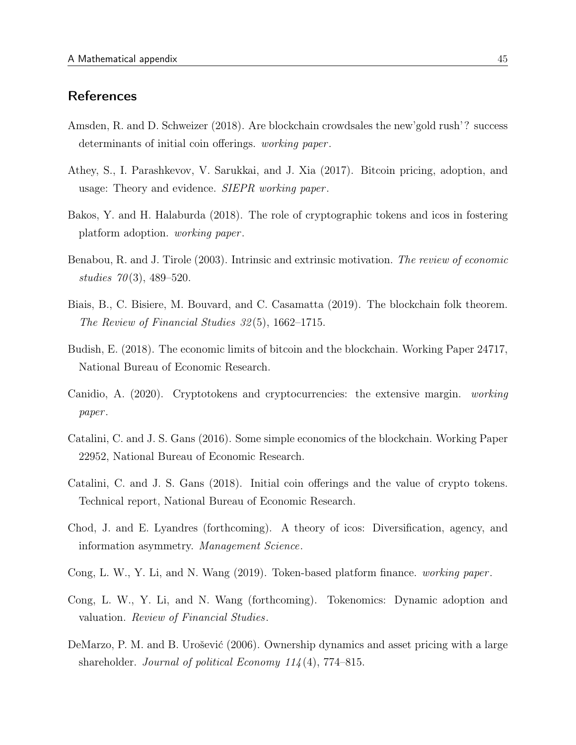## References

Amsden, R. and D. Schweizer (2018). Are blockchain crowdsales the new'gold rush'? success determinants of initial coin offerings. *working paper*.

Athey, S., I. Parashkevov, V. Sarukkai, and J. Xia (2017). Bitcoin pricing, adoption, and usage: Theory and evidence. *SIEPR working paper*.

Bakos, Y. and H. Halaburda (2018). The role of cryptographic tokens and icos in fostering platform adoption. *working paper*.

Benabou, R. and J. Tirole (2003). Intrinsic and extrinsic motivation. *The review of economic studies 70*(3), 489–520.

Biais, B., C. Bisiere, M. Bouvard, and C. Casamatta (2019). The blockchain folk theorem. *The Review of Financial Studies 32*(5), 1662–1715.

Budish, E. (2018). The economic limits of bitcoin and the blockchain. Working Paper 24717, National Bureau of Economic Research.

Canidio, A. (2020). Cryptotokens and cryptocurrencies: the extensive margin. *working paper*.

Catalini, C. and J. S. Gans (2016). Some simple economics of the blockchain. Working Paper 22952, National Bureau of Economic Research.

Catalini, C. and J. S. Gans (2018). Initial coin offerings and the value of crypto tokens. Technical report, National Bureau of Economic Research.

Chod, J. and E. Lyandres (forthcoming). A theory of icos: Diversification, agency, and information asymmetry. *Management Science*.

Cong, L. W., Y. Li, and N. Wang (2019). Token-based platform finance. *working paper*.

Cong, L. W., Y. Li, and N. Wang (forthcoming). Tokenomics: Dynamic adoption and valuation. *Review of Financial Studies*.

DeMarzo, P. M. and B. Urošević (2006). Ownership dynamics and asset pricing with a large shareholder. *Journal of political Economy 114*(4), 774–815.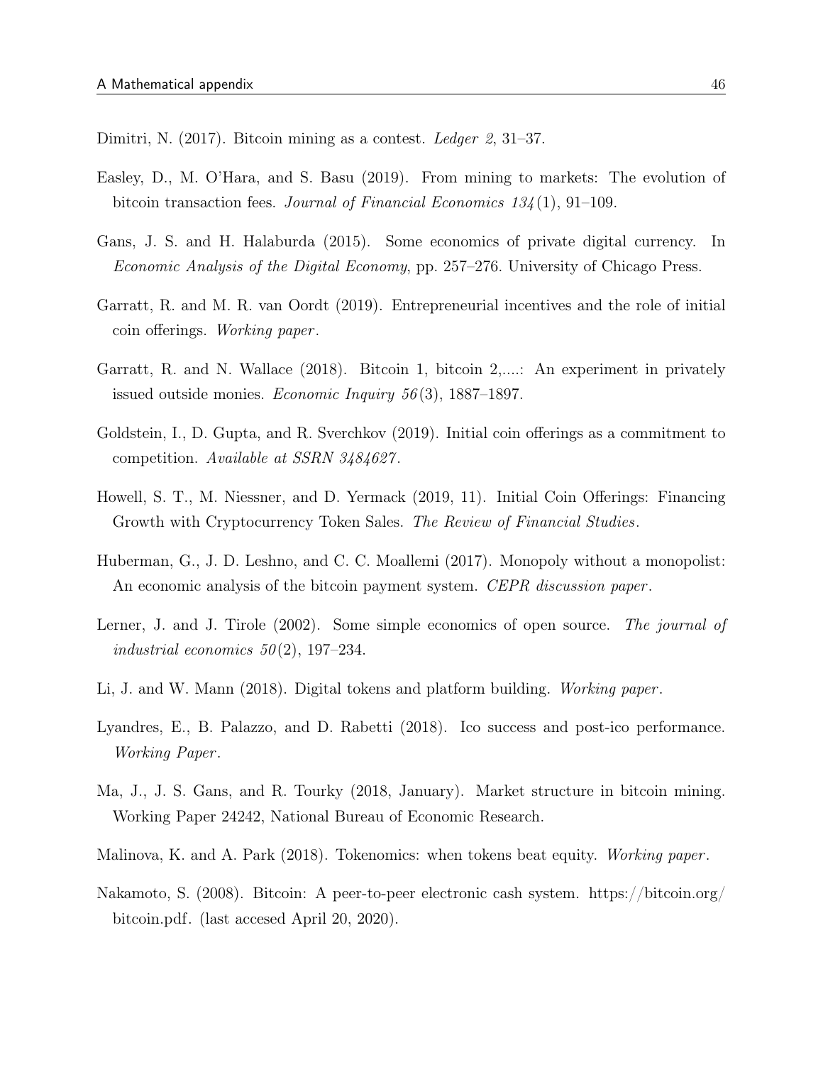Dimitri, N. (2017). Bitcoin mining as a contest. *Ledger 2*, 31–37.

Easley, D., M. O'Hara, and S. Basu (2019). From mining to markets: The evolution of bitcoin transaction fees. *Journal of Financial Economics 134*(1), 91–109.

Gans, J. S. and H. Halaburda (2015). Some economics of private digital currency. In *Economic Analysis of the Digital Economy*, pp. 257–276. University of Chicago Press.

Garratt, R. and M. R. van Oordt (2019). Entrepreneurial incentives and the role of initial coin offerings. *Working paper*.

Garratt, R. and N. Wallace (2018). Bitcoin 1, bitcoin 2,....: An experiment in privately issued outside monies. *Economic Inquiry 56*(3), 1887–1897.

Goldstein, I., D. Gupta, and R. Sverchkov (2019). Initial coin offerings as a commitment to competition. *Available at SSRN 3484627*.

Howell, S. T., M. Niessner, and D. Yermack (2019, 11). Initial Coin Offerings: Financing Growth with Cryptocurrency Token Sales. *The Review of Financial Studies*.

Huberman, G., J. D. Leshno, and C. C. Moallemi (2017). Monopoly without a monopolist: An economic analysis of the bitcoin payment system. *CEPR discussion paper*.

Lerner, J. and J. Tirole (2002). Some simple economics of open source. *The journal of industrial economics 50*(2), 197–234.

Li, J. and W. Mann (2018). Digital tokens and platform building. *Working paper*.

Lyandres, E., B. Palazzo, and D. Rabetti (2018). Ico success and post-ico performance. *Working Paper*.

Ma, J., J. S. Gans, and R. Tourky (2018, January). Market structure in bitcoin mining. Working Paper 24242, National Bureau of Economic Research.

Malinova, K. and A. Park (2018). Tokenomics: when tokens beat equity. *Working paper*.

Nakamoto, S. (2008). Bitcoin: A peer-to-peer electronic cash system. https://bitcoin.org/bitcoin.pdf. (last accesed April 20, 2020).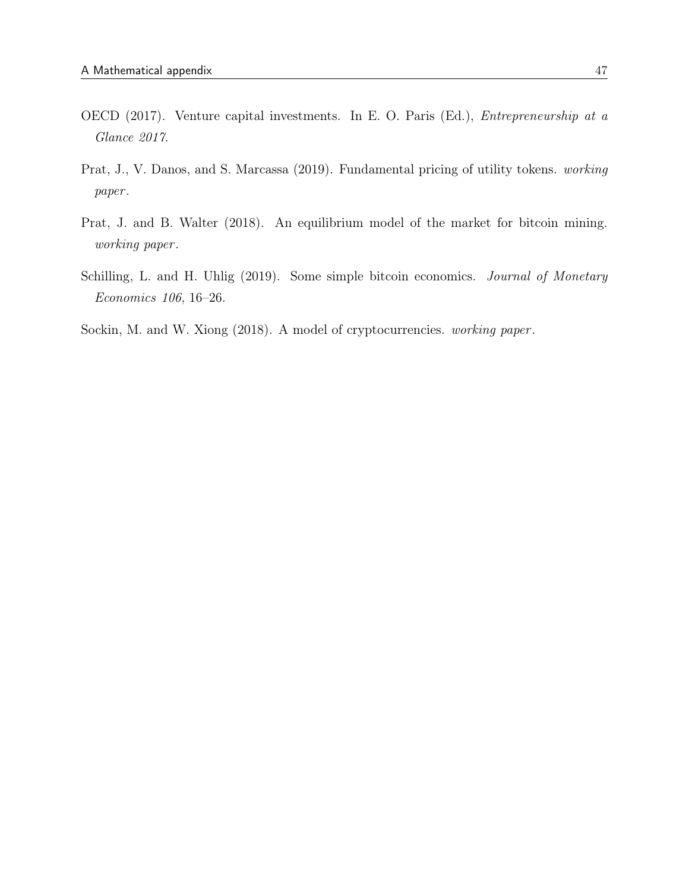OECD (2017). Venture capital investments. In E. O. Paris (Ed.), *Entrepreneurship at a Glance 2017*.

Prat, J., V. Danos, and S. Marcassa (2019). Fundamental pricing of utility tokens. *working paper*.

Prat, J. and B. Walter (2018). An equilibrium model of the market for bitcoin mining. *working paper*.

Schilling, L. and H. Uhlig (2019). Some simple bitcoin economics. *Journal of Monetary Economics 106*, 16–26.

Sockin, M. and W. Xiong (2018). A model of cryptocurrencies. *working paper*.